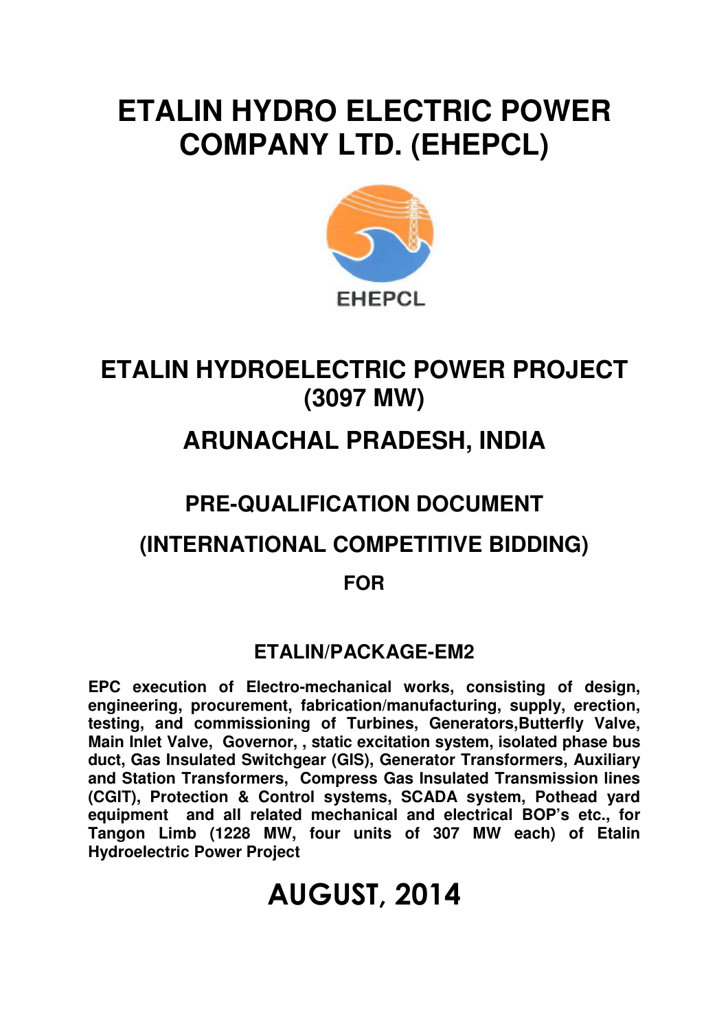# ETALIN HYDRO ELECTRIC POWER COMPANY LTD. (EHEPCL)

EHEPCL

## ETALIN HYDROELECTRIC POWER PROJECT (3097 MW)

## ARUNACHAL PRADESH, INDIA

## PRE-QUALIFICATION DOCUMENT

## (INTERNATIONAL COMPETITIVE BIDDING)

**FOR**

### ETALIN/PACKAGE-EM2

**EPC execution of Electro-mechanical works, consisting of design, engineering, procurement, fabrication/manufacturing, supply, erection, testing, and commissioning of Turbines, Generators,Butterfly Valve, Main Inlet Valve, Governor, , static excitation system, isolated phase bus duct, Gas Insulated Switchgear (GIS), Generator Transformers, Auxiliary and Station Transformers, Compress Gas Insulated Transmission lines (CGIT), Protection & Control systems, SCADA system, Pothead yard equipment and all related mechanical and electrical BOP's etc., for Tangon Limb (1228 MW, four units of 307 MW each) of Etalin Hydroelectric Power Project**

## AUGUST, 2014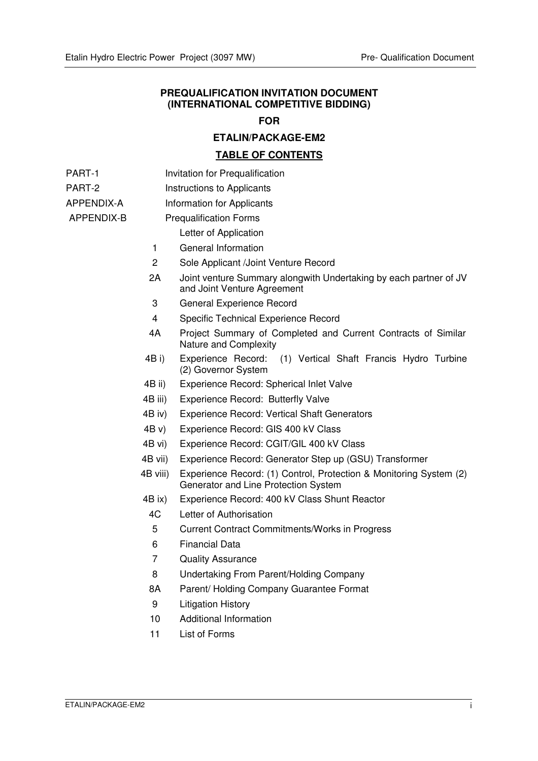## PREQUALIFICATION INVITATION DOCUMENT (INTERNATIONAL COMPETITIVE BIDDING)

### FOR

### ETALIN/PACKAGE-EM2

### TABLE OF CONTENTS

| | | |
|---|---|---|
| PART-1 | | Invitation for Prequalification |
| PART-2 | | Instructions to Applicants |
| APPENDIX-A | | Information for Applicants |
| APPENDIX-B | | Prequalification Forms |
| | | Letter of Application |
| | 1 | General Information |
| | 2 | Sole Applicant /Joint Venture Record |
| | 2A | Joint venture Summary alongwith Undertaking by each partner of JV and Joint Venture Agreement |
| | 3 | General Experience Record |
| | 4 | Specific Technical Experience Record |
| | 4A | Project Summary of Completed and Current Contracts of Similar Nature and Complexity |
| | 4B i) | Experience Record: (1) Vertical Shaft Francis Hydro Turbine (2) Governor System |
| | 4B ii) | Experience Record: Spherical Inlet Valve |
| | 4B iii) | Experience Record: Butterfly Valve |
| | 4B iv) | Experience Record: Vertical Shaft Generators |
| | 4B v) | Experience Record: GIS 400 kV Class |
| | 4B vi) | Experience Record: CGIT/GIL 400 kV Class |
| | 4B vii) | Experience Record: Generator Step up (GSU) Transformer |
| | 4B viii) | Experience Record: (1) Control, Protection & Monitoring System (2) Generator and Line Protection System |
| | 4B ix) | Experience Record: 400 kV Class Shunt Reactor |
| | 4C | Letter of Authorisation |
| | 5 | Current Contract Commitments/Works in Progress |
| | 6 | Financial Data |
| | 7 | Quality Assurance |
| | 8 | Undertaking From Parent/Holding Company |
| | 8A | Parent/ Holding Company Guarantee Format |
| | 9 | Litigation History |
| | 10 | Additional Information |
| | 11 | List of Forms |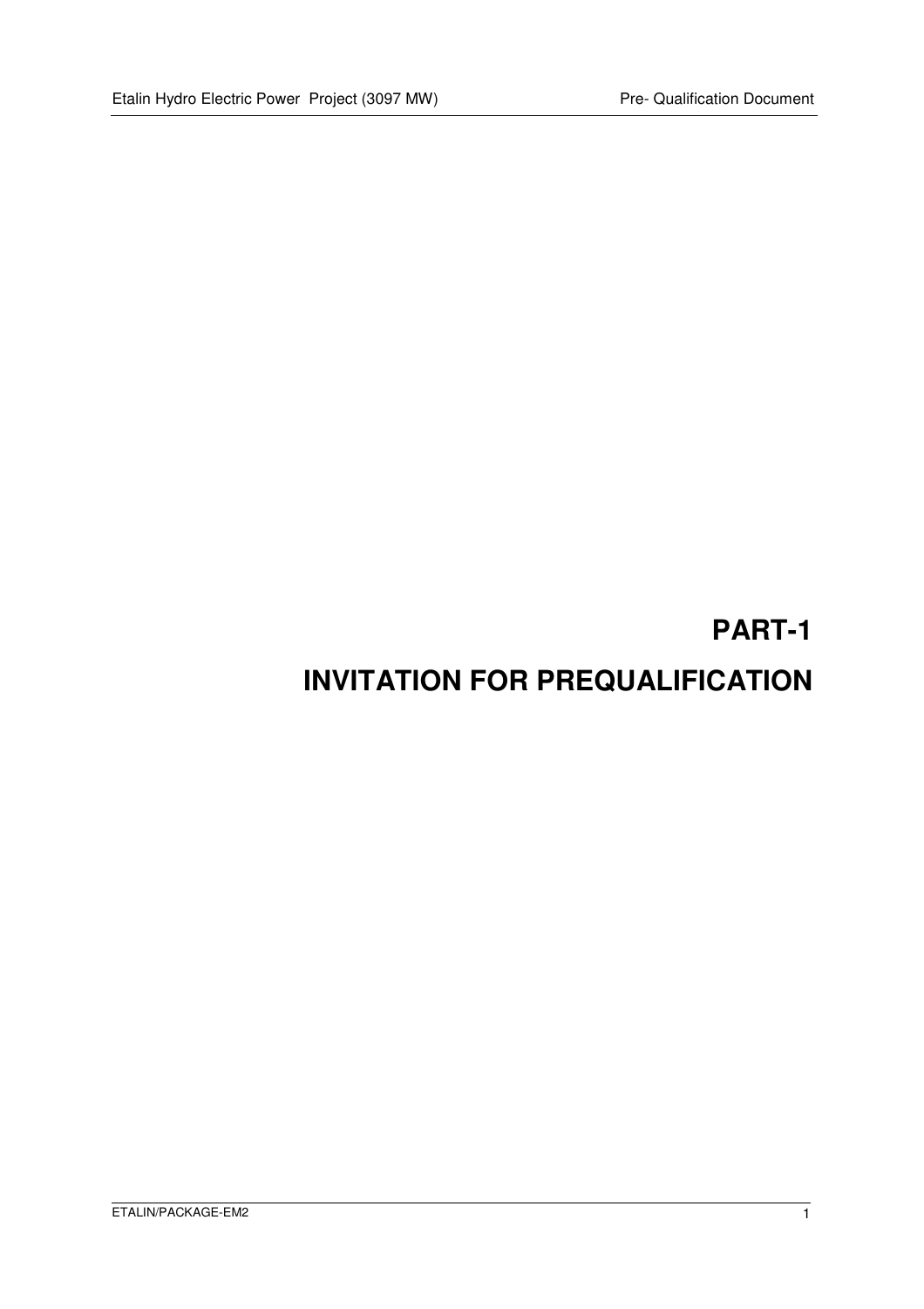# PART-1

# INVITATION FOR PREQUALIFICATION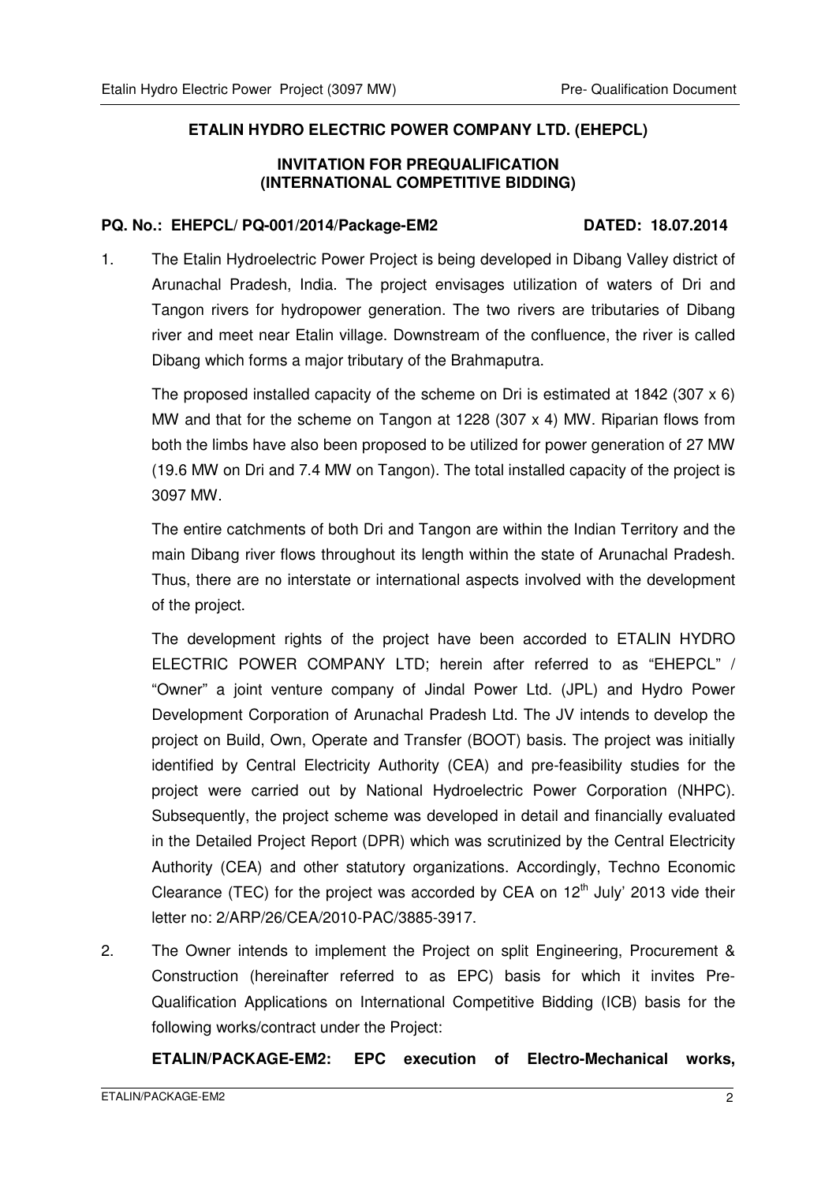**ETALIN HYDRO ELECTRIC POWER COMPANY LTD. (EHEPCL)**

**INVITATION FOR PREQUALIFICATION (INTERNATIONAL COMPETITIVE BIDDING)**

**PQ. No.: EHEPCL/ PQ-001/2014/Package-EM2 DATED: 18.07.2014**

1. The Etalin Hydroelectric Power Project is being developed in Dibang Valley district of Arunachal Pradesh, India. The project envisages utilization of waters of Dri and Tangon rivers for hydropower generation. The two rivers are tributaries of Dibang river and meet near Etalin village. Downstream of the confluence, the river is called Dibang which forms a major tributary of the Brahmaputra.

   The proposed installed capacity of the scheme on Dri is estimated at 1842 (307 x 6) MW and that for the scheme on Tangon at 1228 (307 x 4) MW. Riparian flows from both the limbs have also been proposed to be utilized for power generation of 27 MW (19.6 MW on Dri and 7.4 MW on Tangon). The total installed capacity of the project is 3097 MW.

   The entire catchments of both Dri and Tangon are within the Indian Territory and the main Dibang river flows throughout its length within the state of Arunachal Pradesh. Thus, there are no interstate or international aspects involved with the development of the project.

   The development rights of the project have been accorded to ETALIN HYDRO ELECTRIC POWER COMPANY LTD; herein after referred to as "EHEPCL" / "Owner" a joint venture company of Jindal Power Ltd. (JPL) and Hydro Power Development Corporation of Arunachal Pradesh Ltd. The JV intends to develop the project on Build, Own, Operate and Transfer (BOOT) basis. The project was initially identified by Central Electricity Authority (CEA) and pre-feasibility studies for the project were carried out by National Hydroelectric Power Corporation (NHPC). Subsequently, the project scheme was developed in detail and financially evaluated in the Detailed Project Report (DPR) which was scrutinized by the Central Electricity Authority (CEA) and other statutory organizations. Accordingly, Techno Economic Clearance (TEC) for the project was accorded by CEA on 12th July' 2013 vide their letter no: 2/ARP/26/CEA/2010-PAC/3885-3917.

2. The Owner intends to implement the Project on split Engineering, Procurement & Construction (hereinafter referred to as EPC) basis for which it invites Pre-Qualification Applications on International Competitive Bidding (ICB) basis for the following works/contract under the Project:

   **ETALIN/PACKAGE-EM2: EPC execution of Electro-Mechanical works,**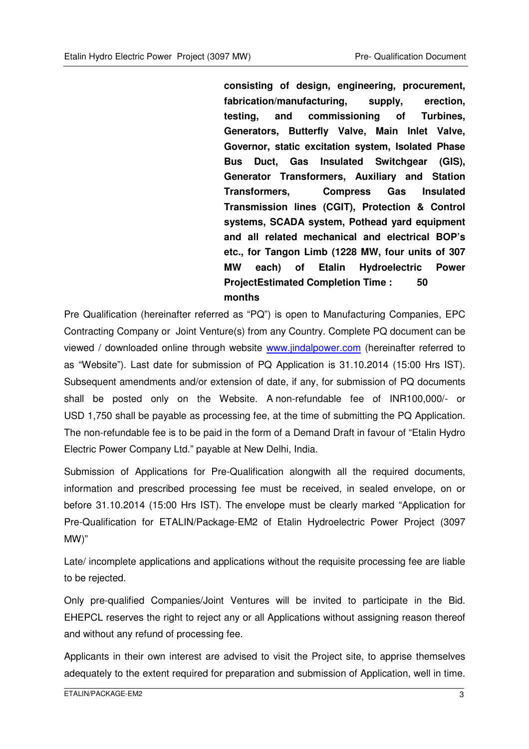**consisting of design, engineering, procurement, fabrication/manufacturing, supply, erection, testing, and commissioning of Turbines, Generators, Butterfly Valve, Main Inlet Valve, Governor, static excitation system, Isolated Phase Bus Duct, Gas Insulated Switchgear (GIS), Generator Transformers, Auxiliary and Station Transformers, Compress Gas Insulated Transmission lines (CGIT), Protection & Control systems, SCADA system, Pothead yard equipment and all related mechanical and electrical BOP's etc., for Tangon Limb (1228 MW, four units of 307 MW each) of Etalin Hydroelectric Power ProjectEstimated Completion Time : 50 months**

Pre Qualification (hereinafter referred as "PQ") is open to Manufacturing Companies, EPC Contracting Company or Joint Venture(s) from any Country. Complete PQ document can be viewed / downloaded online through website www.jindalpower.com (hereinafter referred to as "Website"). Last date for submission of PQ Application is 31.10.2014 (15:00 Hrs IST). Subsequent amendments and/or extension of date, if any, for submission of PQ documents shall be posted only on the Website. A non-refundable fee of INR100,000/- or USD 1,750 shall be payable as processing fee, at the time of submitting the PQ Application. The non-refundable fee is to be paid in the form of a Demand Draft in favour of "Etalin Hydro Electric Power Company Ltd." payable at New Delhi, India.

Submission of Applications for Pre-Qualification alongwith all the required documents, information and prescribed processing fee must be received, in sealed envelope, on or before 31.10.2014 (15:00 Hrs IST). The envelope must be clearly marked "Application for Pre-Qualification for ETALIN/Package-EM2 of Etalin Hydroelectric Power Project (3097 MW)"

Late/ incomplete applications and applications without the requisite processing fee are liable to be rejected.

Only pre-qualified Companies/Joint Ventures will be invited to participate in the Bid. EHEPCL reserves the right to reject any or all Applications without assigning reason thereof and without any refund of processing fee.

Applicants in their own interest are advised to visit the Project site, to apprise themselves adequately to the extent required for preparation and submission of Application, well in time.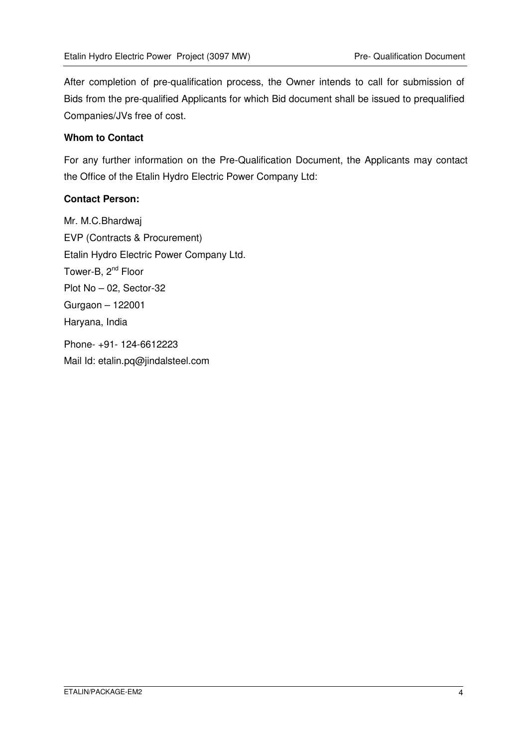After completion of pre-qualification process, the Owner intends to call for submission of Bids from the pre-qualified Applicants for which Bid document shall be issued to prequalified Companies/JVs free of cost.

**Whom to Contact**

For any further information on the Pre-Qualification Document, the Applicants may contact the Office of the Etalin Hydro Electric Power Company Ltd:

**Contact Person:**

Mr. M.C.Bhardwaj  
EVP (Contracts & Procurement)  
Etalin Hydro Electric Power Company Ltd.  
Tower-B, 2nd Floor  
Plot No – 02, Sector-32  
Gurgaon – 122001  
Haryana, India

Phone- +91- 124-6612223  
Mail Id: etalin.pq@jindalsteel.com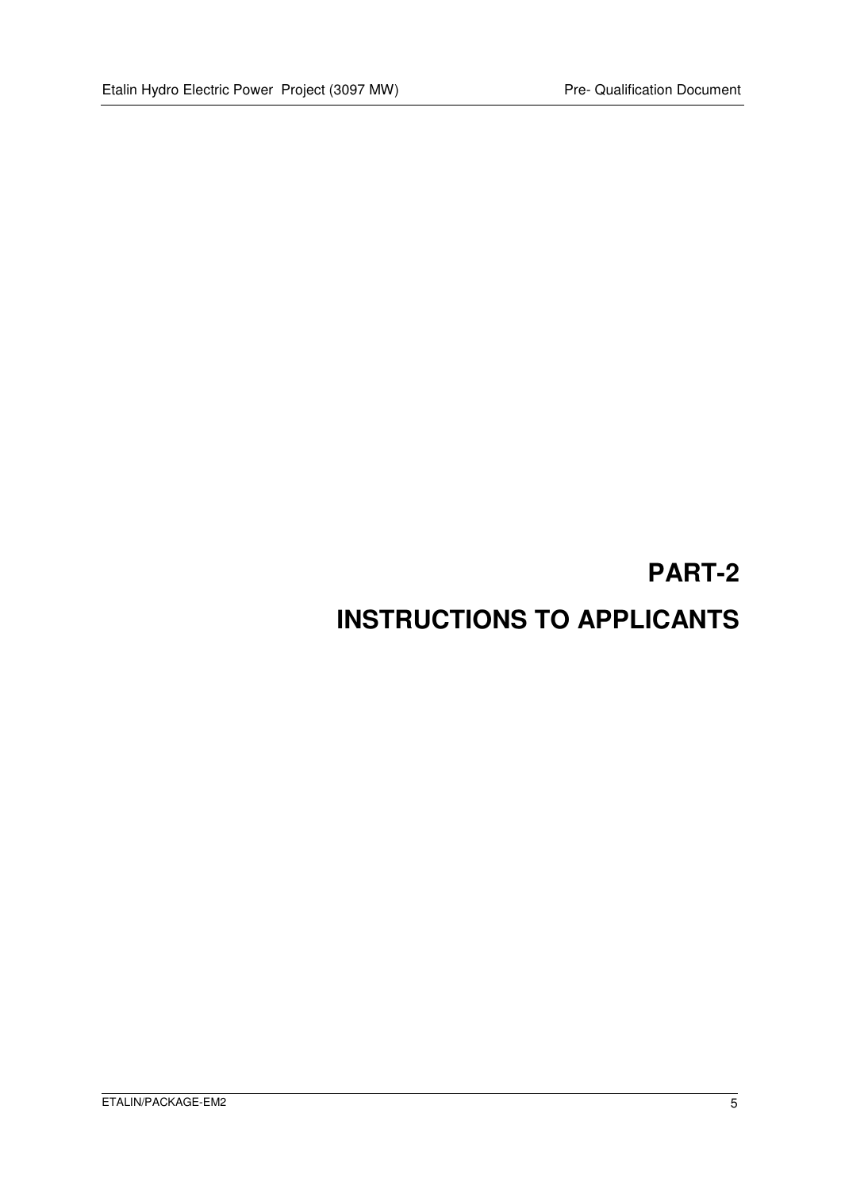# PART-2

# INSTRUCTIONS TO APPLICANTS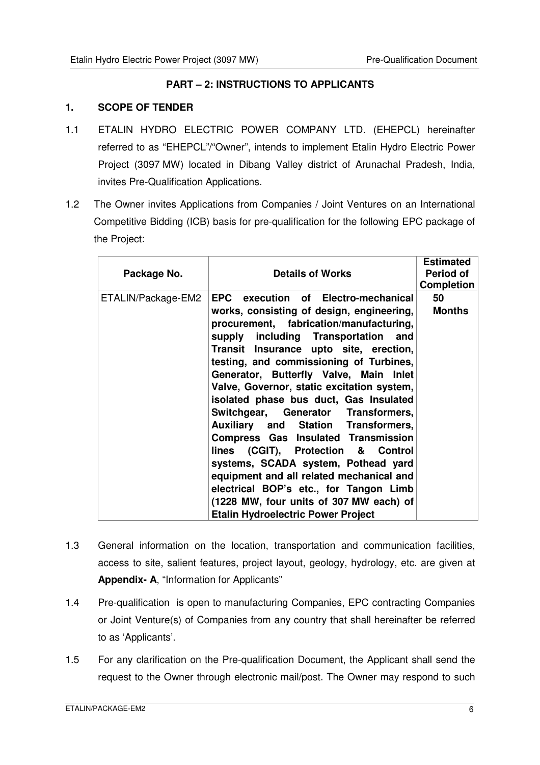## PART – 2: INSTRUCTIONS TO APPLICANTS

### 1. SCOPE OF TENDER

1.1 ETALIN HYDRO ELECTRIC POWER COMPANY LTD. (EHEPCL) hereinafter referred to as "EHEPCL"/"Owner", intends to implement Etalin Hydro Electric Power Project (3097 MW) located in Dibang Valley district of Arunachal Pradesh, India, invites Pre-Qualification Applications.

1.2 The Owner invites Applications from Companies / Joint Ventures on an International Competitive Bidding (ICB) basis for pre-qualification for the following EPC package of the Project:

| Package No. | Details of Works | Estimated Period of Completion |
|---|---|---|
| ETALIN/Package-EM2 | **EPC execution of Electro-mechanical works, consisting of design, engineering, procurement, fabrication/manufacturing, supply including Transportation and Transit Insurance upto site, erection, testing, and commissioning of Turbines, Generator, Butterfly Valve, Main Inlet Valve, Governor, static excitation system, isolated phase bus duct, Gas Insulated Switchgear, Generator Transformers, Auxiliary and Station Transformers, Compress Gas Insulated Transmission lines (CGIT), Protection & Control systems, SCADA system, Pothead yard equipment and all related mechanical and electrical BOP's etc., for Tangon Limb (1228 MW, four units of 307 MW each) of Etalin Hydroelectric Power Project** | **50 Months** |

1.3 General information on the location, transportation and communication facilities, access to site, salient features, project layout, geology, hydrology, etc. are given at **Appendix- A**, "Information for Applicants"

1.4 Pre-qualification is open to manufacturing Companies, EPC contracting Companies or Joint Venture(s) of Companies from any country that shall hereinafter be referred to as 'Applicants'.

1.5 For any clarification on the Pre-qualification Document, the Applicant shall send the request to the Owner through electronic mail/post. The Owner may respond to such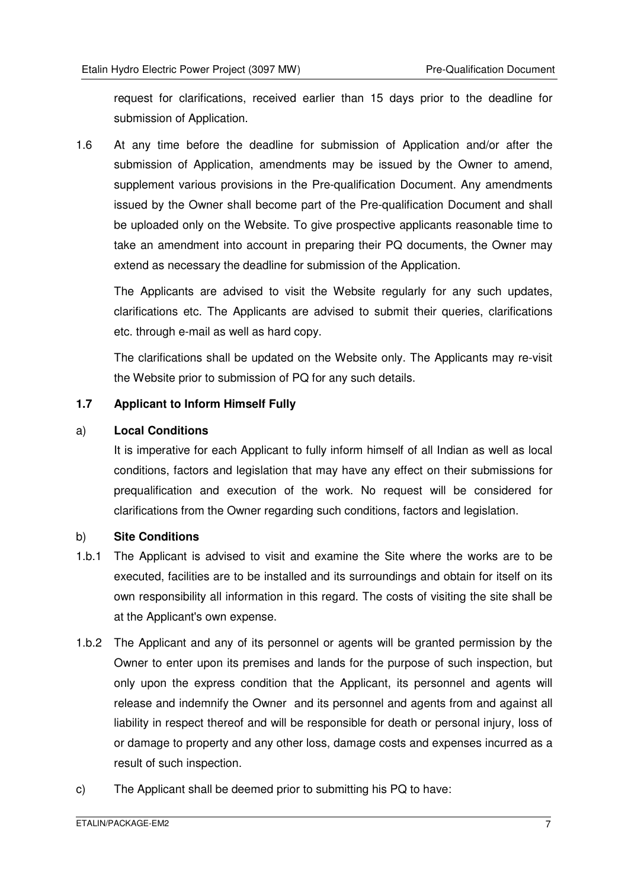request for clarifications, received earlier than 15 days prior to the deadline for submission of Application.

1.6 At any time before the deadline for submission of Application and/or after the submission of Application, amendments may be issued by the Owner to amend, supplement various provisions in the Pre-qualification Document. Any amendments issued by the Owner shall become part of the Pre-qualification Document and shall be uploaded only on the Website. To give prospective applicants reasonable time to take an amendment into account in preparing their PQ documents, the Owner may extend as necessary the deadline for submission of the Application.

The Applicants are advised to visit the Website regularly for any such updates, clarifications etc. The Applicants are advised to submit their queries, clarifications etc. through e-mail as well as hard copy.

The clarifications shall be updated on the Website only. The Applicants may re-visit the Website prior to submission of PQ for any such details.

**1.7 Applicant to Inform Himself Fully**

a) **Local Conditions**

It is imperative for each Applicant to fully inform himself of all Indian as well as local conditions, factors and legislation that may have any effect on their submissions for prequalification and execution of the work. No request will be considered for clarifications from the Owner regarding such conditions, factors and legislation.

b) **Site Conditions**

1.b.1 The Applicant is advised to visit and examine the Site where the works are to be executed, facilities are to be installed and its surroundings and obtain for itself on its own responsibility all information in this regard. The costs of visiting the site shall be at the Applicant's own expense.

1.b.2 The Applicant and any of its personnel or agents will be granted permission by the Owner to enter upon its premises and lands for the purpose of such inspection, but only upon the express condition that the Applicant, its personnel and agents will release and indemnify the Owner and its personnel and agents from and against all liability in respect thereof and will be responsible for death or personal injury, loss of or damage to property and any other loss, damage costs and expenses incurred as a result of such inspection.

c) The Applicant shall be deemed prior to submitting his PQ to have: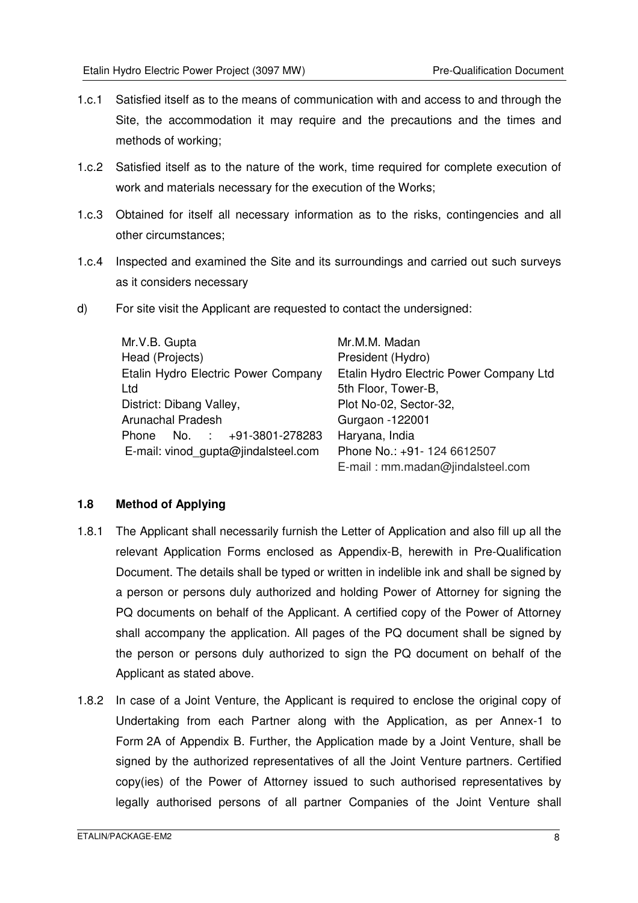1.c.1 Satisfied itself as to the means of communication with and access to and through the Site, the accommodation it may require and the precautions and the times and methods of working;

1.c.2 Satisfied itself as to the nature of the work, time required for complete execution of work and materials necessary for the execution of the Works;

1.c.3 Obtained for itself all necessary information as to the risks, contingencies and all other circumstances;

1.c.4 Inspected and examined the Site and its surroundings and carried out such surveys as it considers necessary

d) For site visit the Applicant are requested to contact the undersigned:

| | |
|---|---|
| Mr.V.B. Gupta<br>Head (Projects)<br>Etalin Hydro Electric Power Company Ltd<br>District: Dibang Valley,<br>Arunachal Pradesh<br>Phone No. : +91-3801-278283<br>E-mail: vinod_gupta@jindalsteel.com | Mr.M.M. Madan<br>President (Hydro)<br>Etalin Hydro Electric Power Company Ltd<br>5th Floor, Tower-B,<br>Plot No-02, Sector-32,<br>Gurgaon -122001<br>Haryana, India<br>Phone No.: +91- 124 6612507<br>E-mail : mm.madan@jindalsteel.com |

### 1.8 Method of Applying

1.8.1 The Applicant shall necessarily furnish the Letter of Application and also fill up all the relevant Application Forms enclosed as Appendix-B, herewith in Pre-Qualification Document. The details shall be typed or written in indelible ink and shall be signed by a person or persons duly authorized and holding Power of Attorney for signing the PQ documents on behalf of the Applicant. A certified copy of the Power of Attorney shall accompany the application. All pages of the PQ document shall be signed by the person or persons duly authorized to sign the PQ document on behalf of the Applicant as stated above.

1.8.2 In case of a Joint Venture, the Applicant is required to enclose the original copy of Undertaking from each Partner along with the Application, as per Annex-1 to Form 2A of Appendix B. Further, the Application made by a Joint Venture, shall be signed by the authorized representatives of all the Joint Venture partners. Certified copy(ies) of the Power of Attorney issued to such authorised representatives by legally authorised persons of all partner Companies of the Joint Venture shall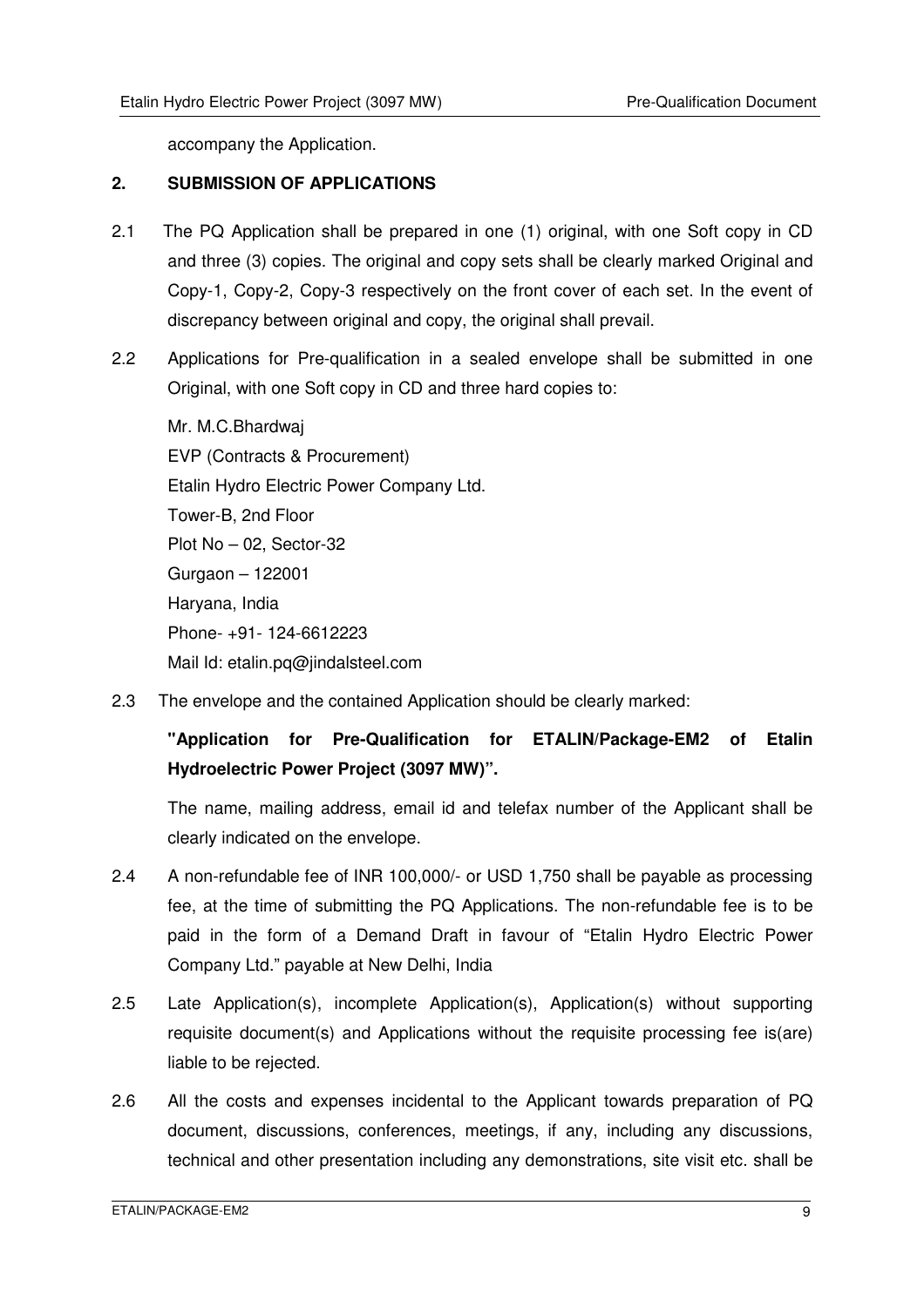accompany the Application.

## 2. SUBMISSION OF APPLICATIONS

2.1 The PQ Application shall be prepared in one (1) original, with one Soft copy in CD and three (3) copies. The original and copy sets shall be clearly marked Original and Copy-1, Copy-2, Copy-3 respectively on the front cover of each set. In the event of discrepancy between original and copy, the original shall prevail.

2.2 Applications for Pre-qualification in a sealed envelope shall be submitted in one Original, with one Soft copy in CD and three hard copies to:

Mr. M.C.Bhardwaj
EVP (Contracts & Procurement)
Etalin Hydro Electric Power Company Ltd.
Tower-B, 2nd Floor
Plot No – 02, Sector-32
Gurgaon – 122001
Haryana, India
Phone- +91- 124-6612223
Mail Id: etalin.pq@jindalsteel.com

2.3 The envelope and the contained Application should be clearly marked:

**"Application for Pre-Qualification for ETALIN/Package-EM2 of Etalin Hydroelectric Power Project (3097 MW)".**

The name, mailing address, email id and telefax number of the Applicant shall be clearly indicated on the envelope.

2.4 A non-refundable fee of INR 100,000/- or USD 1,750 shall be payable as processing fee, at the time of submitting the PQ Applications. The non-refundable fee is to be paid in the form of a Demand Draft in favour of "Etalin Hydro Electric Power Company Ltd." payable at New Delhi, India

2.5 Late Application(s), incomplete Application(s), Application(s) without supporting requisite document(s) and Applications without the requisite processing fee is(are) liable to be rejected.

2.6 All the costs and expenses incidental to the Applicant towards preparation of PQ document, discussions, conferences, meetings, if any, including any discussions, technical and other presentation including any demonstrations, site visit etc. shall be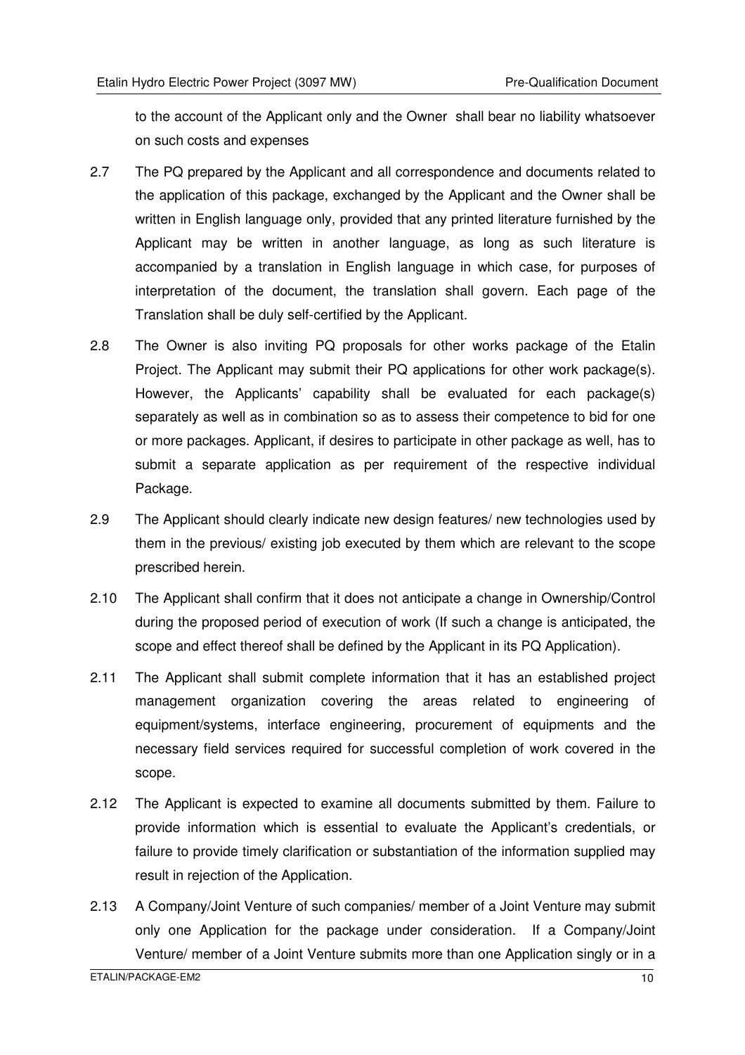to the account of the Applicant only and the Owner shall bear no liability whatsoever on such costs and expenses

2.7 The PQ prepared by the Applicant and all correspondence and documents related to the application of this package, exchanged by the Applicant and the Owner shall be written in English language only, provided that any printed literature furnished by the Applicant may be written in another language, as long as such literature is accompanied by a translation in English language in which case, for purposes of interpretation of the document, the translation shall govern. Each page of the Translation shall be duly self-certified by the Applicant.

2.8 The Owner is also inviting PQ proposals for other works package of the Etalin Project. The Applicant may submit their PQ applications for other work package(s). However, the Applicants' capability shall be evaluated for each package(s) separately as well as in combination so as to assess their competence to bid for one or more packages. Applicant, if desires to participate in other package as well, has to submit a separate application as per requirement of the respective individual Package.

2.9 The Applicant should clearly indicate new design features/ new technologies used by them in the previous/ existing job executed by them which are relevant to the scope prescribed herein.

2.10 The Applicant shall confirm that it does not anticipate a change in Ownership/Control during the proposed period of execution of work (If such a change is anticipated, the scope and effect thereof shall be defined by the Applicant in its PQ Application).

2.11 The Applicant shall submit complete information that it has an established project management organization covering the areas related to engineering of equipment/systems, interface engineering, procurement of equipments and the necessary field services required for successful completion of work covered in the scope.

2.12 The Applicant is expected to examine all documents submitted by them. Failure to provide information which is essential to evaluate the Applicant's credentials, or failure to provide timely clarification or substantiation of the information supplied may result in rejection of the Application.

2.13 A Company/Joint Venture of such companies/ member of a Joint Venture may submit only one Application for the package under consideration. If a Company/Joint Venture/ member of a Joint Venture submits more than one Application singly or in a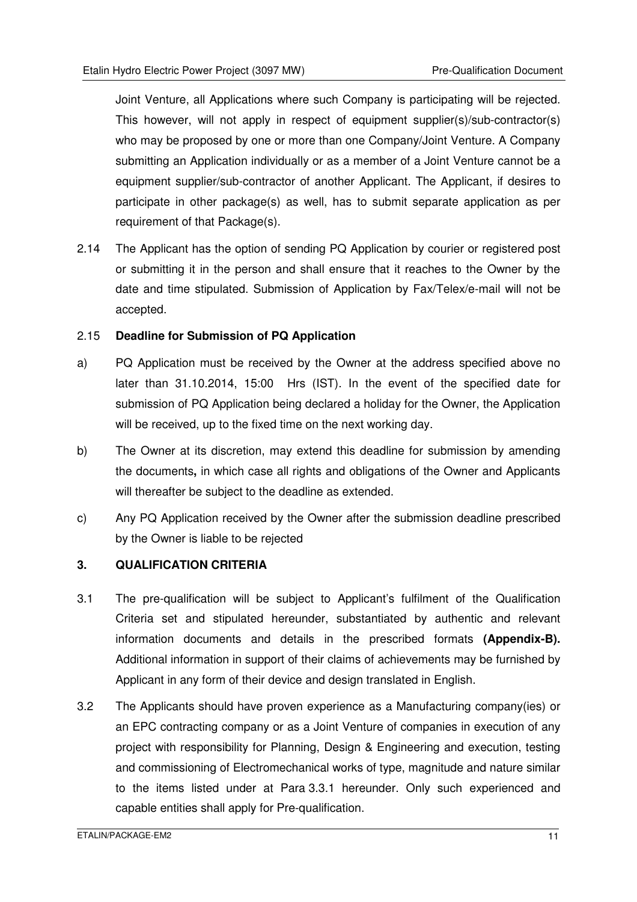Joint Venture, all Applications where such Company is participating will be rejected. This however, will not apply in respect of equipment supplier(s)/sub-contractor(s) who may be proposed by one or more than one Company/Joint Venture. A Company submitting an Application individually or as a member of a Joint Venture cannot be a equipment supplier/sub-contractor of another Applicant. The Applicant, if desires to participate in other package(s) as well, has to submit separate application as per requirement of that Package(s).

2.14 The Applicant has the option of sending PQ Application by courier or registered post or submitting it in the person and shall ensure that it reaches to the Owner by the date and time stipulated. Submission of Application by Fax/Telex/e-mail will not be accepted.

2.15 **Deadline for Submission of PQ Application**

a) PQ Application must be received by the Owner at the address specified above no later than 31.10.2014, 15:00 Hrs (IST). In the event of the specified date for submission of PQ Application being declared a holiday for the Owner, the Application will be received, up to the fixed time on the next working day.

b) The Owner at its discretion, may extend this deadline for submission by amending the documents**,** in which case all rights and obligations of the Owner and Applicants will thereafter be subject to the deadline as extended.

c) Any PQ Application received by the Owner after the submission deadline prescribed by the Owner is liable to be rejected

## 3. QUALIFICATION CRITERIA

3.1 The pre-qualification will be subject to Applicant's fulfilment of the Qualification Criteria set and stipulated hereunder, substantiated by authentic and relevant information documents and details in the prescribed formats **(Appendix-B).** Additional information in support of their claims of achievements may be furnished by Applicant in any form of their device and design translated in English.

3.2 The Applicants should have proven experience as a Manufacturing company(ies) or an EPC contracting company or as a Joint Venture of companies in execution of any project with responsibility for Planning, Design & Engineering and execution, testing and commissioning of Electromechanical works of type, magnitude and nature similar to the items listed under at Para 3.3.1 hereunder. Only such experienced and capable entities shall apply for Pre-qualification.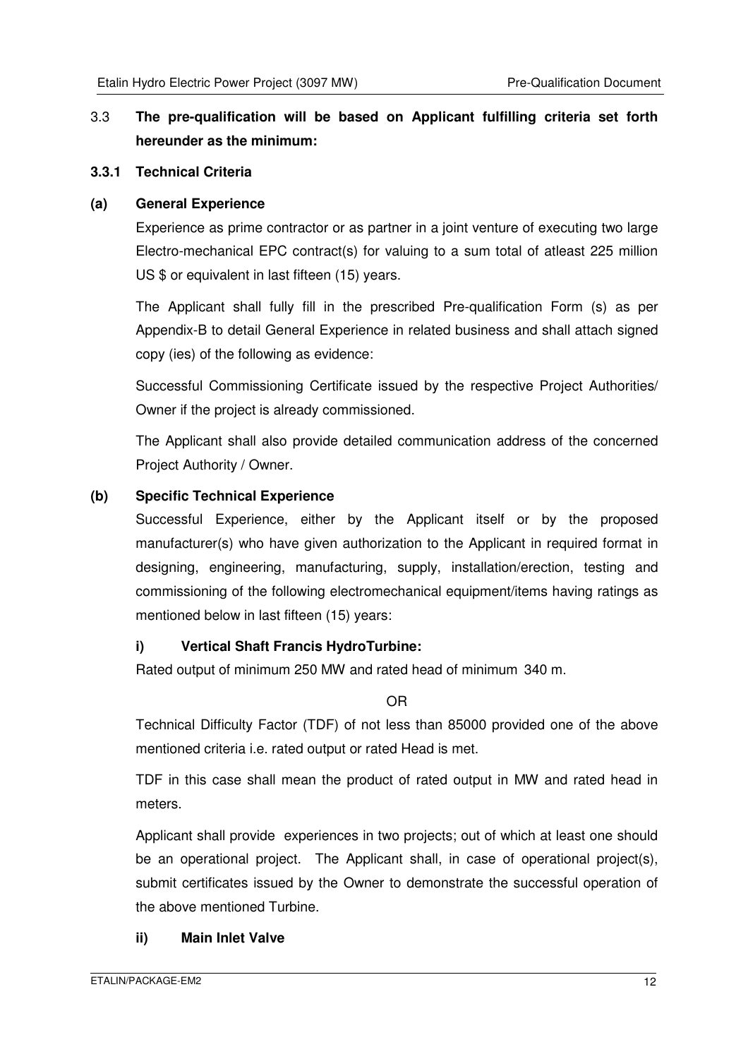3.3 **The pre-qualification will be based on Applicant fulfilling criteria set forth hereunder as the minimum:**

**3.3.1 Technical Criteria**

**(a) General Experience**

Experience as prime contractor or as partner in a joint venture of executing two large Electro-mechanical EPC contract(s) for valuing to a sum total of atleast 225 million US $ or equivalent in last fifteen (15) years.

The Applicant shall fully fill in the prescribed Pre-qualification Form (s) as per Appendix-B to detail General Experience in related business and shall attach signed copy (ies) of the following as evidence:

Successful Commissioning Certificate issued by the respective Project Authorities/ Owner if the project is already commissioned.

The Applicant shall also provide detailed communication address of the concerned Project Authority / Owner.

**(b) Specific Technical Experience**

Successful Experience, either by the Applicant itself or by the proposed manufacturer(s) who have given authorization to the Applicant in required format in designing, engineering, manufacturing, supply, installation/erection, testing and commissioning of the following electromechanical equipment/items having ratings as mentioned below in last fifteen (15) years:

**i) Vertical Shaft Francis HydroTurbine:**

Rated output of minimum 250 MW and rated head of minimum 340 m.

OR

Technical Difficulty Factor (TDF) of not less than 85000 provided one of the above mentioned criteria i.e. rated output or rated Head is met.

TDF in this case shall mean the product of rated output in MW and rated head in meters.

Applicant shall provide experiences in two projects; out of which at least one should be an operational project. The Applicant shall, in case of operational project(s), submit certificates issued by the Owner to demonstrate the successful operation of the above mentioned Turbine.

**ii) Main Inlet Valve**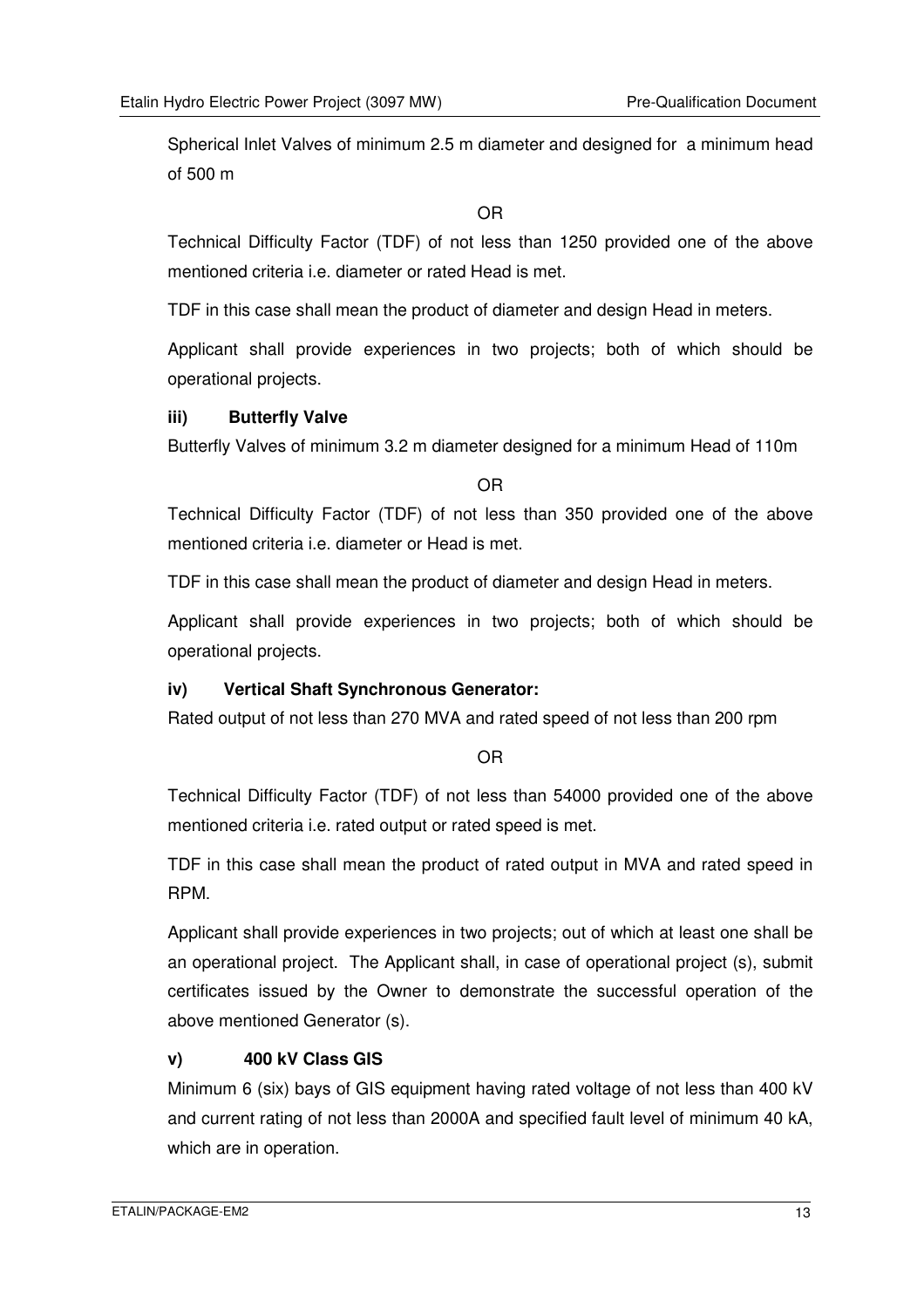Spherical Inlet Valves of minimum 2.5 m diameter and designed for a minimum head of 500 m

OR

Technical Difficulty Factor (TDF) of not less than 1250 provided one of the above mentioned criteria i.e. diameter or rated Head is met.

TDF in this case shall mean the product of diameter and design Head in meters.

Applicant shall provide experiences in two projects; both of which should be operational projects.

**iii) Butterfly Valve**

Butterfly Valves of minimum 3.2 m diameter designed for a minimum Head of 110m

OR

Technical Difficulty Factor (TDF) of not less than 350 provided one of the above mentioned criteria i.e. diameter or Head is met.

TDF in this case shall mean the product of diameter and design Head in meters.

Applicant shall provide experiences in two projects; both of which should be operational projects.

**iv) Vertical Shaft Synchronous Generator:**

Rated output of not less than 270 MVA and rated speed of not less than 200 rpm

OR

Technical Difficulty Factor (TDF) of not less than 54000 provided one of the above mentioned criteria i.e. rated output or rated speed is met.

TDF in this case shall mean the product of rated output in MVA and rated speed in RPM.

Applicant shall provide experiences in two projects; out of which at least one shall be an operational project. The Applicant shall, in case of operational project (s), submit certificates issued by the Owner to demonstrate the successful operation of the above mentioned Generator (s).

**v) 400 kV Class GIS**

Minimum 6 (six) bays of GIS equipment having rated voltage of not less than 400 kV and current rating of not less than 2000A and specified fault level of minimum 40 kA, which are in operation.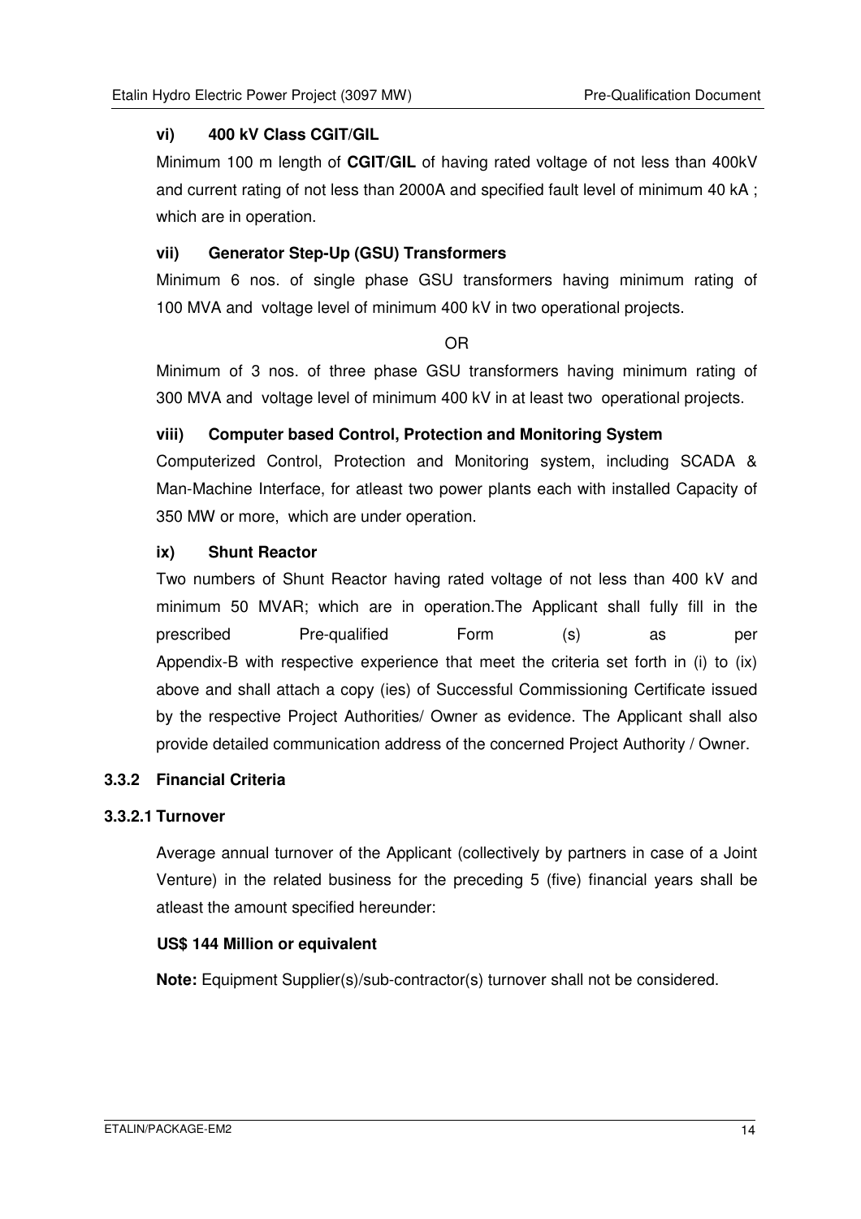**vi) 400 kV Class CGIT/GIL**

Minimum 100 m length of **CGIT/GIL** of having rated voltage of not less than 400kV and current rating of not less than 2000A and specified fault level of minimum 40 kA ; which are in operation.

**vii) Generator Step-Up (GSU) Transformers**

Minimum 6 nos. of single phase GSU transformers having minimum rating of 100 MVA and voltage level of minimum 400 kV in two operational projects.

OR

Minimum of 3 nos. of three phase GSU transformers having minimum rating of 300 MVA and voltage level of minimum 400 kV in at least two operational projects.

**viii) Computer based Control, Protection and Monitoring System**

Computerized Control, Protection and Monitoring system, including SCADA & Man-Machine Interface, for atleast two power plants each with installed Capacity of 350 MW or more, which are under operation.

**ix) Shunt Reactor**

Two numbers of Shunt Reactor having rated voltage of not less than 400 kV and minimum 50 MVAR; which are in operation.The Applicant shall fully fill in the prescribed Pre-qualified Form (s) as per Appendix-B with respective experience that meet the criteria set forth in (i) to (ix) above and shall attach a copy (ies) of Successful Commissioning Certificate issued by the respective Project Authorities/ Owner as evidence. The Applicant shall also provide detailed communication address of the concerned Project Authority / Owner.

### 3.3.2 Financial Criteria

#### 3.3.2.1 Turnover

Average annual turnover of the Applicant (collectively by partners in case of a Joint Venture) in the related business for the preceding 5 (five) financial years shall be atleast the amount specified hereunder:

**US$ 144 Million or equivalent**

**Note:** Equipment Supplier(s)/sub-contractor(s) turnover shall not be considered.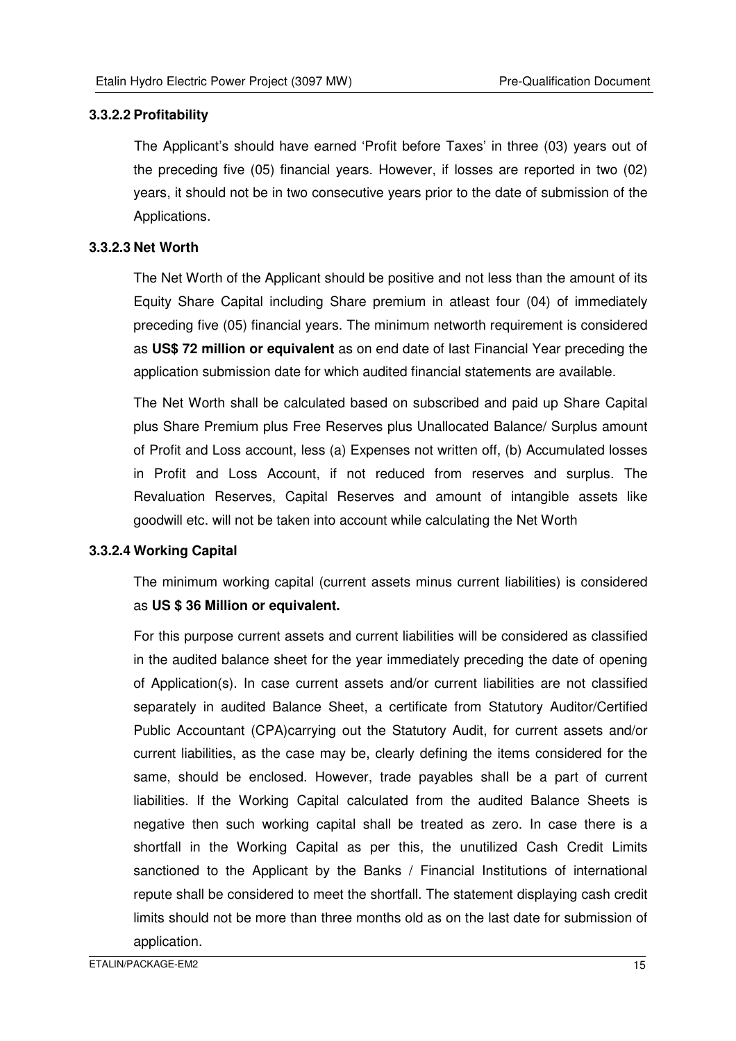#### 3.3.2.2 Profitability

The Applicant's should have earned 'Profit before Taxes' in three (03) years out of the preceding five (05) financial years. However, if losses are reported in two (02) years, it should not be in two consecutive years prior to the date of submission of the Applications.

#### 3.3.2.3 Net Worth

The Net Worth of the Applicant should be positive and not less than the amount of its Equity Share Capital including Share premium in atleast four (04) of immediately preceding five (05) financial years. The minimum networth requirement is considered as **US$ 72 million or equivalent** as on end date of last Financial Year preceding the application submission date for which audited financial statements are available.

The Net Worth shall be calculated based on subscribed and paid up Share Capital plus Share Premium plus Free Reserves plus Unallocated Balance/ Surplus amount of Profit and Loss account, less (a) Expenses not written off, (b) Accumulated losses in Profit and Loss Account, if not reduced from reserves and surplus. The Revaluation Reserves, Capital Reserves and amount of intangible assets like goodwill etc. will not be taken into account while calculating the Net Worth

#### 3.3.2.4 Working Capital

The minimum working capital (current assets minus current liabilities) is considered as **US $ 36 Million or equivalent.**

For this purpose current assets and current liabilities will be considered as classified in the audited balance sheet for the year immediately preceding the date of opening of Application(s). In case current assets and/or current liabilities are not classified separately in audited Balance Sheet, a certificate from Statutory Auditor/Certified Public Accountant (CPA)carrying out the Statutory Audit, for current assets and/or current liabilities, as the case may be, clearly defining the items considered for the same, should be enclosed. However, trade payables shall be a part of current liabilities. If the Working Capital calculated from the audited Balance Sheets is negative then such working capital shall be treated as zero. In case there is a shortfall in the Working Capital as per this, the unutilized Cash Credit Limits sanctioned to the Applicant by the Banks / Financial Institutions of international repute shall be considered to meet the shortfall. The statement displaying cash credit limits should not be more than three months old as on the last date for submission of application.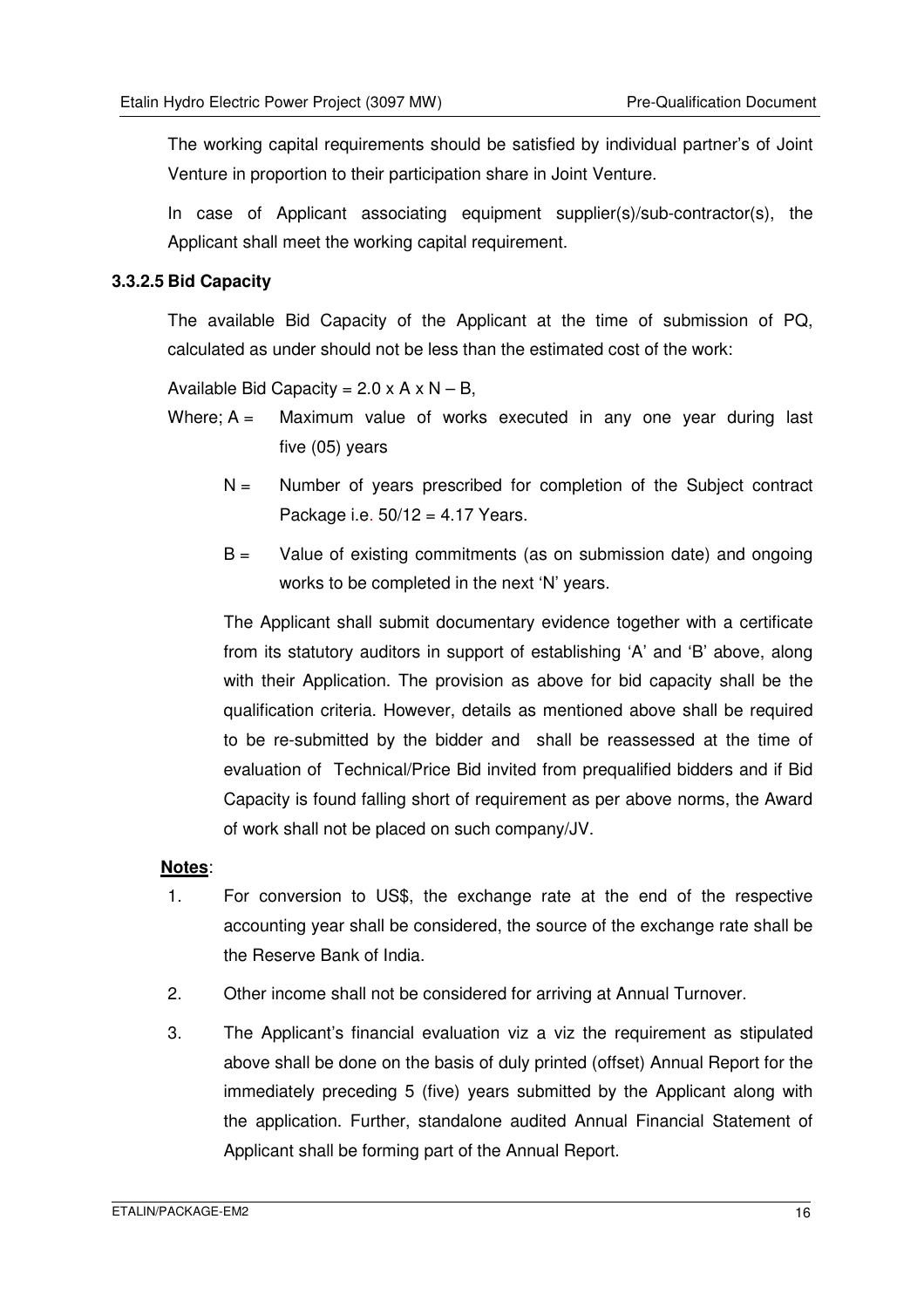The working capital requirements should be satisfied by individual partner's of Joint Venture in proportion to their participation share in Joint Venture.

In case of Applicant associating equipment supplier(s)/sub-contractor(s), the Applicant shall meet the working capital requirement.

**3.3.2.5 Bid Capacity**

The available Bid Capacity of the Applicant at the time of submission of PQ, calculated as under should not be less than the estimated cost of the work:

Available Bid Capacity = $2.0 \times A \times N - B$,

Where; A = Maximum value of works executed in any one year during last five (05) years

N = Number of years prescribed for completion of the Subject contract Package i.e. 50/12 = 4.17 Years.

B = Value of existing commitments (as on submission date) and ongoing works to be completed in the next 'N' years.

The Applicant shall submit documentary evidence together with a certificate from its statutory auditors in support of establishing 'A' and 'B' above, along with their Application. The provision as above for bid capacity shall be the qualification criteria. However, details as mentioned above shall be required to be re-submitted by the bidder and shall be reassessed at the time of evaluation of Technical/Price Bid invited from prequalified bidders and if Bid Capacity is found falling short of requirement as per above norms, the Award of work shall not be placed on such company/JV.

**Notes**:

1. For conversion to US$, the exchange rate at the end of the respective accounting year shall be considered, the source of the exchange rate shall be the Reserve Bank of India.
2. Other income shall not be considered for arriving at Annual Turnover.
3. The Applicant's financial evaluation viz a viz the requirement as stipulated above shall be done on the basis of duly printed (offset) Annual Report for the immediately preceding 5 (five) years submitted by the Applicant along with the application. Further, standalone audited Annual Financial Statement of Applicant shall be forming part of the Annual Report.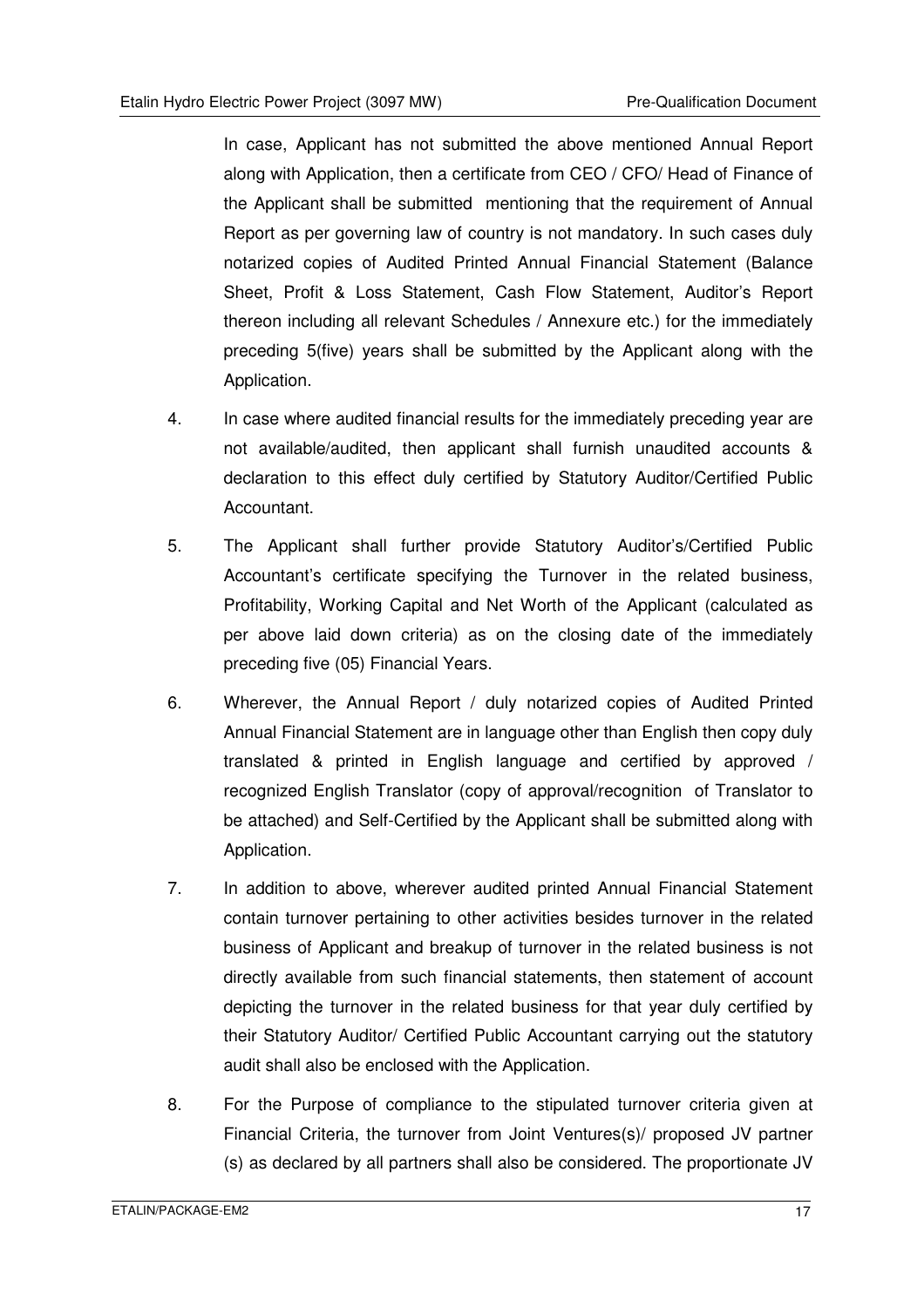In case, Applicant has not submitted the above mentioned Annual Report along with Application, then a certificate from CEO / CFO/ Head of Finance of the Applicant shall be submitted mentioning that the requirement of Annual Report as per governing law of country is not mandatory. In such cases duly notarized copies of Audited Printed Annual Financial Statement (Balance Sheet, Profit & Loss Statement, Cash Flow Statement, Auditor's Report thereon including all relevant Schedules / Annexure etc.) for the immediately preceding 5(five) years shall be submitted by the Applicant along with the Application.

4. In case where audited financial results for the immediately preceding year are not available/audited, then applicant shall furnish unaudited accounts & declaration to this effect duly certified by Statutory Auditor/Certified Public Accountant.

5. The Applicant shall further provide Statutory Auditor's/Certified Public Accountant's certificate specifying the Turnover in the related business, Profitability, Working Capital and Net Worth of the Applicant (calculated as per above laid down criteria) as on the closing date of the immediately preceding five (05) Financial Years.

6. Wherever, the Annual Report / duly notarized copies of Audited Printed Annual Financial Statement are in language other than English then copy duly translated & printed in English language and certified by approved / recognized English Translator (copy of approval/recognition of Translator to be attached) and Self-Certified by the Applicant shall be submitted along with Application.

7. In addition to above, wherever audited printed Annual Financial Statement contain turnover pertaining to other activities besides turnover in the related business of Applicant and breakup of turnover in the related business is not directly available from such financial statements, then statement of account depicting the turnover in the related business for that year duly certified by their Statutory Auditor/ Certified Public Accountant carrying out the statutory audit shall also be enclosed with the Application.

8. For the Purpose of compliance to the stipulated turnover criteria given at Financial Criteria, the turnover from Joint Ventures(s)/ proposed JV partner (s) as declared by all partners shall also be considered. The proportionate JV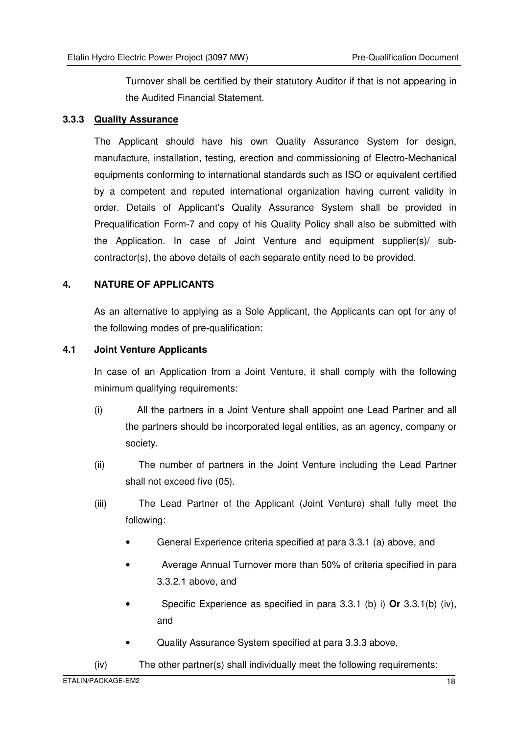Turnover shall be certified by their statutory Auditor if that is not appearing in the Audited Financial Statement.

### 3.3.3 Quality Assurance

The Applicant should have his own Quality Assurance System for design, manufacture, installation, testing, erection and commissioning of Electro-Mechanical equipments conforming to international standards such as ISO or equivalent certified by a competent and reputed international organization having current validity in order. Details of Applicant's Quality Assurance System shall be provided in Prequalification Form-7 and copy of his Quality Policy shall also be submitted with the Application. In case of Joint Venture and equipment supplier(s)/ sub-contractor(s), the above details of each separate entity need to be provided.

## 4. NATURE OF APPLICANTS

As an alternative to applying as a Sole Applicant, the Applicants can opt for any of the following modes of pre-qualification:

### 4.1 Joint Venture Applicants

In case of an Application from a Joint Venture, it shall comply with the following minimum qualifying requirements:

(i) All the partners in a Joint Venture shall appoint one Lead Partner and all the partners should be incorporated legal entities, as an agency, company or society.

(ii) The number of partners in the Joint Venture including the Lead Partner shall not exceed five (05).

(iii) The Lead Partner of the Applicant (Joint Venture) shall fully meet the following:

- General Experience criteria specified at para 3.3.1 (a) above, and
- Average Annual Turnover more than 50% of criteria specified in para 3.3.2.1 above, and
- Specific Experience as specified in para 3.3.1 (b) i) **Or** 3.3.1(b) (iv), and
- Quality Assurance System specified at para 3.3.3 above,

(iv) The other partner(s) shall individually meet the following requirements: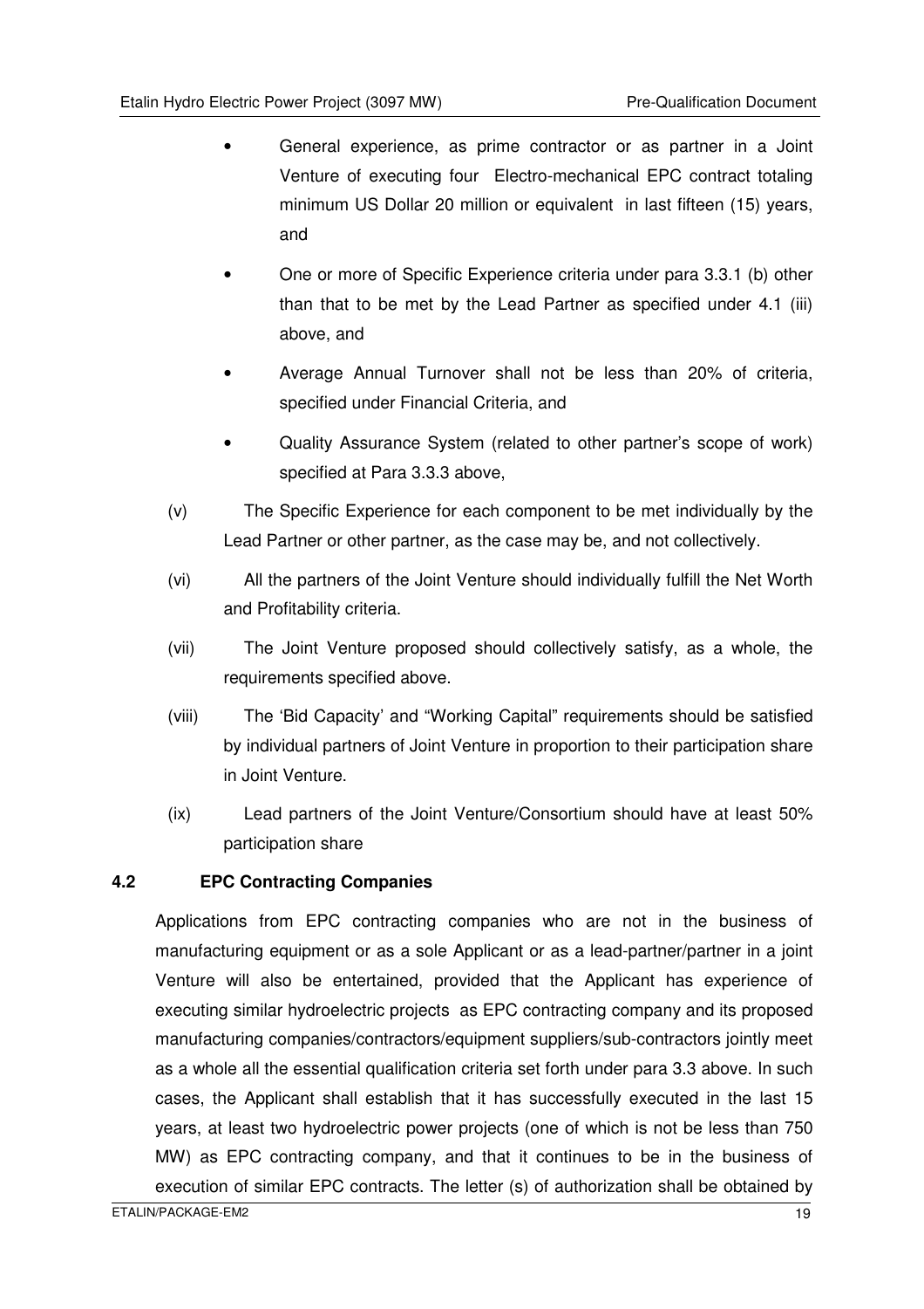- General experience, as prime contractor or as partner in a Joint Venture of executing four Electro-mechanical EPC contract totaling minimum US Dollar 20 million or equivalent in last fifteen (15) years, and
- One or more of Specific Experience criteria under para 3.3.1 (b) other than that to be met by the Lead Partner as specified under 4.1 (iii) above, and
- Average Annual Turnover shall not be less than 20% of criteria, specified under Financial Criteria, and
- Quality Assurance System (related to other partner's scope of work) specified at Para 3.3.3 above,

(v) The Specific Experience for each component to be met individually by the Lead Partner or other partner, as the case may be, and not collectively.

(vi) All the partners of the Joint Venture should individually fulfill the Net Worth and Profitability criteria.

(vii) The Joint Venture proposed should collectively satisfy, as a whole, the requirements specified above.

(viii) The 'Bid Capacity' and "Working Capital" requirements should be satisfied by individual partners of Joint Venture in proportion to their participation share in Joint Venture.

(ix) Lead partners of the Joint Venture/Consortium should have at least 50% participation share

### 4.2 EPC Contracting Companies

Applications from EPC contracting companies who are not in the business of manufacturing equipment or as a sole Applicant or as a lead-partner/partner in a joint Venture will also be entertained, provided that the Applicant has experience of executing similar hydroelectric projects as EPC contracting company and its proposed manufacturing companies/contractors/equipment suppliers/sub-contractors jointly meet as a whole all the essential qualification criteria set forth under para 3.3 above. In such cases, the Applicant shall establish that it has successfully executed in the last 15 years, at least two hydroelectric power projects (one of which is not be less than 750 MW) as EPC contracting company, and that it continues to be in the business of execution of similar EPC contracts. The letter (s) of authorization shall be obtained by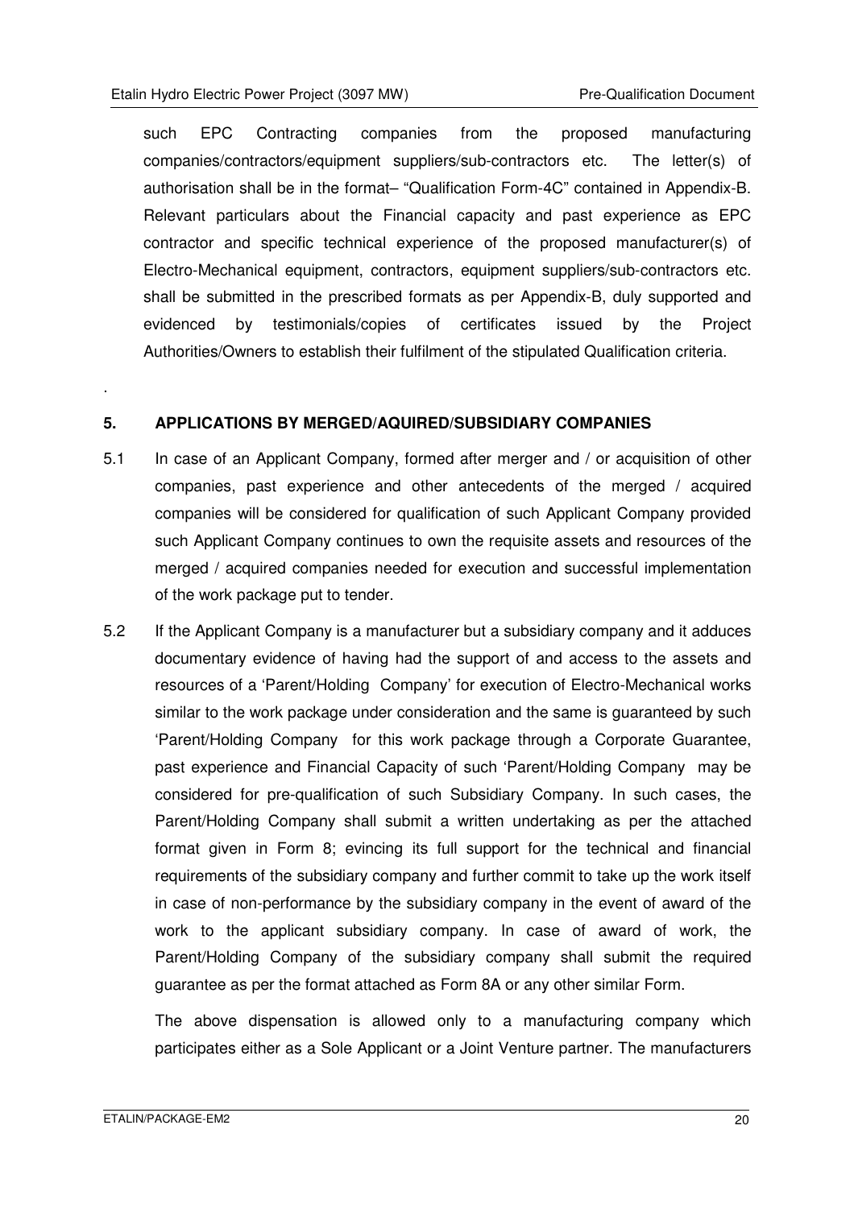such EPC Contracting companies from the proposed manufacturing companies/contractors/equipment suppliers/sub-contractors etc. The letter(s) of authorisation shall be in the format– "Qualification Form-4C" contained in Appendix-B. Relevant particulars about the Financial capacity and past experience as EPC contractor and specific technical experience of the proposed manufacturer(s) of Electro-Mechanical equipment, contractors, equipment suppliers/sub-contractors etc. shall be submitted in the prescribed formats as per Appendix-B, duly supported and evidenced by testimonials/copies of certificates issued by the Project Authorities/Owners to establish their fulfilment of the stipulated Qualification criteria.

.

## 5. APPLICATIONS BY MERGED/AQUIRED/SUBSIDIARY COMPANIES

5.1 In case of an Applicant Company, formed after merger and / or acquisition of other companies, past experience and other antecedents of the merged / acquired companies will be considered for qualification of such Applicant Company provided such Applicant Company continues to own the requisite assets and resources of the merged / acquired companies needed for execution and successful implementation of the work package put to tender.

5.2 If the Applicant Company is a manufacturer but a subsidiary company and it adduces documentary evidence of having had the support of and access to the assets and resources of a 'Parent/Holding Company' for execution of Electro-Mechanical works similar to the work package under consideration and the same is guaranteed by such 'Parent/Holding Company for this work package through a Corporate Guarantee, past experience and Financial Capacity of such 'Parent/Holding Company may be considered for pre-qualification of such Subsidiary Company. In such cases, the Parent/Holding Company shall submit a written undertaking as per the attached format given in Form 8; evincing its full support for the technical and financial requirements of the subsidiary company and further commit to take up the work itself in case of non-performance by the subsidiary company in the event of award of the work to the applicant subsidiary company. In case of award of work, the Parent/Holding Company of the subsidiary company shall submit the required guarantee as per the format attached as Form 8A or any other similar Form.

The above dispensation is allowed only to a manufacturing company which participates either as a Sole Applicant or a Joint Venture partner. The manufacturers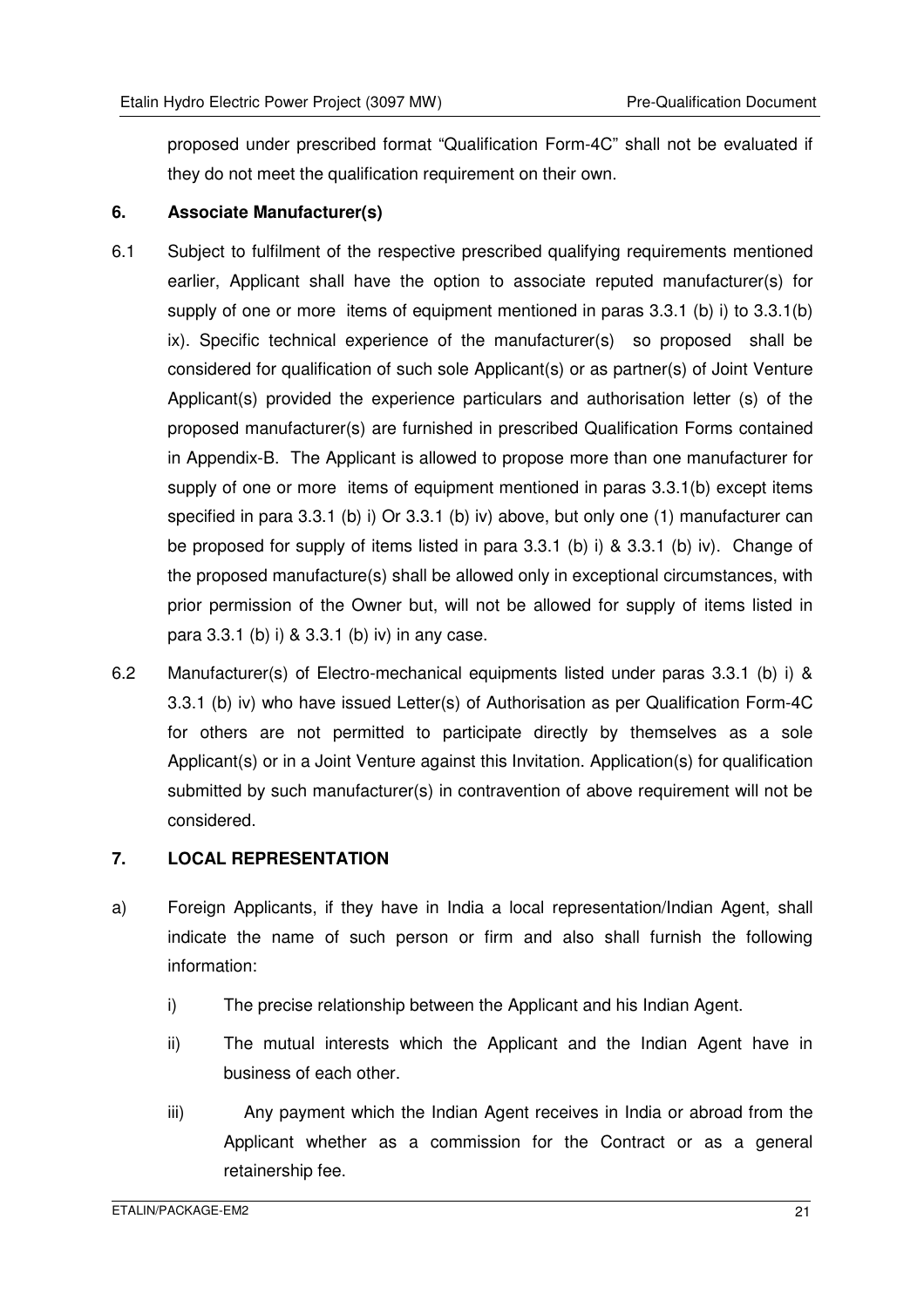proposed under prescribed format "Qualification Form-4C" shall not be evaluated if they do not meet the qualification requirement on their own.

## 6. Associate Manufacturer(s)

6.1 Subject to fulfilment of the respective prescribed qualifying requirements mentioned earlier, Applicant shall have the option to associate reputed manufacturer(s) for supply of one or more items of equipment mentioned in paras 3.3.1 (b) i) to 3.3.1(b) ix). Specific technical experience of the manufacturer(s) so proposed shall be considered for qualification of such sole Applicant(s) or as partner(s) of Joint Venture Applicant(s) provided the experience particulars and authorisation letter (s) of the proposed manufacturer(s) are furnished in prescribed Qualification Forms contained in Appendix-B. The Applicant is allowed to propose more than one manufacturer for supply of one or more items of equipment mentioned in paras 3.3.1(b) except items specified in para 3.3.1 (b) i) Or 3.3.1 (b) iv) above, but only one (1) manufacturer can be proposed for supply of items listed in para 3.3.1 (b) i) & 3.3.1 (b) iv). Change of the proposed manufacture(s) shall be allowed only in exceptional circumstances, with prior permission of the Owner but, will not be allowed for supply of items listed in para 3.3.1 (b) i) & 3.3.1 (b) iv) in any case.

6.2 Manufacturer(s) of Electro-mechanical equipments listed under paras 3.3.1 (b) i) & 3.3.1 (b) iv) who have issued Letter(s) of Authorisation as per Qualification Form-4C for others are not permitted to participate directly by themselves as a sole Applicant(s) or in a Joint Venture against this Invitation. Application(s) for qualification submitted by such manufacturer(s) in contravention of above requirement will not be considered.

## 7. LOCAL REPRESENTATION

a) Foreign Applicants, if they have in India a local representation/Indian Agent, shall indicate the name of such person or firm and also shall furnish the following information:

   i) The precise relationship between the Applicant and his Indian Agent.

   ii) The mutual interests which the Applicant and the Indian Agent have in business of each other.

   iii) Any payment which the Indian Agent receives in India or abroad from the Applicant whether as a commission for the Contract or as a general retainership fee.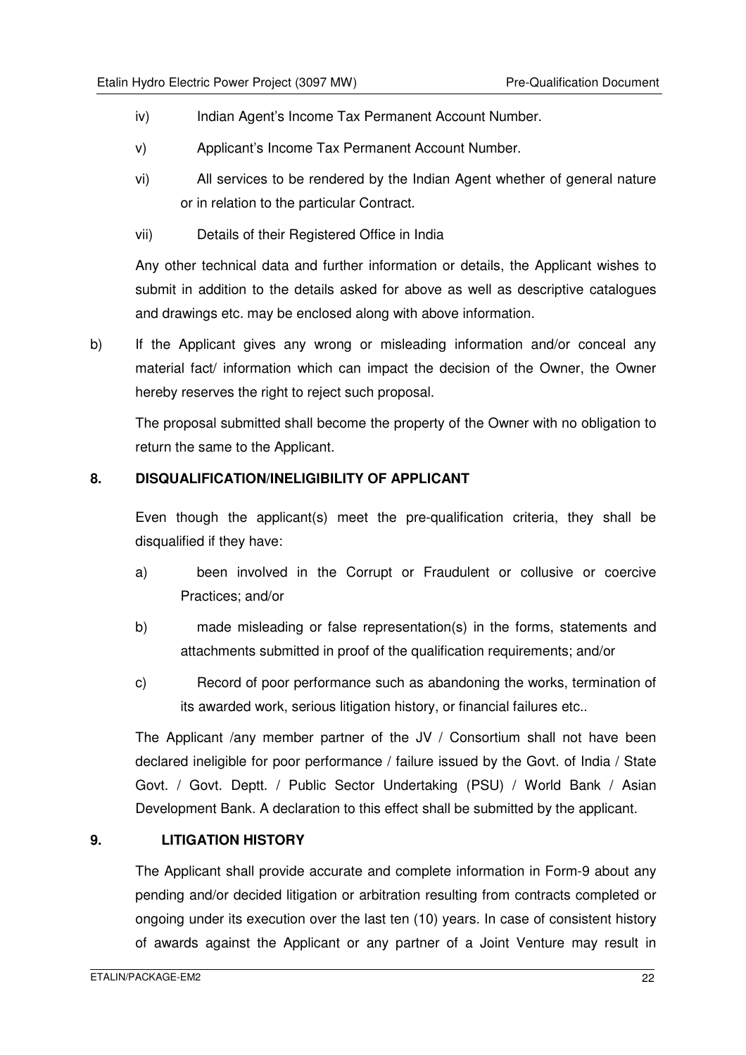iv) Indian Agent's Income Tax Permanent Account Number.

v) Applicant's Income Tax Permanent Account Number.

vi) All services to be rendered by the Indian Agent whether of general nature or in relation to the particular Contract.

vii) Details of their Registered Office in India

Any other technical data and further information or details, the Applicant wishes to submit in addition to the details asked for above as well as descriptive catalogues and drawings etc. may be enclosed along with above information.

b) If the Applicant gives any wrong or misleading information and/or conceal any material fact/ information which can impact the decision of the Owner, the Owner hereby reserves the right to reject such proposal.

The proposal submitted shall become the property of the Owner with no obligation to return the same to the Applicant.

## 8. DISQUALIFICATION/INELIGIBILITY OF APPLICANT

Even though the applicant(s) meet the pre-qualification criteria, they shall be disqualified if they have:

a) been involved in the Corrupt or Fraudulent or collusive or coercive Practices; and/or

b) made misleading or false representation(s) in the forms, statements and attachments submitted in proof of the qualification requirements; and/or

c) Record of poor performance such as abandoning the works, termination of its awarded work, serious litigation history, or financial failures etc..

The Applicant /any member partner of the JV / Consortium shall not have been declared ineligible for poor performance / failure issued by the Govt. of India / State Govt. / Govt. Deptt. / Public Sector Undertaking (PSU) / World Bank / Asian Development Bank. A declaration to this effect shall be submitted by the applicant.

## 9. LITIGATION HISTORY

The Applicant shall provide accurate and complete information in Form-9 about any pending and/or decided litigation or arbitration resulting from contracts completed or ongoing under its execution over the last ten (10) years. In case of consistent history of awards against the Applicant or any partner of a Joint Venture may result in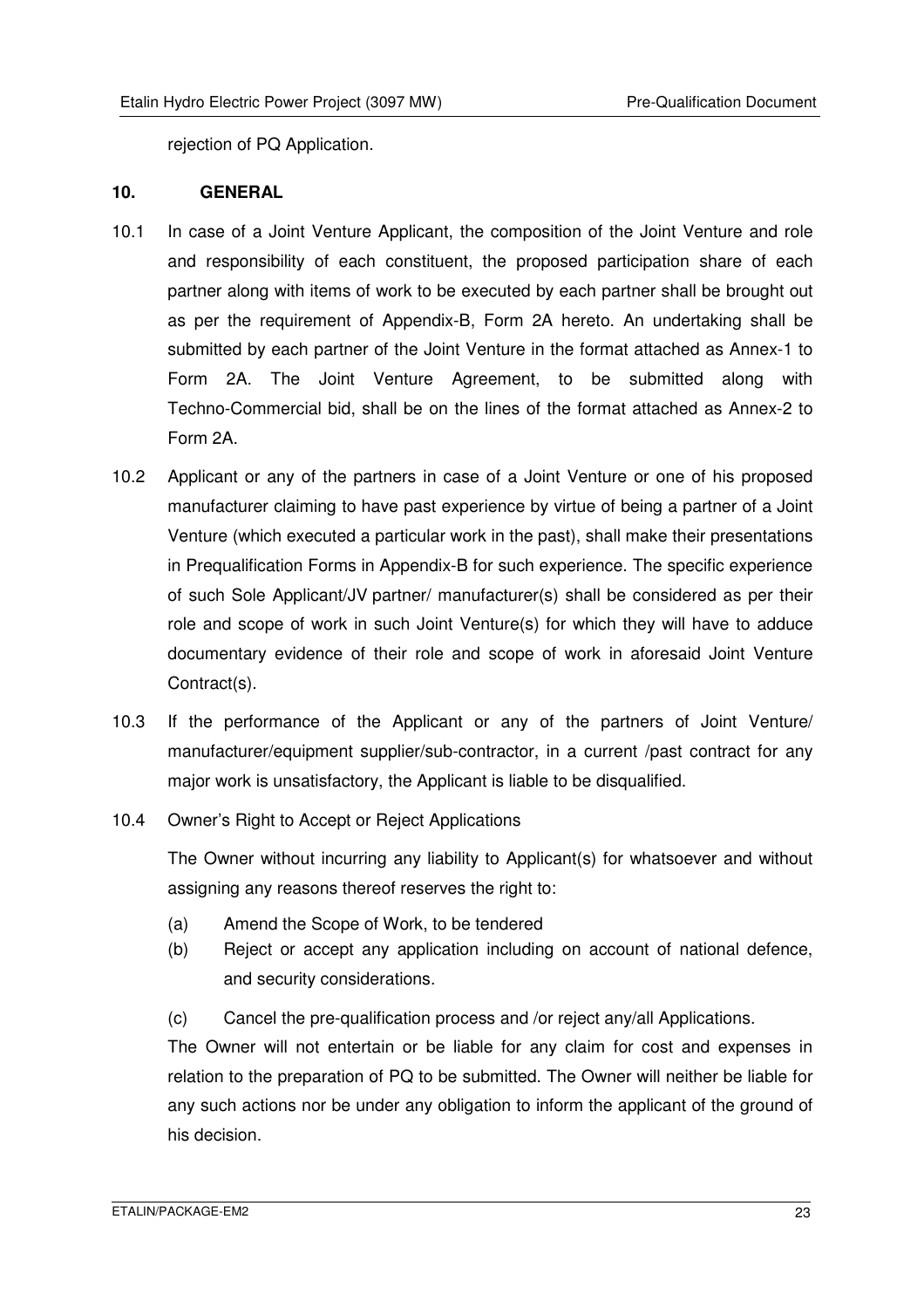rejection of PQ Application.

## 10. GENERAL

10.1 In case of a Joint Venture Applicant, the composition of the Joint Venture and role and responsibility of each constituent, the proposed participation share of each partner along with items of work to be executed by each partner shall be brought out as per the requirement of Appendix-B, Form 2A hereto. An undertaking shall be submitted by each partner of the Joint Venture in the format attached as Annex-1 to Form 2A. The Joint Venture Agreement, to be submitted along with Techno-Commercial bid, shall be on the lines of the format attached as Annex-2 to Form 2A.

10.2 Applicant or any of the partners in case of a Joint Venture or one of his proposed manufacturer claiming to have past experience by virtue of being a partner of a Joint Venture (which executed a particular work in the past), shall make their presentations in Prequalification Forms in Appendix-B for such experience. The specific experience of such Sole Applicant/JV partner/ manufacturer(s) shall be considered as per their role and scope of work in such Joint Venture(s) for which they will have to adduce documentary evidence of their role and scope of work in aforesaid Joint Venture Contract(s).

10.3 If the performance of the Applicant or any of the partners of Joint Venture/ manufacturer/equipment supplier/sub-contractor, in a current /past contract for any major work is unsatisfactory, the Applicant is liable to be disqualified.

10.4 Owner's Right to Accept or Reject Applications

The Owner without incurring any liability to Applicant(s) for whatsoever and without assigning any reasons thereof reserves the right to:

(a) Amend the Scope of Work, to be tendered

(b) Reject or accept any application including on account of national defence, and security considerations.

(c) Cancel the pre-qualification process and /or reject any/all Applications.

The Owner will not entertain or be liable for any claim for cost and expenses in relation to the preparation of PQ to be submitted. The Owner will neither be liable for any such actions nor be under any obligation to inform the applicant of the ground of his decision.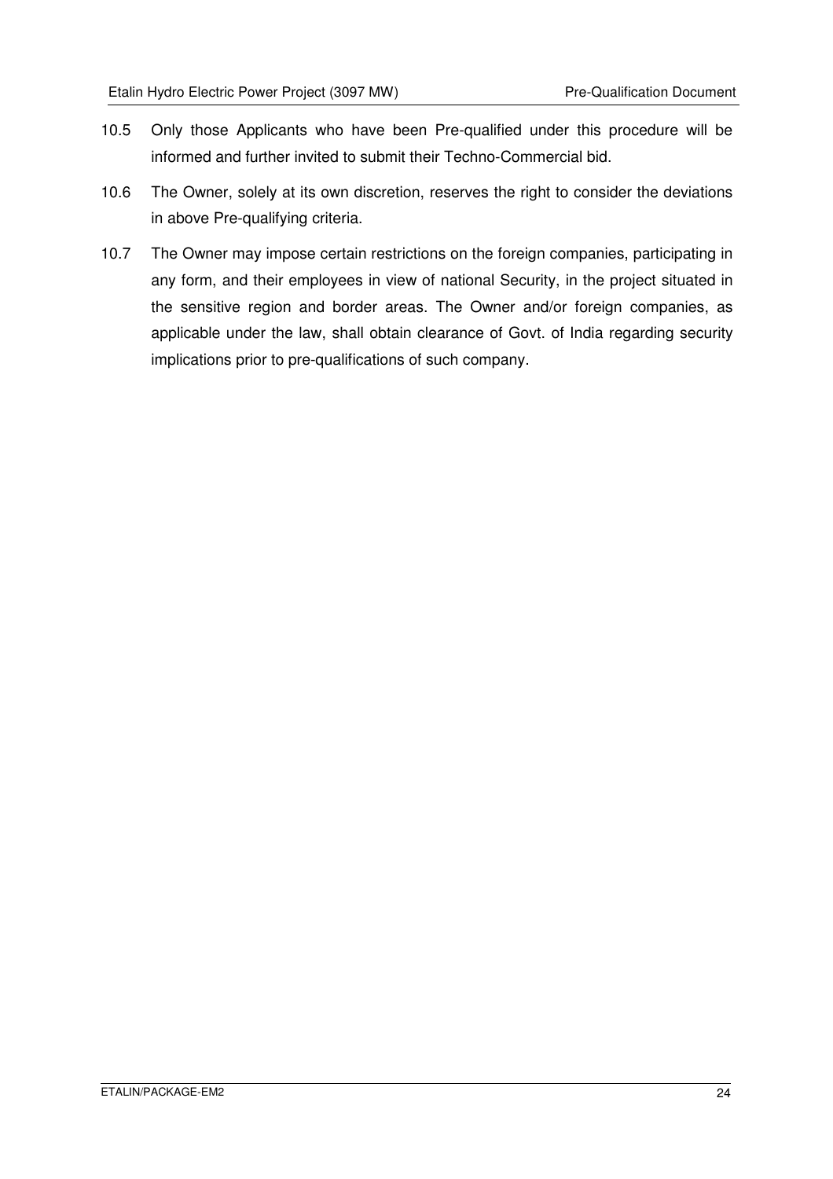10.5 Only those Applicants who have been Pre-qualified under this procedure will be informed and further invited to submit their Techno-Commercial bid.

10.6 The Owner, solely at its own discretion, reserves the right to consider the deviations in above Pre-qualifying criteria.

10.7 The Owner may impose certain restrictions on the foreign companies, participating in any form, and their employees in view of national Security, in the project situated in the sensitive region and border areas. The Owner and/or foreign companies, as applicable under the law, shall obtain clearance of Govt. of India regarding security implications prior to pre-qualifications of such company.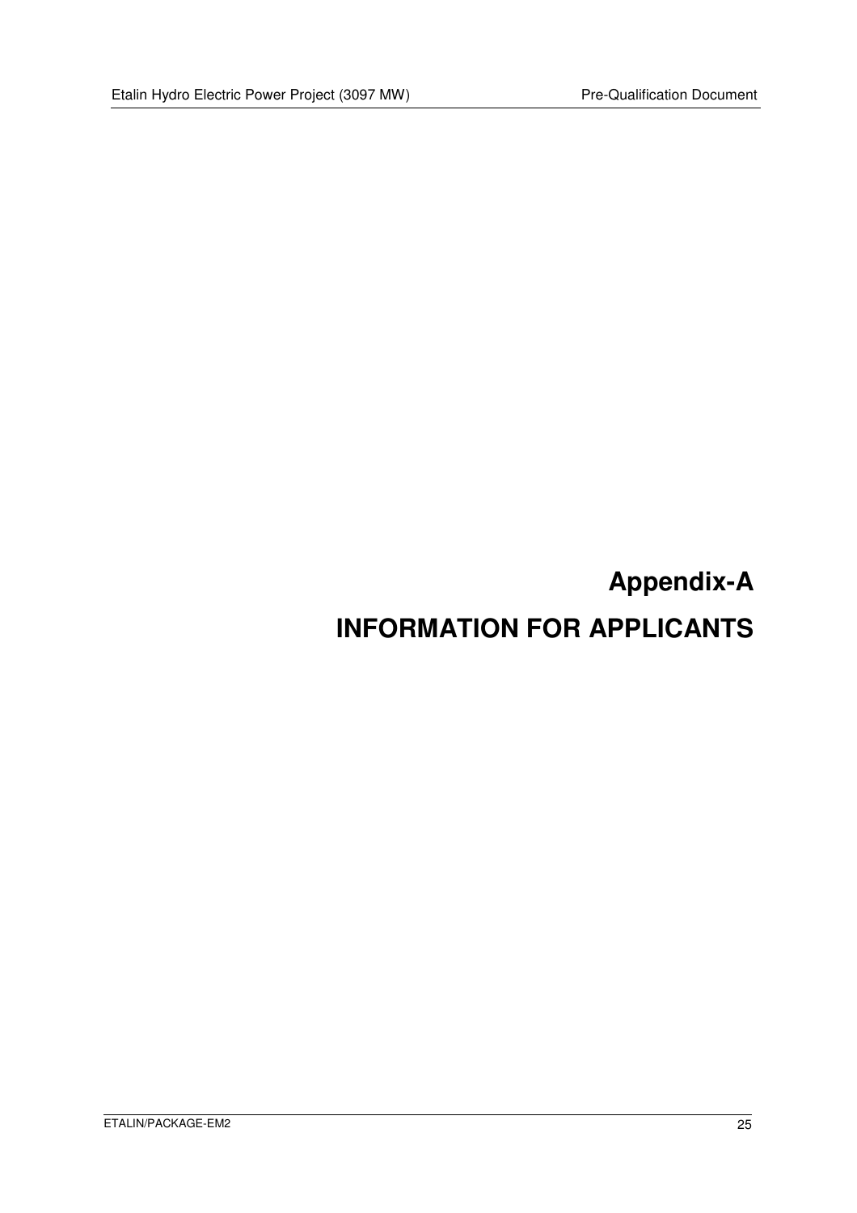# Appendix-A

# INFORMATION FOR APPLICANTS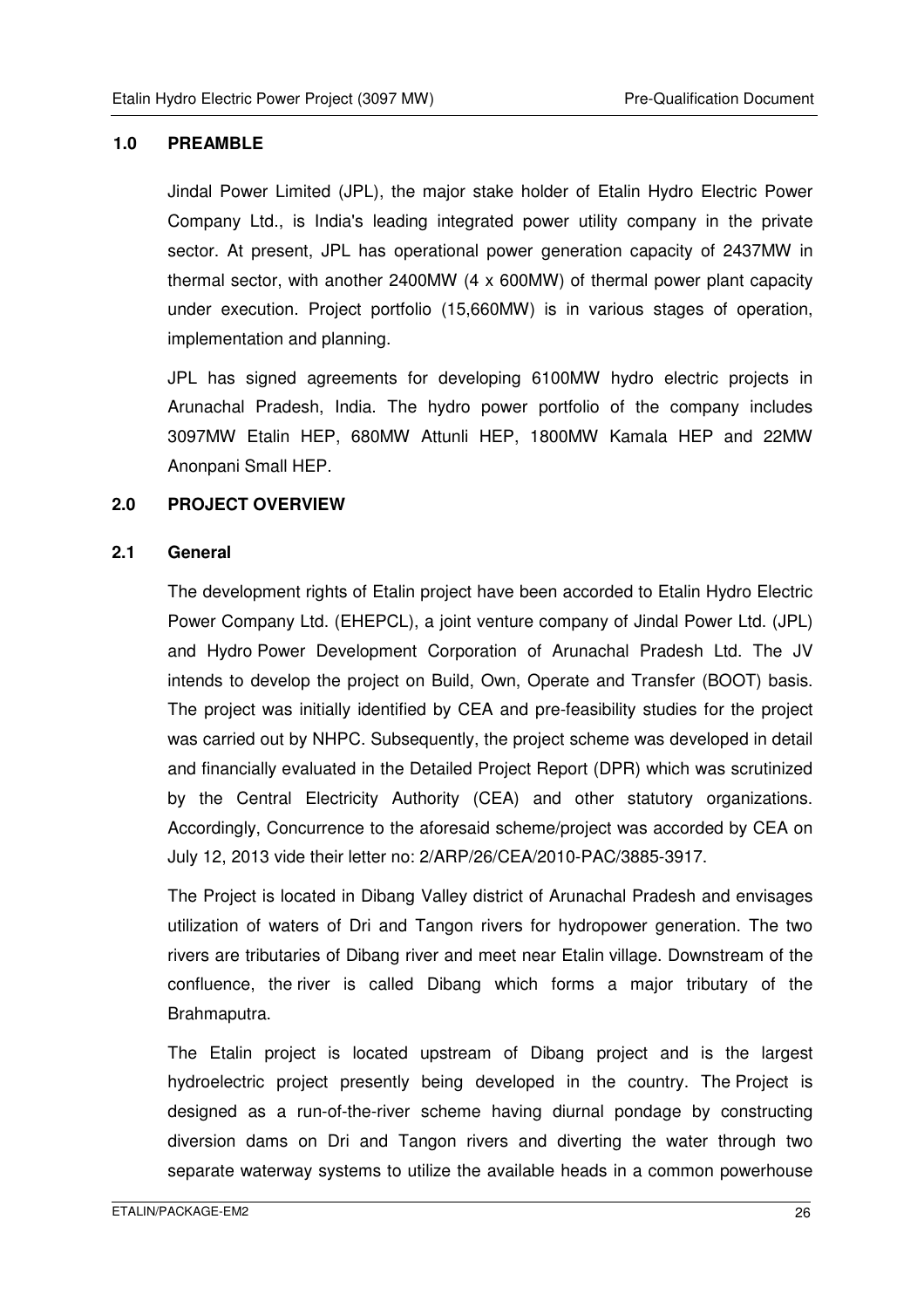## 1.0 PREAMBLE

Jindal Power Limited (JPL), the major stake holder of Etalin Hydro Electric Power Company Ltd., is India's leading integrated power utility company in the private sector. At present, JPL has operational power generation capacity of 2437MW in thermal sector, with another 2400MW (4 x 600MW) of thermal power plant capacity under execution. Project portfolio (15,660MW) is in various stages of operation, implementation and planning.

JPL has signed agreements for developing 6100MW hydro electric projects in Arunachal Pradesh, India. The hydro power portfolio of the company includes 3097MW Etalin HEP, 680MW Attunli HEP, 1800MW Kamala HEP and 22MW Anonpani Small HEP.

## 2.0 PROJECT OVERVIEW

### 2.1 General

The development rights of Etalin project have been accorded to Etalin Hydro Electric Power Company Ltd. (EHEPCL), a joint venture company of Jindal Power Ltd. (JPL) and Hydro Power Development Corporation of Arunachal Pradesh Ltd. The JV intends to develop the project on Build, Own, Operate and Transfer (BOOT) basis. The project was initially identified by CEA and pre-feasibility studies for the project was carried out by NHPC. Subsequently, the project scheme was developed in detail and financially evaluated in the Detailed Project Report (DPR) which was scrutinized by the Central Electricity Authority (CEA) and other statutory organizations. Accordingly, Concurrence to the aforesaid scheme/project was accorded by CEA on July 12, 2013 vide their letter no: 2/ARP/26/CEA/2010-PAC/3885-3917.

The Project is located in Dibang Valley district of Arunachal Pradesh and envisages utilization of waters of Dri and Tangon rivers for hydropower generation. The two rivers are tributaries of Dibang river and meet near Etalin village. Downstream of the confluence, the river is called Dibang which forms a major tributary of the Brahmaputra.

The Etalin project is located upstream of Dibang project and is the largest hydroelectric project presently being developed in the country. The Project is designed as a run-of-the-river scheme having diurnal pondage by constructing diversion dams on Dri and Tangon rivers and diverting the water through two separate waterway systems to utilize the available heads in a common powerhouse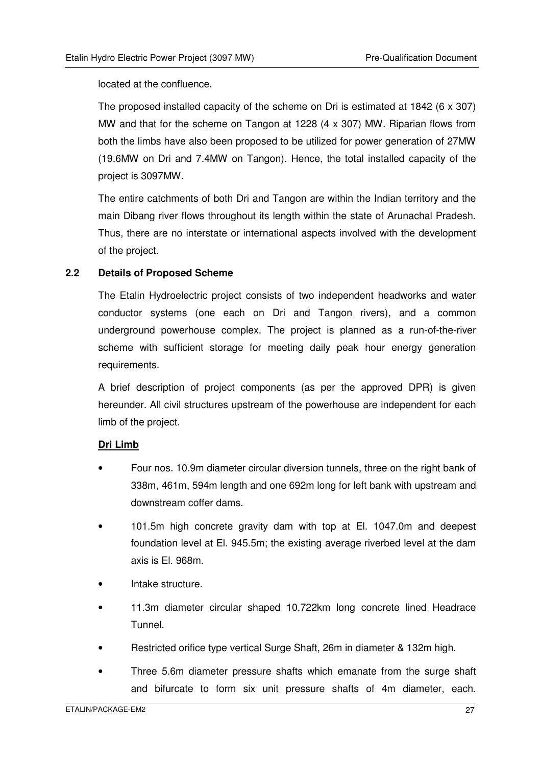located at the confluence.

The proposed installed capacity of the scheme on Dri is estimated at 1842 (6 x 307) MW and that for the scheme on Tangon at 1228 (4 x 307) MW. Riparian flows from both the limbs have also been proposed to be utilized for power generation of 27MW (19.6MW on Dri and 7.4MW on Tangon). Hence, the total installed capacity of the project is 3097MW.

The entire catchments of both Dri and Tangon are within the Indian territory and the main Dibang river flows throughout its length within the state of Arunachal Pradesh. Thus, there are no interstate or international aspects involved with the development of the project.

## 2.2 Details of Proposed Scheme

The Etalin Hydroelectric project consists of two independent headworks and water conductor systems (one each on Dri and Tangon rivers), and a common underground powerhouse complex. The project is planned as a run-of-the-river scheme with sufficient storage for meeting daily peak hour energy generation requirements.

A brief description of project components (as per the approved DPR) is given hereunder. All civil structures upstream of the powerhouse are independent for each limb of the project.

**Dri Limb**

- Four nos. 10.9m diameter circular diversion tunnels, three on the right bank of 338m, 461m, 594m length and one 692m long for left bank with upstream and downstream coffer dams.
- 101.5m high concrete gravity dam with top at El. 1047.0m and deepest foundation level at El. 945.5m; the existing average riverbed level at the dam axis is El. 968m.
- Intake structure.
- 11.3m diameter circular shaped 10.722km long concrete lined Headrace Tunnel.
- Restricted orifice type vertical Surge Shaft, 26m in diameter & 132m high.
- Three 5.6m diameter pressure shafts which emanate from the surge shaft and bifurcate to form six unit pressure shafts of 4m diameter, each.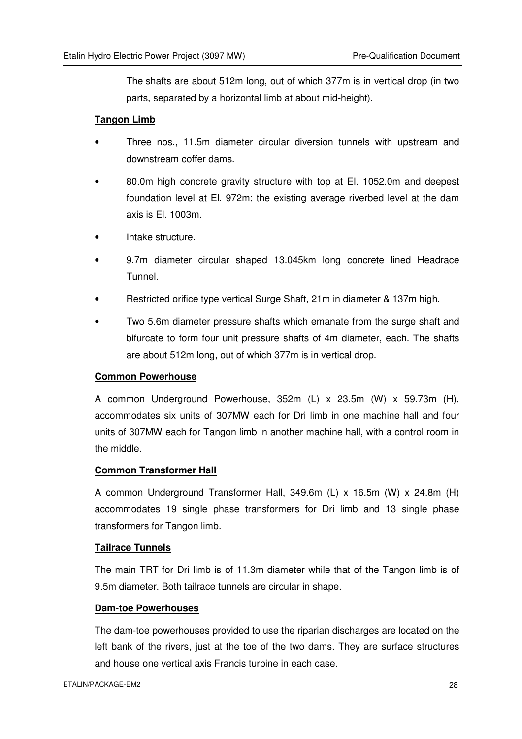The shafts are about 512m long, out of which 377m is in vertical drop (in two parts, separated by a horizontal limb at about mid-height).

**Tangon Limb**

- Three nos., 11.5m diameter circular diversion tunnels with upstream and downstream coffer dams.
- 80.0m high concrete gravity structure with top at El. 1052.0m and deepest foundation level at El. 972m; the existing average riverbed level at the dam axis is El. 1003m.
- Intake structure.
- 9.7m diameter circular shaped 13.045km long concrete lined Headrace Tunnel.
- Restricted orifice type vertical Surge Shaft, 21m in diameter & 137m high.
- Two 5.6m diameter pressure shafts which emanate from the surge shaft and bifurcate to form four unit pressure shafts of 4m diameter, each. The shafts are about 512m long, out of which 377m is in vertical drop.

**Common Powerhouse**

A common Underground Powerhouse, 352m (L) x 23.5m (W) x 59.73m (H), accommodates six units of 307MW each for Dri limb in one machine hall and four units of 307MW each for Tangon limb in another machine hall, with a control room in the middle.

**Common Transformer Hall**

A common Underground Transformer Hall, 349.6m (L) x 16.5m (W) x 24.8m (H) accommodates 19 single phase transformers for Dri limb and 13 single phase transformers for Tangon limb.

**Tailrace Tunnels**

The main TRT for Dri limb is of 11.3m diameter while that of the Tangon limb is of 9.5m diameter. Both tailrace tunnels are circular in shape.

**Dam-toe Powerhouses**

The dam-toe powerhouses provided to use the riparian discharges are located on the left bank of the rivers, just at the toe of the two dams. They are surface structures and house one vertical axis Francis turbine in each case.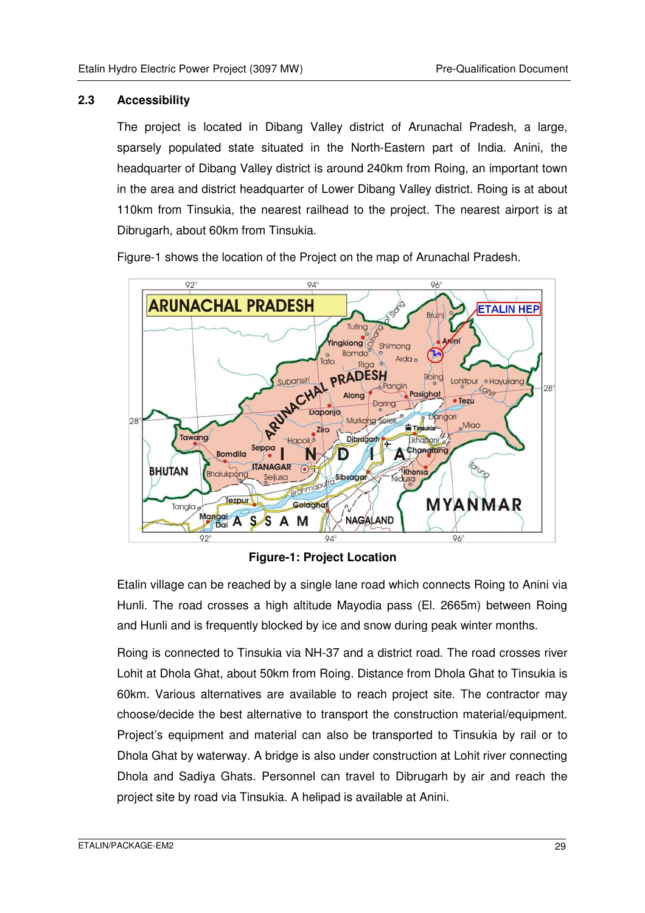## 2.3 Accessibility

The project is located in Dibang Valley district of Arunachal Pradesh, a large, sparsely populated state situated in the North-Eastern part of India. Anini, the headquarter of Dibang Valley district is around 240km from Roing, an important town in the area and district headquarter of Lower Dibang Valley district. Roing is at about 110km from Tinsukia, the nearest railhead to the project. The nearest airport is at Dibrugarh, about 60km from Tinsukia.

Figure-1 shows the location of the Project on the map of Arunachal Pradesh.

**Figure-1: Project Location**

Etalin village can be reached by a single lane road which connects Roing to Anini via Hunli. The road crosses a high altitude Mayodia pass (El. 2665m) between Roing and Hunli and is frequently blocked by ice and snow during peak winter months.

Roing is connected to Tinsukia via NH-37 and a district road. The road crosses river Lohit at Dhola Ghat, about 50km from Roing. Distance from Dhola Ghat to Tinsukia is 60km. Various alternatives are available to reach project site. The contractor may choose/decide the best alternative to transport the construction material/equipment. Project's equipment and material can also be transported to Tinsukia by rail or to Dhola Ghat by waterway. A bridge is also under construction at Lohit river connecting Dhola and Sadiya Ghats. Personnel can travel to Dibrugarh by air and reach the project site by road via Tinsukia. A helipad is available at Anini.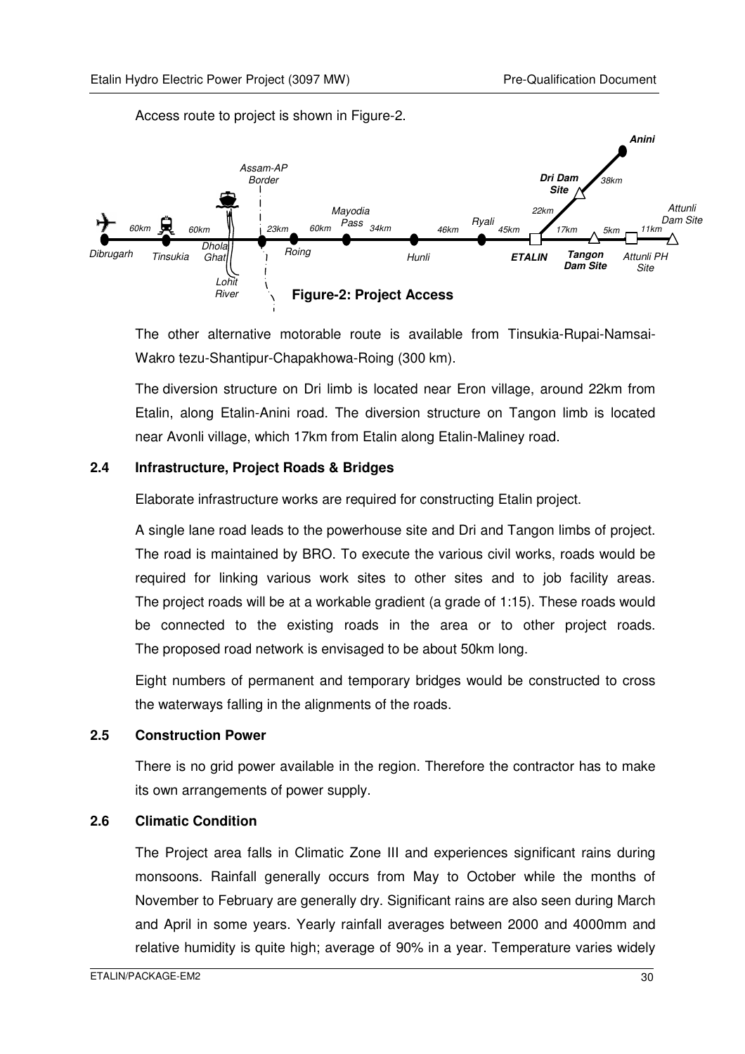Access route to project is shown in Figure-2.

**Figure-2: Project Access**

The other alternative motorable route is available from Tinsukia-Rupai-Namsai-Wakro tezu-Shantipur-Chapakhowa-Roing (300 km).

The diversion structure on Dri limb is located near Eron village, around 22km from Etalin, along Etalin-Anini road. The diversion structure on Tangon limb is located near Avonli village, which 17km from Etalin along Etalin-Maliney road.

## 2.4 Infrastructure, Project Roads & Bridges

Elaborate infrastructure works are required for constructing Etalin project.

A single lane road leads to the powerhouse site and Dri and Tangon limbs of project. The road is maintained by BRO. To execute the various civil works, roads would be required for linking various work sites to other sites and to job facility areas. The project roads will be at a workable gradient (a grade of 1:15). These roads would be connected to the existing roads in the area or to other project roads. The proposed road network is envisaged to be about 50km long.

Eight numbers of permanent and temporary bridges would be constructed to cross the waterways falling in the alignments of the roads.

## 2.5 Construction Power

There is no grid power available in the region. Therefore the contractor has to make its own arrangements of power supply.

## 2.6 Climatic Condition

The Project area falls in Climatic Zone III and experiences significant rains during monsoons. Rainfall generally occurs from May to October while the months of November to February are generally dry. Significant rains are also seen during March and April in some years. Yearly rainfall averages between 2000 and 4000mm and relative humidity is quite high; average of 90% in a year. Temperature varies widely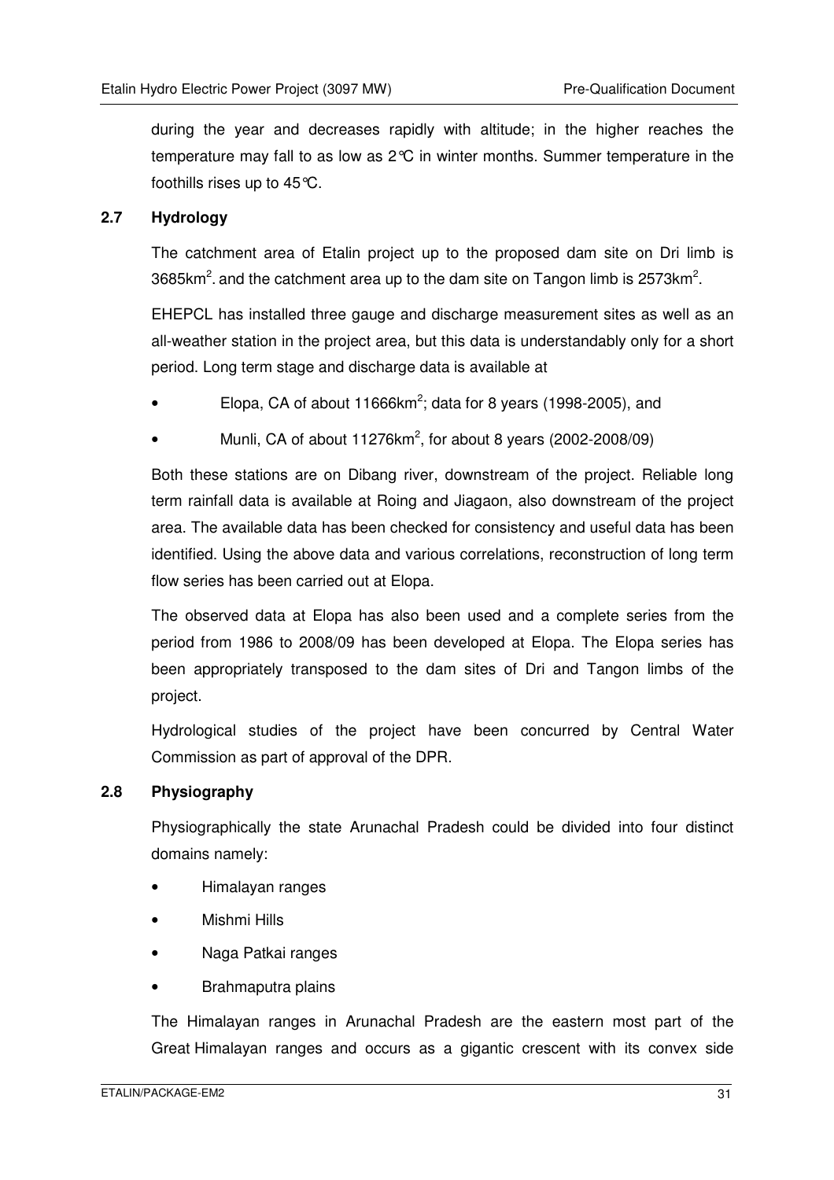during the year and decreases rapidly with altitude; in the higher reaches the temperature may fall to as low as 2°C in winter months. Summer temperature in the foothills rises up to 45°C.

## 2.7 Hydrology

The catchment area of Etalin project up to the proposed dam site on Dri limb is 3685km$^2$. and the catchment area up to the dam site on Tangon limb is 2573km$^2$.

EHEPCL has installed three gauge and discharge measurement sites as well as an all-weather station in the project area, but this data is understandably only for a short period. Long term stage and discharge data is available at

- Elopa, CA of about 11666km$^2$; data for 8 years (1998-2005), and
- Munli, CA of about 11276km$^2$, for about 8 years (2002-2008/09)

Both these stations are on Dibang river, downstream of the project. Reliable long term rainfall data is available at Roing and Jiagaon, also downstream of the project area. The available data has been checked for consistency and useful data has been identified. Using the above data and various correlations, reconstruction of long term flow series has been carried out at Elopa.

The observed data at Elopa has also been used and a complete series from the period from 1986 to 2008/09 has been developed at Elopa. The Elopa series has been appropriately transposed to the dam sites of Dri and Tangon limbs of the project.

Hydrological studies of the project have been concurred by Central Water Commission as part of approval of the DPR.

## 2.8 Physiography

Physiographically the state Arunachal Pradesh could be divided into four distinct domains namely:

- Himalayan ranges
- Mishmi Hills
- Naga Patkai ranges
- Brahmaputra plains

The Himalayan ranges in Arunachal Pradesh are the eastern most part of the Great Himalayan ranges and occurs as a gigantic crescent with its convex side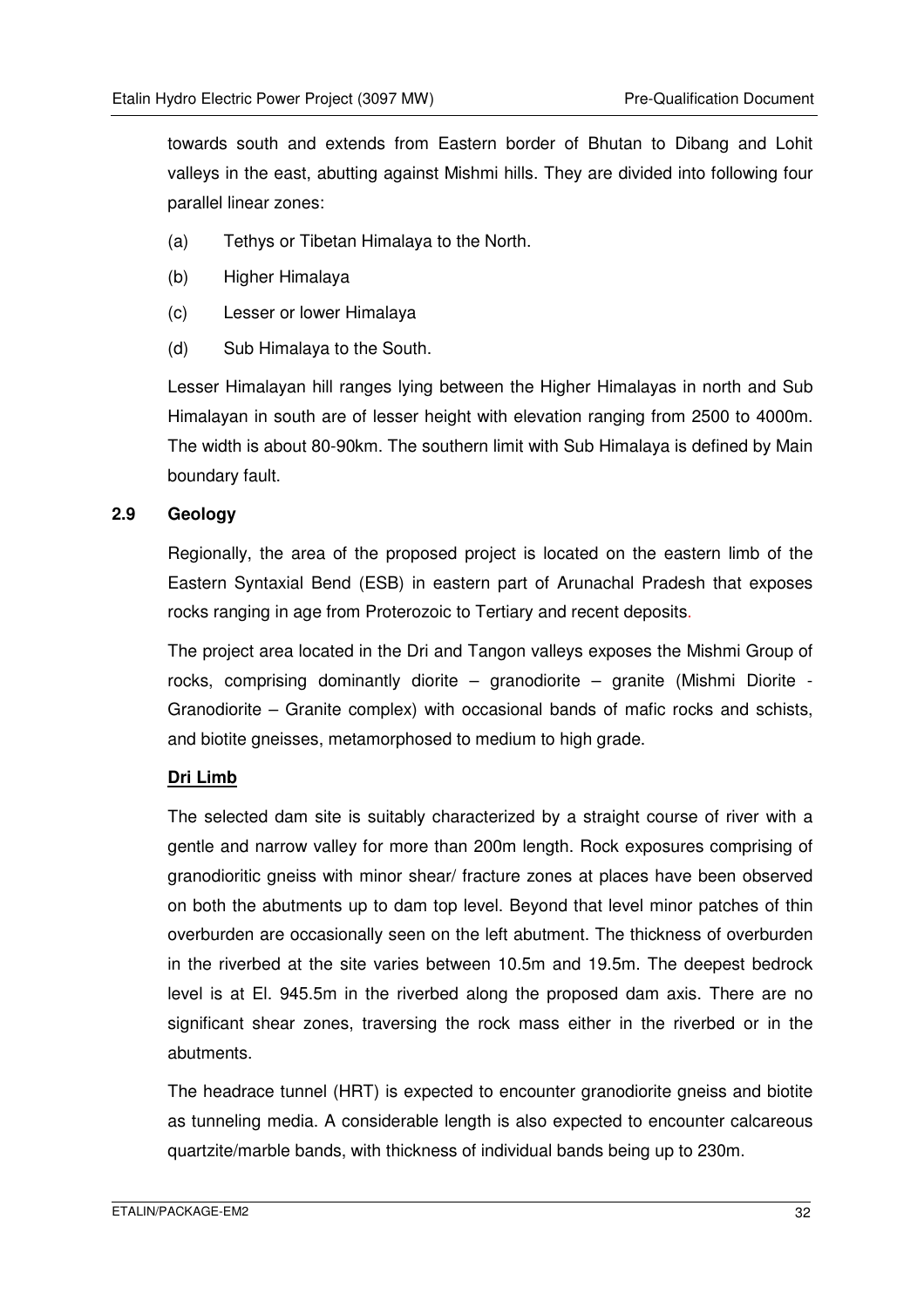towards south and extends from Eastern border of Bhutan to Dibang and Lohit valleys in the east, abutting against Mishmi hills. They are divided into following four parallel linear zones:

(a) Tethys or Tibetan Himalaya to the North.

(b) Higher Himalaya

(c) Lesser or lower Himalaya

(d) Sub Himalaya to the South.

Lesser Himalayan hill ranges lying between the Higher Himalayas in north and Sub Himalayan in south are of lesser height with elevation ranging from 2500 to 4000m. The width is about 80-90km. The southern limit with Sub Himalaya is defined by Main boundary fault.

## 2.9 Geology

Regionally, the area of the proposed project is located on the eastern limb of the Eastern Syntaxial Bend (ESB) in eastern part of Arunachal Pradesh that exposes rocks ranging in age from Proterozoic to Tertiary and recent deposits.

The project area located in the Dri and Tangon valleys exposes the Mishmi Group of rocks, comprising dominantly diorite – granodiorite – granite (Mishmi Diorite - Granodiorite – Granite complex) with occasional bands of mafic rocks and schists, and biotite gneisses, metamorphosed to medium to high grade.

**Dri Limb**

The selected dam site is suitably characterized by a straight course of river with a gentle and narrow valley for more than 200m length. Rock exposures comprising of granodioritic gneiss with minor shear/ fracture zones at places have been observed on both the abutments up to dam top level. Beyond that level minor patches of thin overburden are occasionally seen on the left abutment. The thickness of overburden in the riverbed at the site varies between 10.5m and 19.5m. The deepest bedrock level is at El. 945.5m in the riverbed along the proposed dam axis. There are no significant shear zones, traversing the rock mass either in the riverbed or in the abutments.

The headrace tunnel (HRT) is expected to encounter granodiorite gneiss and biotite as tunneling media. A considerable length is also expected to encounter calcareous quartzite/marble bands, with thickness of individual bands being up to 230m.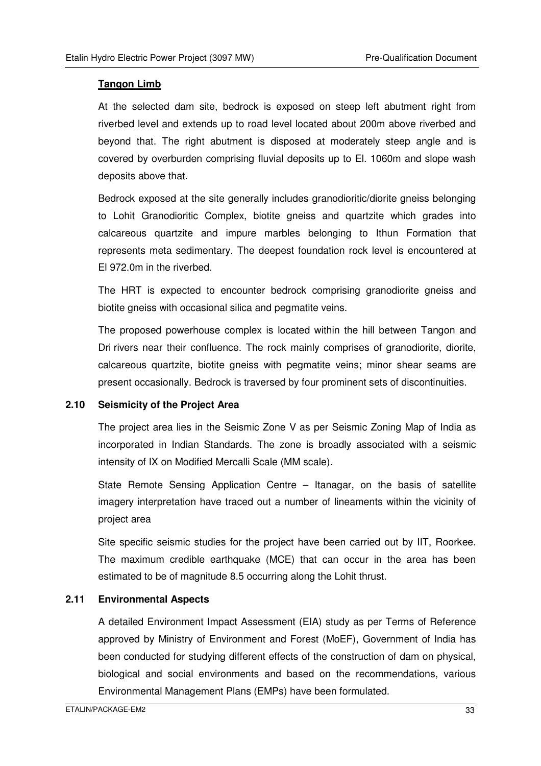**Tangon Limb**

At the selected dam site, bedrock is exposed on steep left abutment right from riverbed level and extends up to road level located about 200m above riverbed and beyond that. The right abutment is disposed at moderately steep angle and is covered by overburden comprising fluvial deposits up to El. 1060m and slope wash deposits above that.

Bedrock exposed at the site generally includes granodioritic/diorite gneiss belonging to Lohit Granodioritic Complex, biotite gneiss and quartzite which grades into calcareous quartzite and impure marbles belonging to Ithun Formation that represents meta sedimentary. The deepest foundation rock level is encountered at El 972.0m in the riverbed.

The HRT is expected to encounter bedrock comprising granodiorite gneiss and biotite gneiss with occasional silica and pegmatite veins.

The proposed powerhouse complex is located within the hill between Tangon and Dri rivers near their confluence. The rock mainly comprises of granodiorite, diorite, calcareous quartzite, biotite gneiss with pegmatite veins; minor shear seams are present occasionally. Bedrock is traversed by four prominent sets of discontinuities.

### 2.10 Seismicity of the Project Area

The project area lies in the Seismic Zone V as per Seismic Zoning Map of India as incorporated in Indian Standards. The zone is broadly associated with a seismic intensity of IX on Modified Mercalli Scale (MM scale).

State Remote Sensing Application Centre – Itanagar, on the basis of satellite imagery interpretation have traced out a number of lineaments within the vicinity of project area

Site specific seismic studies for the project have been carried out by IIT, Roorkee. The maximum credible earthquake (MCE) that can occur in the area has been estimated to be of magnitude 8.5 occurring along the Lohit thrust.

### 2.11 Environmental Aspects

A detailed Environment Impact Assessment (EIA) study as per Terms of Reference approved by Ministry of Environment and Forest (MoEF), Government of India has been conducted for studying different effects of the construction of dam on physical, biological and social environments and based on the recommendations, various Environmental Management Plans (EMPs) have been formulated.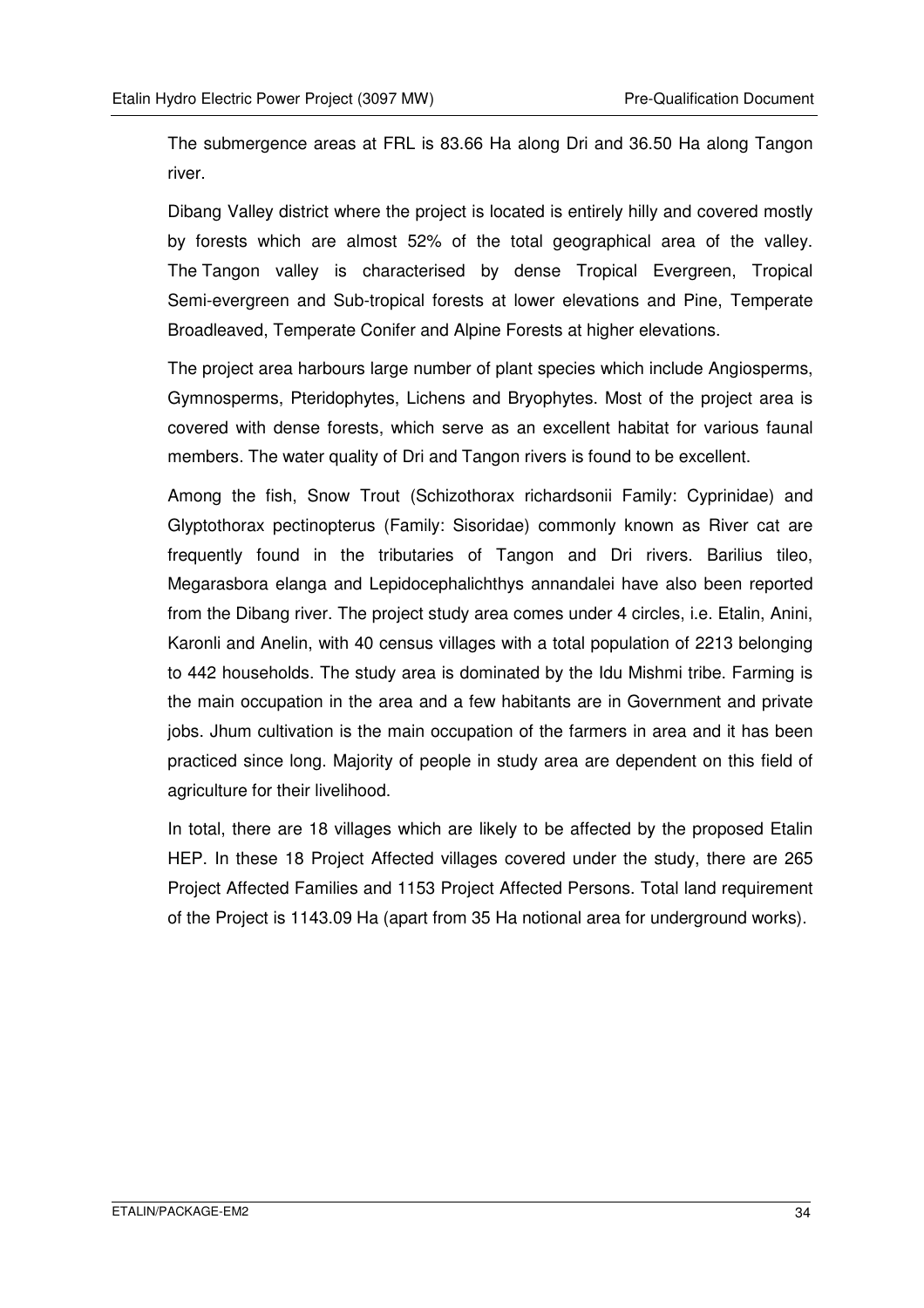The submergence areas at FRL is 83.66 Ha along Dri and 36.50 Ha along Tangon river.

Dibang Valley district where the project is located is entirely hilly and covered mostly by forests which are almost 52% of the total geographical area of the valley. The Tangon valley is characterised by dense Tropical Evergreen, Tropical Semi-evergreen and Sub-tropical forests at lower elevations and Pine, Temperate Broadleaved, Temperate Conifer and Alpine Forests at higher elevations.

The project area harbours large number of plant species which include Angiosperms, Gymnosperms, Pteridophytes, Lichens and Bryophytes. Most of the project area is covered with dense forests, which serve as an excellent habitat for various faunal members. The water quality of Dri and Tangon rivers is found to be excellent.

Among the fish, Snow Trout (Schizothorax richardsonii Family: Cyprinidae) and Glyptothorax pectinopterus (Family: Sisoridae) commonly known as River cat are frequently found in the tributaries of Tangon and Dri rivers. Barilius tileo, Megarasbora elanga and Lepidocephalichthys annandalei have also been reported from the Dibang river. The project study area comes under 4 circles, i.e. Etalin, Anini, Karonli and Anelin, with 40 census villages with a total population of 2213 belonging to 442 households. The study area is dominated by the Idu Mishmi tribe. Farming is the main occupation in the area and a few habitants are in Government and private jobs. Jhum cultivation is the main occupation of the farmers in area and it has been practiced since long. Majority of people in study area are dependent on this field of agriculture for their livelihood.

In total, there are 18 villages which are likely to be affected by the proposed Etalin HEP. In these 18 Project Affected villages covered under the study, there are 265 Project Affected Families and 1153 Project Affected Persons. Total land requirement of the Project is 1143.09 Ha (apart from 35 Ha notional area for underground works).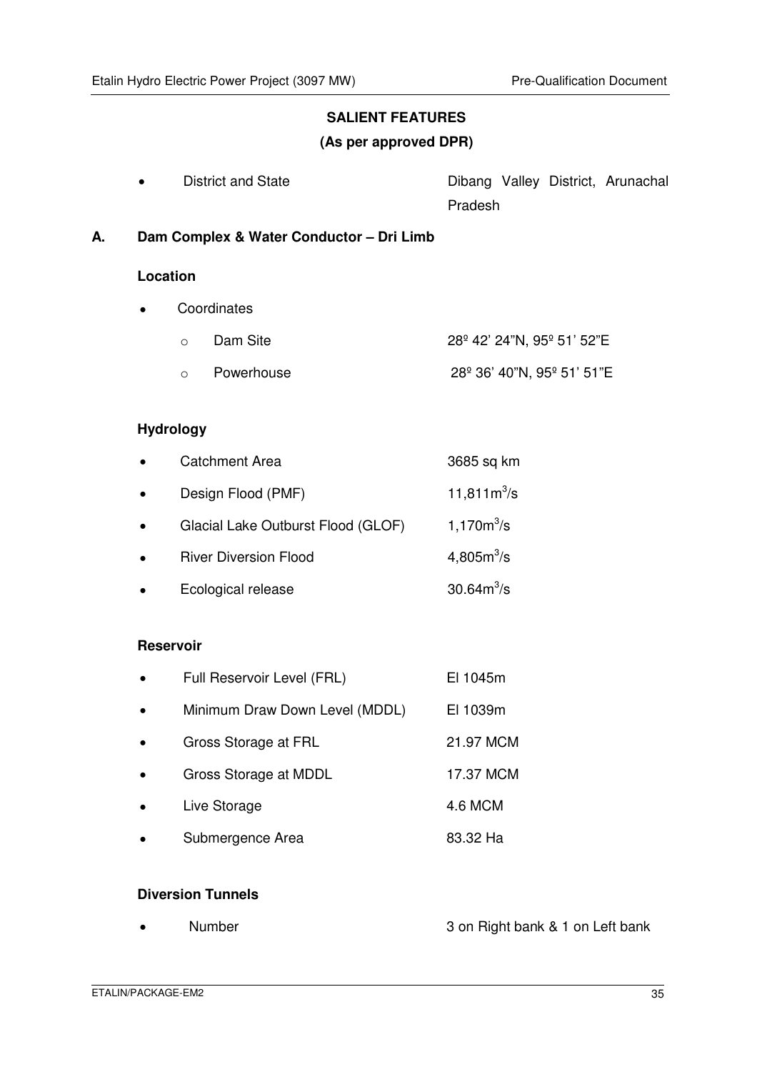## SALIENT FEATURES

**(As per approved DPR)**

- District and State — Dibang Valley District, Arunachal Pradesh

### A. Dam Complex & Water Conductor – Dri Limb

**Location**

- Coordinates
  - Dam Site — 28º 42' 24"N, 95º 51' 52"E
  - Powerhouse — 28º 36' 40"N, 95º 51' 51"E

**Hydrology**

- Catchment Area — 3685 sq km
- Design Flood (PMF) — 11,811$m^3$/s
- Glacial Lake Outburst Flood (GLOF) — 1,170$m^3$/s
- River Diversion Flood — 4,805$m^3$/s
- Ecological release — 30.64$m^3$/s

**Reservoir**

- Full Reservoir Level (FRL) — El 1045m
- Minimum Draw Down Level (MDDL) — El 1039m
- Gross Storage at FRL — 21.97 MCM
- Gross Storage at MDDL — 17.37 MCM
- Live Storage — 4.6 MCM
- Submergence Area — 83.32 Ha

**Diversion Tunnels**

- Number — 3 on Right bank & 1 on Left bank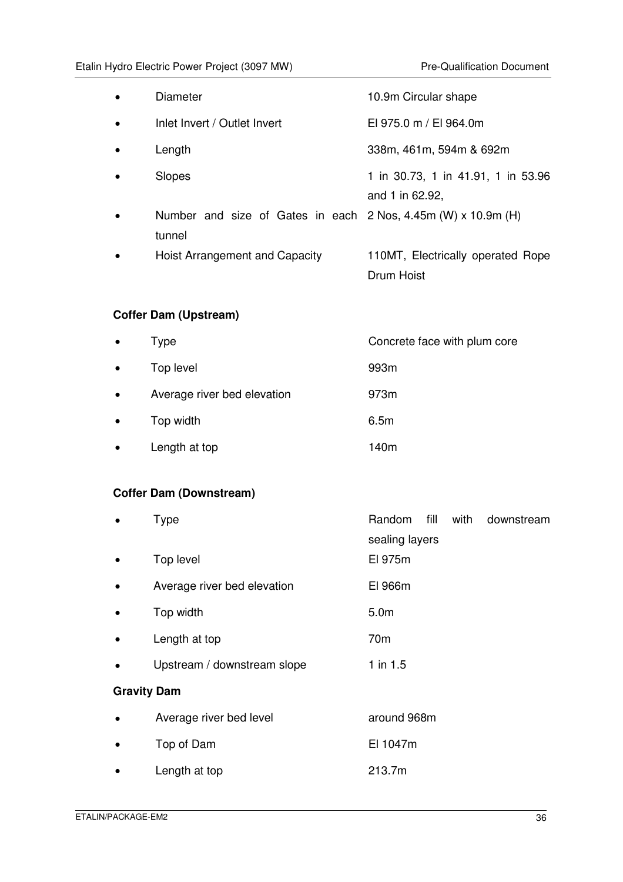- Diameter — 10.9m Circular shape
- Inlet Invert / Outlet Invert — El 975.0 m / El 964.0m
- Length — 338m, 461m, 594m & 692m
- Slopes — 1 in 30.73, 1 in 41.91, 1 in 53.96 and 1 in 62.92,
- Number and size of Gates in each tunnel — 2 Nos, 4.45m (W) x 10.9m (H)
- Hoist Arrangement and Capacity — 110MT, Electrically operated Rope Drum Hoist

**Coffer Dam (Upstream)**

- Type — Concrete face with plum core
- Top level — 993m
- Average river bed elevation — 973m
- Top width — 6.5m
- Length at top — 140m

**Coffer Dam (Downstream)**

- Type — Random fill with downstream sealing layers
- Top level — El 975m
- Average river bed elevation — El 966m
- Top width — 5.0m
- Length at top — 70m
- Upstream / downstream slope — 1 in 1.5

**Gravity Dam**

- Average river bed level — around 968m
- Top of Dam — El 1047m
- Length at top — 213.7m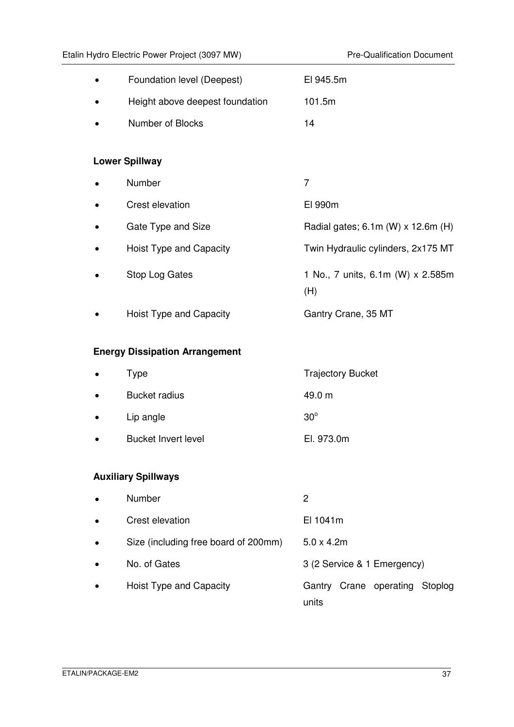- Foundation level (Deepest) El 945.5m
- Height above deepest foundation 101.5m
- Number of Blocks 14

**Lower Spillway**

- Number 7
- Crest elevation El 990m
- Gate Type and Size Radial gates; 6.1m (W) x 12.6m (H)
- Hoist Type and Capacity Twin Hydraulic cylinders, 2x175 MT
- Stop Log Gates 1 No., 7 units, 6.1m (W) x 2.585m (H)
- Hoist Type and Capacity Gantry Crane, 35 MT

**Energy Dissipation Arrangement**

- Type Trajectory Bucket
- Bucket radius 49.0 m
- Lip angle $30^o$
- Bucket Invert level El. 973.0m

**Auxiliary Spillways**

- Number 2
- Crest elevation El 1041m
- Size (including free board of 200mm) 5.0 x 4.2m
- No. of Gates 3 (2 Service & 1 Emergency)
- Hoist Type and Capacity Gantry Crane operating Stoplog units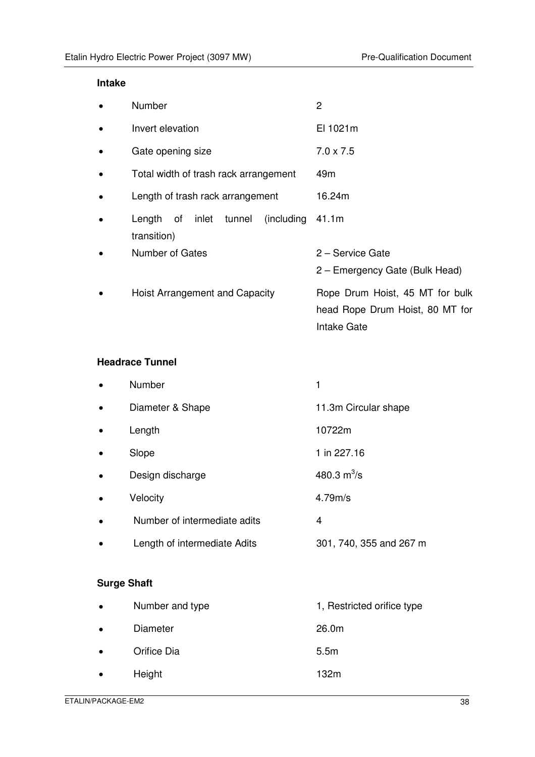**Intake**

- Number: 2
- Invert elevation: El 1021m
- Gate opening size: 7.0 x 7.5
- Total width of trash rack arrangement: 49m
- Length of trash rack arrangement: 16.24m
- Length of inlet tunnel (including transition): 41.1m
- Number of Gates: 2 – Service Gate
  2 – Emergency Gate (Bulk Head)
- Hoist Arrangement and Capacity: Rope Drum Hoist, 45 MT for bulk head Rope Drum Hoist, 80 MT for Intake Gate

**Headrace Tunnel**

- Number: 1
- Diameter & Shape: 11.3m Circular shape
- Length: 10722m
- Slope: 1 in 227.16
- Design discharge: 480.3 $m^3/s$
- Velocity: 4.79m/s
- Number of intermediate adits: 4
- Length of intermediate Adits: 301, 740, 355 and 267 m

**Surge Shaft**

- Number and type: 1, Restricted orifice type
- Diameter: 26.0m
- Orifice Dia: 5.5m
- Height: 132m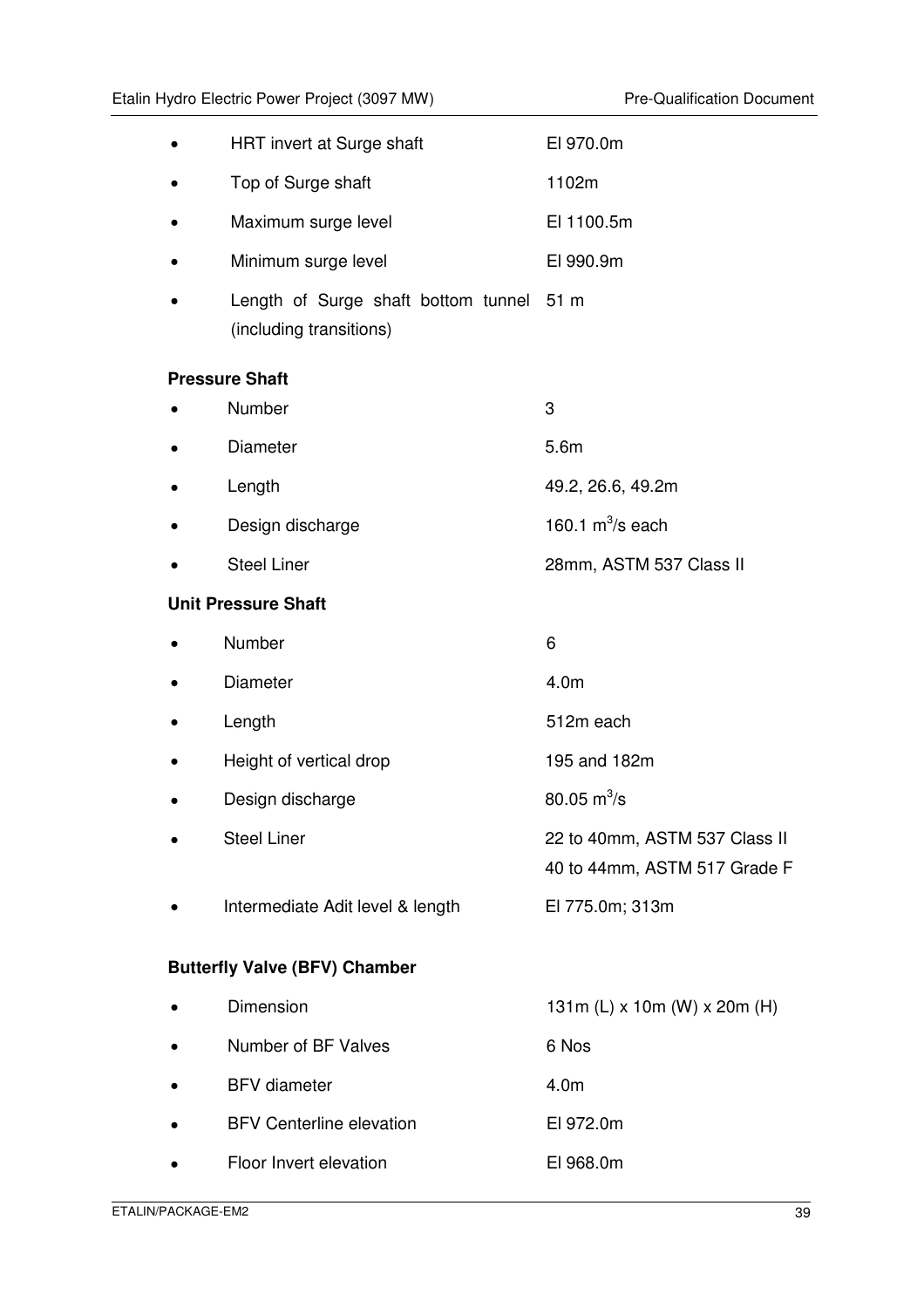- HRT invert at Surge shaft — El 970.0m
- Top of Surge shaft — 1102m
- Maximum surge level — El 1100.5m
- Minimum surge level — El 990.9m
- Length of Surge shaft bottom tunnel (including transitions) — 51 m

**Pressure Shaft**

- Number — 3
- Diameter — 5.6m
- Length — 49.2, 26.6, 49.2m
- Design discharge — 160.1 $m^3/s$ each
- Steel Liner — 28mm, ASTM 537 Class II

**Unit Pressure Shaft**

- Number — 6
- Diameter — 4.0m
- Length — 512m each
- Height of vertical drop — 195 and 182m
- Design discharge — 80.05 $m^3/s$
- Steel Liner — 22 to 40mm, ASTM 537 Class II; 40 to 44mm, ASTM 517 Grade F
- Intermediate Adit level & length — El 775.0m; 313m

**Butterfly Valve (BFV) Chamber**

- Dimension — 131m (L) x 10m (W) x 20m (H)
- Number of BF Valves — 6 Nos
- BFV diameter — 4.0m
- BFV Centerline elevation — El 972.0m
- Floor Invert elevation — El 968.0m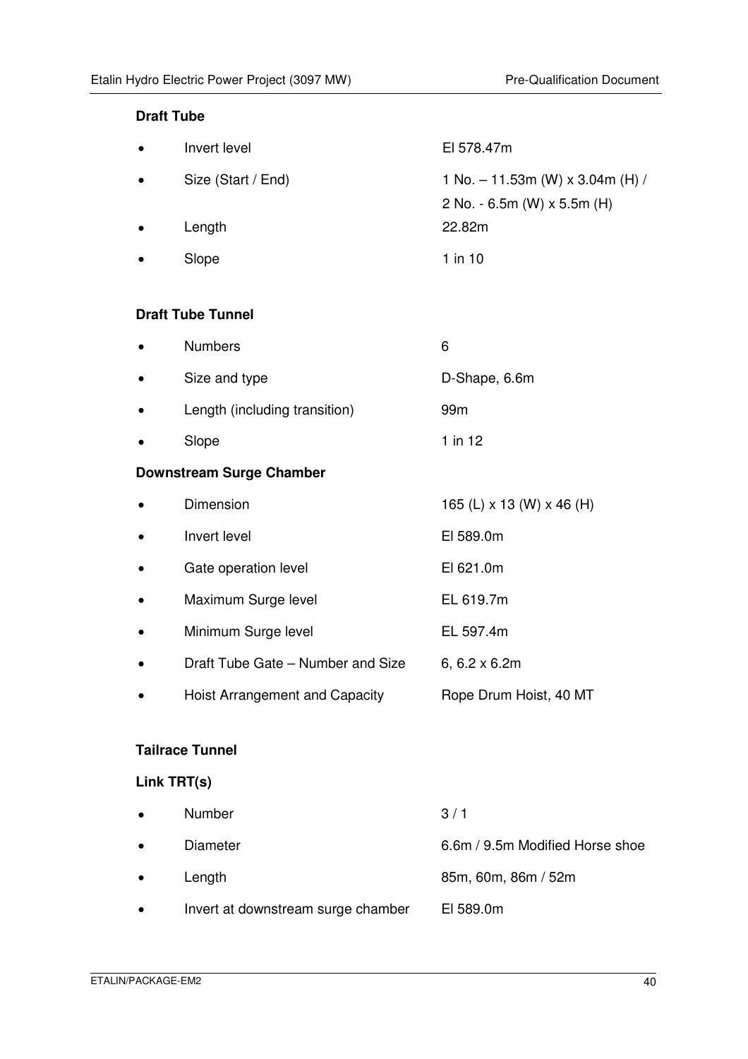**Draft Tube**

- Invert level — El 578.47m
- Size (Start / End) — 1 No. – 11.53m (W) x 3.04m (H) / 2 No. - 6.5m (W) x 5.5m (H)
- Length — 22.82m
- Slope — 1 in 10

**Draft Tube Tunnel**

- Numbers — 6
- Size and type — D-Shape, 6.6m
- Length (including transition) — 99m
- Slope — 1 in 12

**Downstream Surge Chamber**

- Dimension — 165 (L) x 13 (W) x 46 (H)
- Invert level — El 589.0m
- Gate operation level — El 621.0m
- Maximum Surge level — EL 619.7m
- Minimum Surge level — EL 597.4m
- Draft Tube Gate – Number and Size — 6, 6.2 x 6.2m
- Hoist Arrangement and Capacity — Rope Drum Hoist, 40 MT

**Tailrace Tunnel**

**Link TRT(s)**

- Number — 3 / 1
- Diameter — 6.6m / 9.5m Modified Horse shoe
- Length — 85m, 60m, 86m / 52m
- Invert at downstream surge chamber — El 589.0m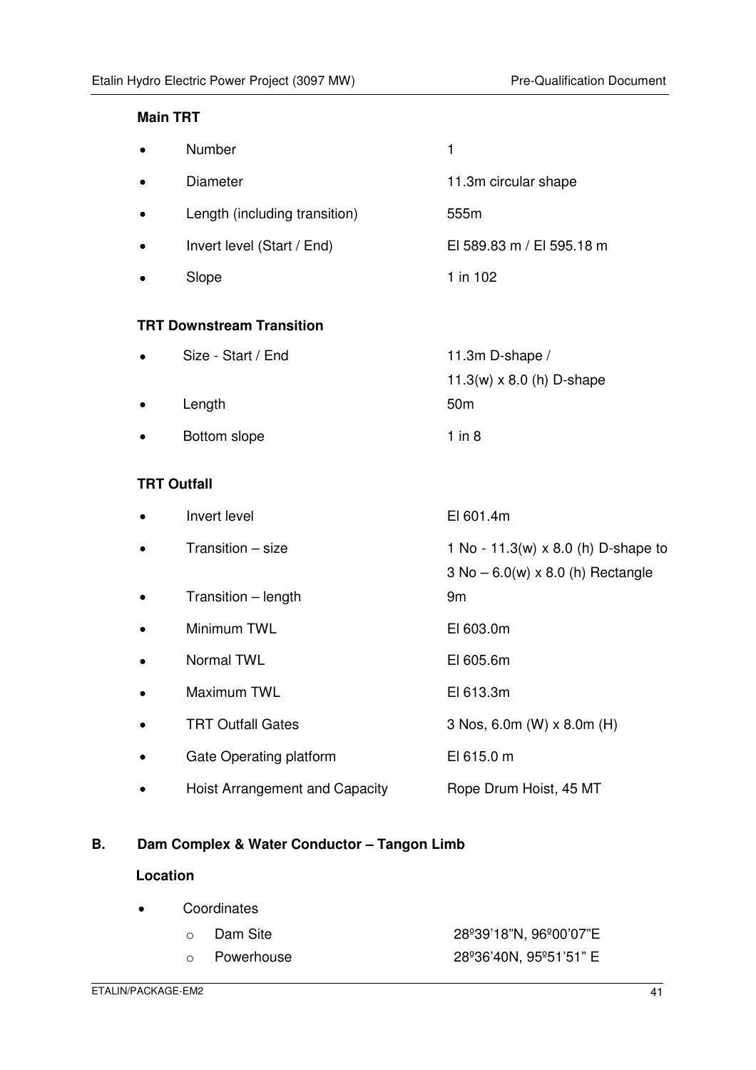**Main TRT**

- Number 1
- Diameter 11.3m circular shape
- Length (including transition) 555m
- Invert level (Start / End) El 589.83 m / El 595.18 m
- Slope 1 in 102

**TRT Downstream Transition**

- Size - Start / End 11.3m D-shape / 11.3(w) x 8.0 (h) D-shape
- Length 50m
- Bottom slope 1 in 8

**TRT Outfall**

- Invert level El 601.4m
- Transition – size 1 No - 11.3(w) x 8.0 (h) D-shape to 3 No – 6.0(w) x 8.0 (h) Rectangle
- Transition – length 9m
- Minimum TWL El 603.0m
- Normal TWL El 605.6m
- Maximum TWL El 613.3m
- TRT Outfall Gates 3 Nos, 6.0m (W) x 8.0m (H)
- Gate Operating platform El 615.0 m
- Hoist Arrangement and Capacity Rope Drum Hoist, 45 MT

**B. Dam Complex & Water Conductor – Tangon Limb**

**Location**

- Coordinates
  - Dam Site 28º39'18"N, 96º00'07"E
  - Powerhouse 28º36'40N, 95º51'51" E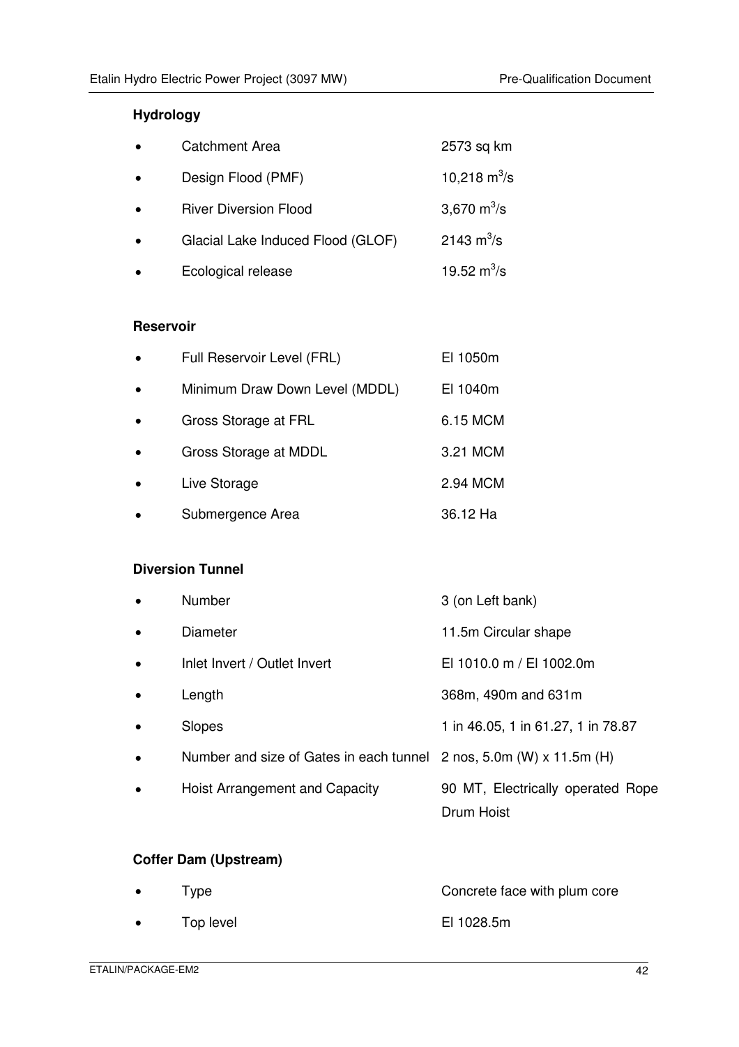**Hydrology**

- Catchment Area 2573 sq km
- Design Flood (PMF) 10,218 $m^3/s$
- River Diversion Flood 3,670 $m^3/s$
- Glacial Lake Induced Flood (GLOF) 2143 $m^3/s$
- Ecological release 19.52 $m^3/s$

**Reservoir**

- Full Reservoir Level (FRL) El 1050m
- Minimum Draw Down Level (MDDL) El 1040m
- Gross Storage at FRL 6.15 MCM
- Gross Storage at MDDL 3.21 MCM
- Live Storage 2.94 MCM
- Submergence Area 36.12 Ha

**Diversion Tunnel**

- Number 3 (on Left bank)
- Diameter 11.5m Circular shape
- Inlet Invert / Outlet Invert El 1010.0 m / El 1002.0m
- Length 368m, 490m and 631m
- Slopes 1 in 46.05, 1 in 61.27, 1 in 78.87
- Number and size of Gates in each tunnel 2 nos, 5.0m (W) x 11.5m (H)
- Hoist Arrangement and Capacity 90 MT, Electrically operated Rope Drum Hoist

**Coffer Dam (Upstream)**

- Type Concrete face with plum core
- Top level El 1028.5m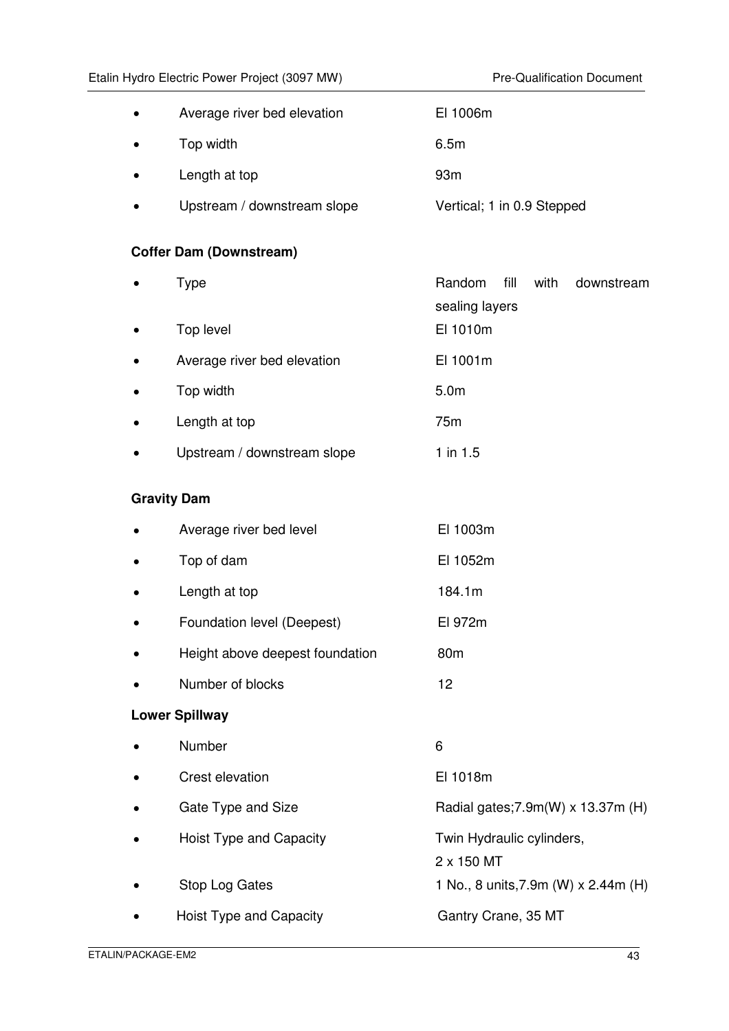- Average river bed elevation El 1006m
- Top width 6.5m
- Length at top 93m
- Upstream / downstream slope Vertical; 1 in 0.9 Stepped

**Coffer Dam (Downstream)**

- Type Random fill with downstream sealing layers
- Top level El 1010m
- Average river bed elevation El 1001m
- Top width 5.0m
- Length at top 75m
- Upstream / downstream slope 1 in 1.5

**Gravity Dam**

- Average river bed level El 1003m
- Top of dam El 1052m
- Length at top 184.1m
- Foundation level (Deepest) El 972m
- Height above deepest foundation 80m
- Number of blocks 12

**Lower Spillway**

- Number 6
- Crest elevation El 1018m
- Gate Type and Size Radial gates;7.9m(W) x 13.37m (H)
- Hoist Type and Capacity Twin Hydraulic cylinders, 2 x 150 MT
- Stop Log Gates 1 No., 8 units,7.9m (W) x 2.44m (H)
- Hoist Type and Capacity Gantry Crane, 35 MT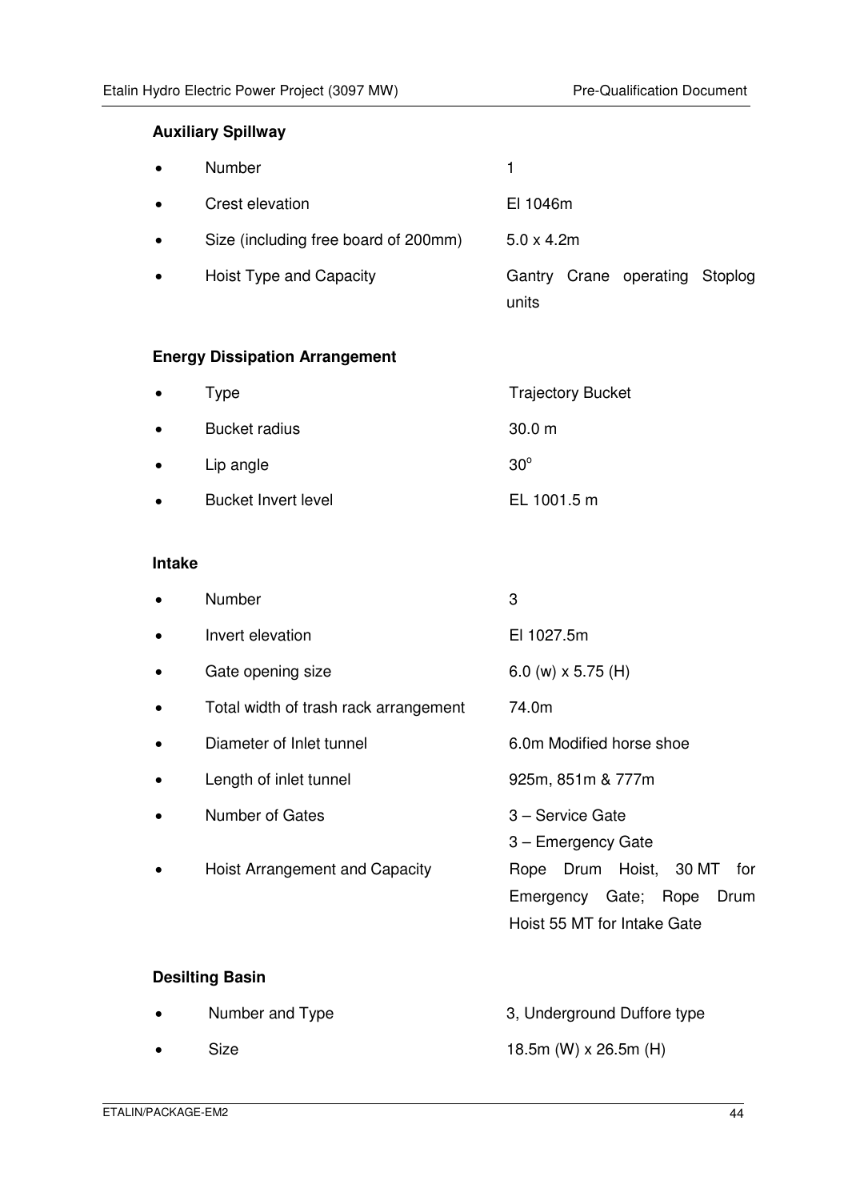**Auxiliary Spillway**

- Number — 1
- Crest elevation — El 1046m
- Size (including free board of 200mm) — 5.0 x 4.2m
- Hoist Type and Capacity — Gantry Crane operating Stoplog units

**Energy Dissipation Arrangement**

- Type — Trajectory Bucket
- Bucket radius — 30.0 m
- Lip angle — $30^o$
- Bucket Invert level — EL 1001.5 m

**Intake**

- Number — 3
- Invert elevation — El 1027.5m
- Gate opening size — 6.0 (w) x 5.75 (H)
- Total width of trash rack arrangement — 74.0m
- Diameter of Inlet tunnel — 6.0m Modified horse shoe
- Length of inlet tunnel — 925m, 851m & 777m
- Number of Gates — 3 – Service Gate; 3 – Emergency Gate
- Hoist Arrangement and Capacity — Rope Drum Hoist, 30 MT for Emergency Gate; Rope Drum Hoist 55 MT for Intake Gate

**Desilting Basin**

- Number and Type — 3, Underground Duffore type
- Size — 18.5m (W) x 26.5m (H)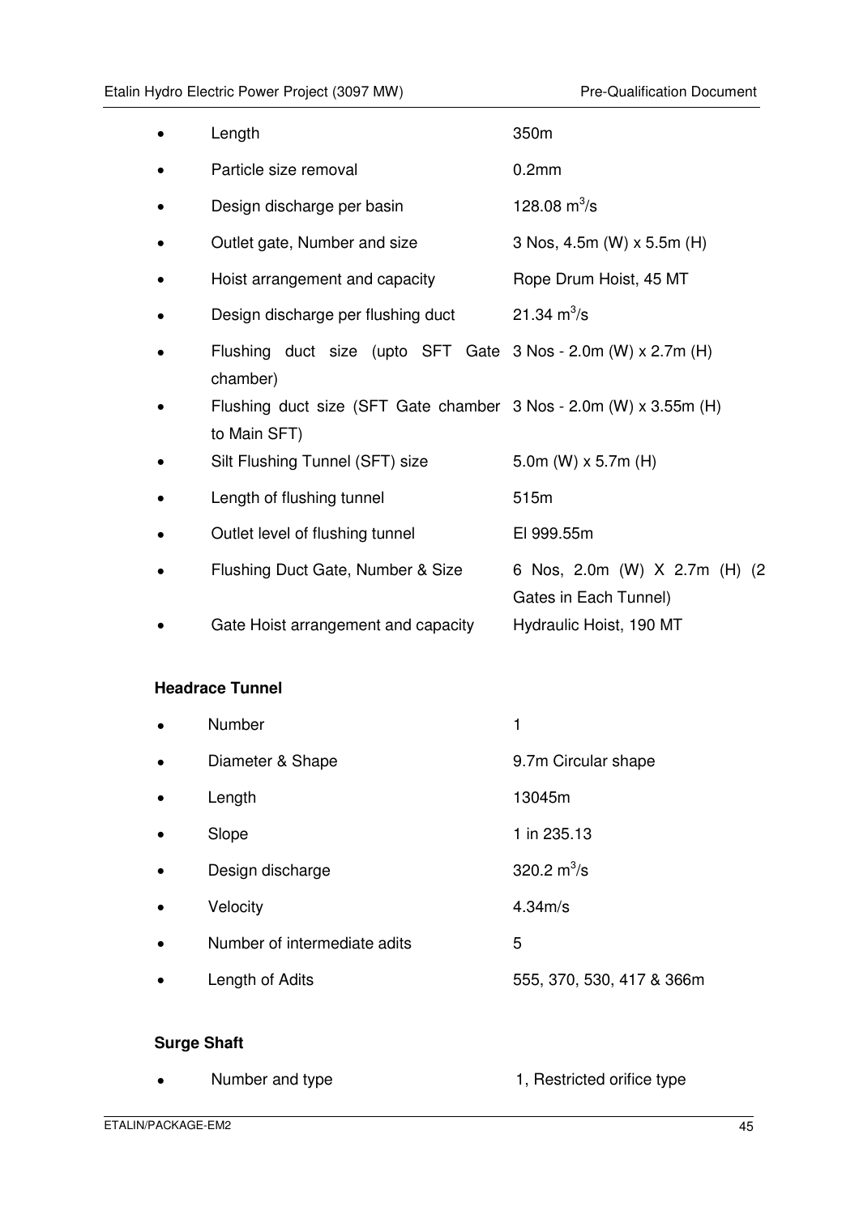- Length 350m
- Particle size removal 0.2mm
- Design discharge per basin 128.08 $m^3/s$
- Outlet gate, Number and size 3 Nos, 4.5m (W) x 5.5m (H)
- Hoist arrangement and capacity Rope Drum Hoist, 45 MT
- Design discharge per flushing duct 21.34 $m^3/s$
- Flushing duct size (upto SFT Gate chamber) 3 Nos - 2.0m (W) x 2.7m (H)
- Flushing duct size (SFT Gate chamber to Main SFT) 3 Nos - 2.0m (W) x 3.55m (H)
- Silt Flushing Tunnel (SFT) size 5.0m (W) x 5.7m (H)
- Length of flushing tunnel 515m
- Outlet level of flushing tunnel El 999.55m
- Flushing Duct Gate, Number & Size 6 Nos, 2.0m (W) X 2.7m (H) (2 Gates in Each Tunnel)
- Gate Hoist arrangement and capacity Hydraulic Hoist, 190 MT

**Headrace Tunnel**

- Number 1
- Diameter & Shape 9.7m Circular shape
- Length 13045m
- Slope 1 in 235.13
- Design discharge 320.2 $m^3/s$
- Velocity 4.34m/s
- Number of intermediate adits 5
- Length of Adits 555, 370, 530, 417 & 366m

**Surge Shaft**

- Number and type 1, Restricted orifice type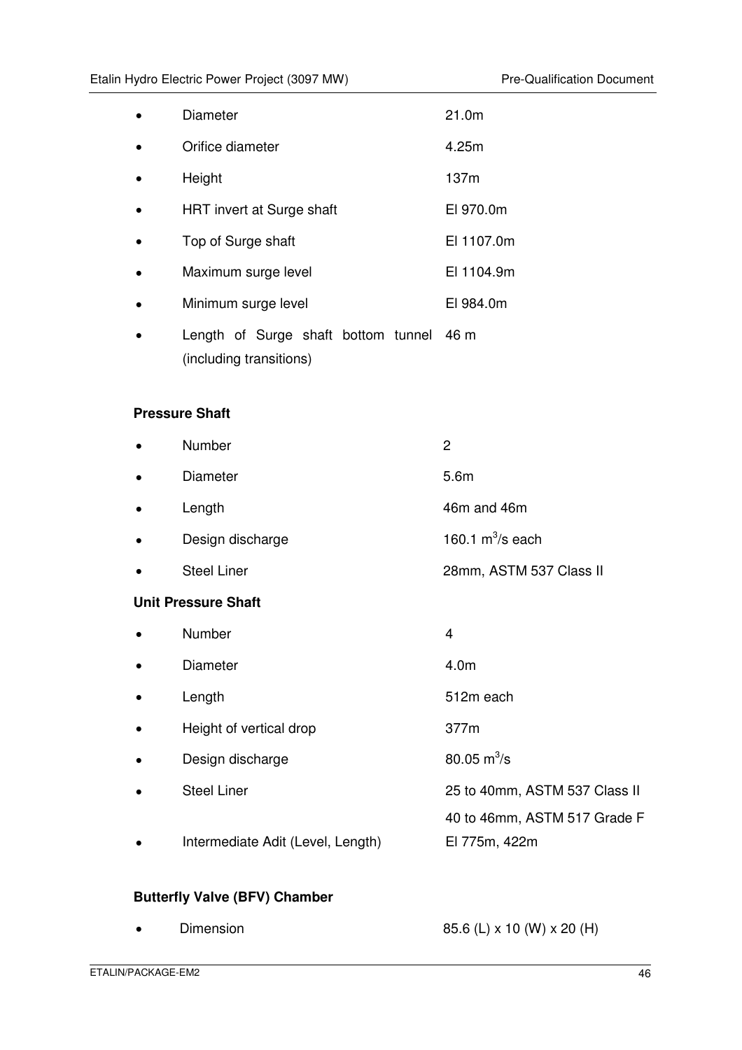- Diameter 21.0m
- Orifice diameter 4.25m
- Height 137m
- HRT invert at Surge shaft El 970.0m
- Top of Surge shaft El 1107.0m
- Maximum surge level El 1104.9m
- Minimum surge level El 984.0m
- Length of Surge shaft bottom tunnel (including transitions) 46 m

**Pressure Shaft**

- Number 2
- Diameter 5.6m
- Length 46m and 46m
- Design discharge 160.1 $m^3$/s each
- Steel Liner 28mm, ASTM 537 Class II

**Unit Pressure Shaft**

- Number 4
- Diameter 4.0m
- Length 512m each
- Height of vertical drop 377m
- Design discharge 80.05 $m^3$/s
- Steel Liner 25 to 40mm, ASTM 537 Class II
  40 to 46mm, ASTM 517 Grade F
- Intermediate Adit (Level, Length) El 775m, 422m

**Butterfly Valve (BFV) Chamber**

- Dimension 85.6 (L) x 10 (W) x 20 (H)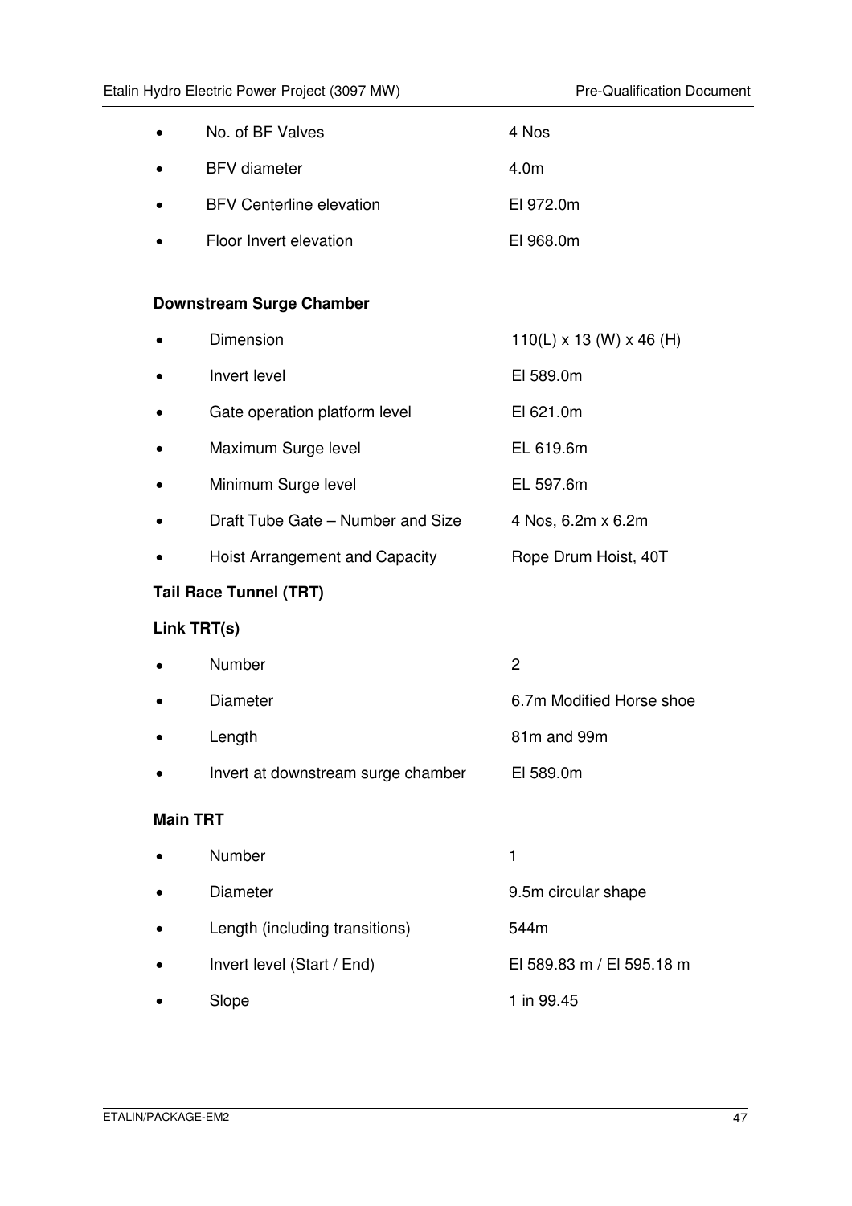- No. of BF Valves 4 Nos
- BFV diameter 4.0m
- BFV Centerline elevation El 972.0m
- Floor Invert elevation El 968.0m

**Downstream Surge Chamber**

- Dimension 110(L) x 13 (W) x 46 (H)
- Invert level El 589.0m
- Gate operation platform level El 621.0m
- Maximum Surge level EL 619.6m
- Minimum Surge level EL 597.6m
- Draft Tube Gate – Number and Size 4 Nos, 6.2m x 6.2m
- Hoist Arrangement and Capacity Rope Drum Hoist, 40T

**Tail Race Tunnel (TRT)**

**Link TRT(s)**

- Number 2
- Diameter 6.7m Modified Horse shoe
- Length 81m and 99m
- Invert at downstream surge chamber El 589.0m

**Main TRT**

- Number 1
- Diameter 9.5m circular shape
- Length (including transitions) 544m
- Invert level (Start / End) El 589.83 m / El 595.18 m
- Slope 1 in 99.45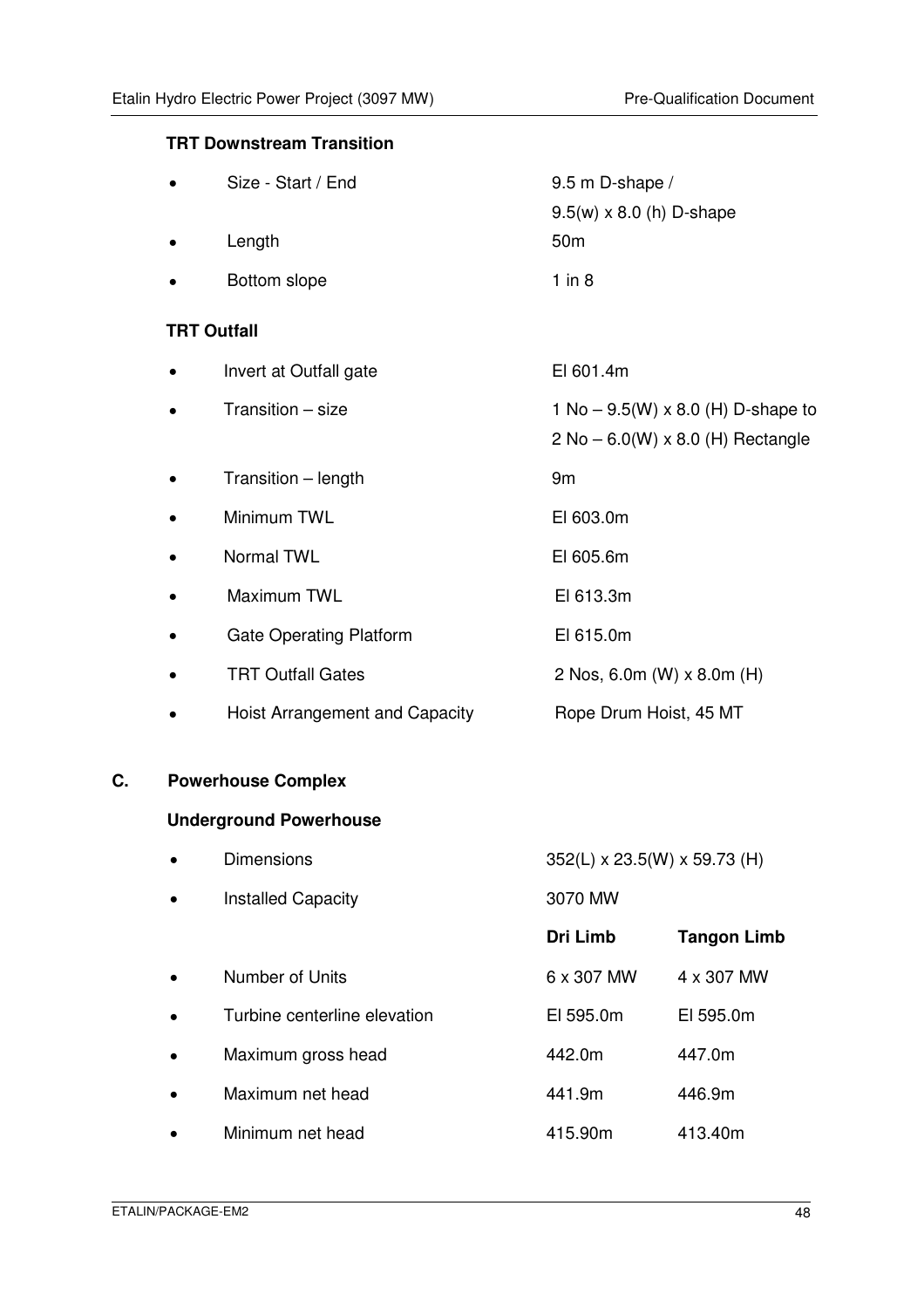**TRT Downstream Transition**

- Size - Start / End — 9.5 m D-shape / 9.5(w) x 8.0 (h) D-shape
- Length — 50m
- Bottom slope — 1 in 8

**TRT Outfall**

- Invert at Outfall gate — El 601.4m
- Transition – size — 1 No – 9.5(W) x 8.0 (H) D-shape to 2 No – 6.0(W) x 8.0 (H) Rectangle
- Transition – length — 9m
- Minimum TWL — El 603.0m
- Normal TWL — El 605.6m
- Maximum TWL — El 613.3m
- Gate Operating Platform — El 615.0m
- TRT Outfall Gates — 2 Nos, 6.0m (W) x 8.0m (H)
- Hoist Arrangement and Capacity — Rope Drum Hoist, 45 MT

## C. Powerhouse Complex

**Underground Powerhouse**

- Dimensions — 352(L) x 23.5(W) x 59.73 (H)
- Installed Capacity — 3070 MW

| | Dri Limb | Tangon Limb |
|---|---|---|
| Number of Units | 6 x 307 MW | 4 x 307 MW |
| Turbine centerline elevation | El 595.0m | El 595.0m |
| Maximum gross head | 442.0m | 447.0m |
| Maximum net head | 441.9m | 446.9m |
| Minimum net head | 415.90m | 413.40m |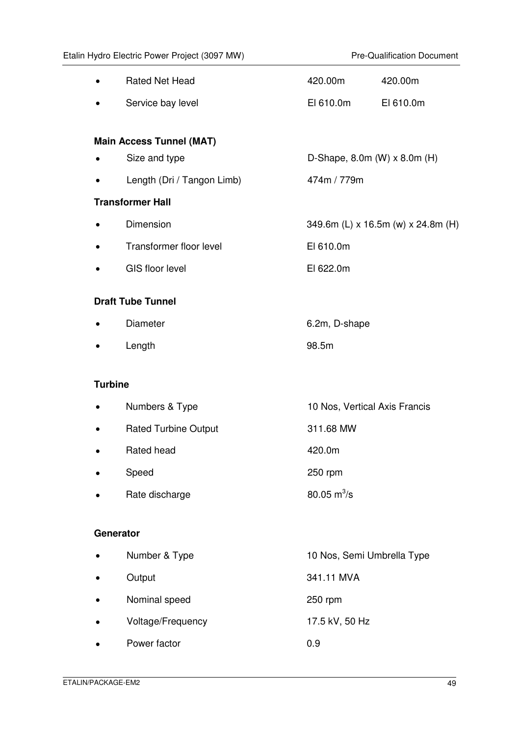- Rated Net Head 420.00m 420.00m
- Service bay level El 610.0m El 610.0m

**Main Access Tunnel (MAT)**

- Size and type D-Shape, 8.0m (W) x 8.0m (H)
- Length (Dri / Tangon Limb) 474m / 779m

**Transformer Hall**

- Dimension 349.6m (L) x 16.5m (w) x 24.8m (H)
- Transformer floor level El 610.0m
- GIS floor level El 622.0m

**Draft Tube Tunnel**

- Diameter 6.2m, D-shape
- Length 98.5m

**Turbine**

- Numbers & Type 10 Nos, Vertical Axis Francis
- Rated Turbine Output 311.68 MW
- Rated head 420.0m
- Speed 250 rpm
- Rate discharge 80.05 $m^3/s$

**Generator**

- Number & Type 10 Nos, Semi Umbrella Type
- Output 341.11 MVA
- Nominal speed 250 rpm
- Voltage/Frequency 17.5 kV, 50 Hz
- Power factor 0.9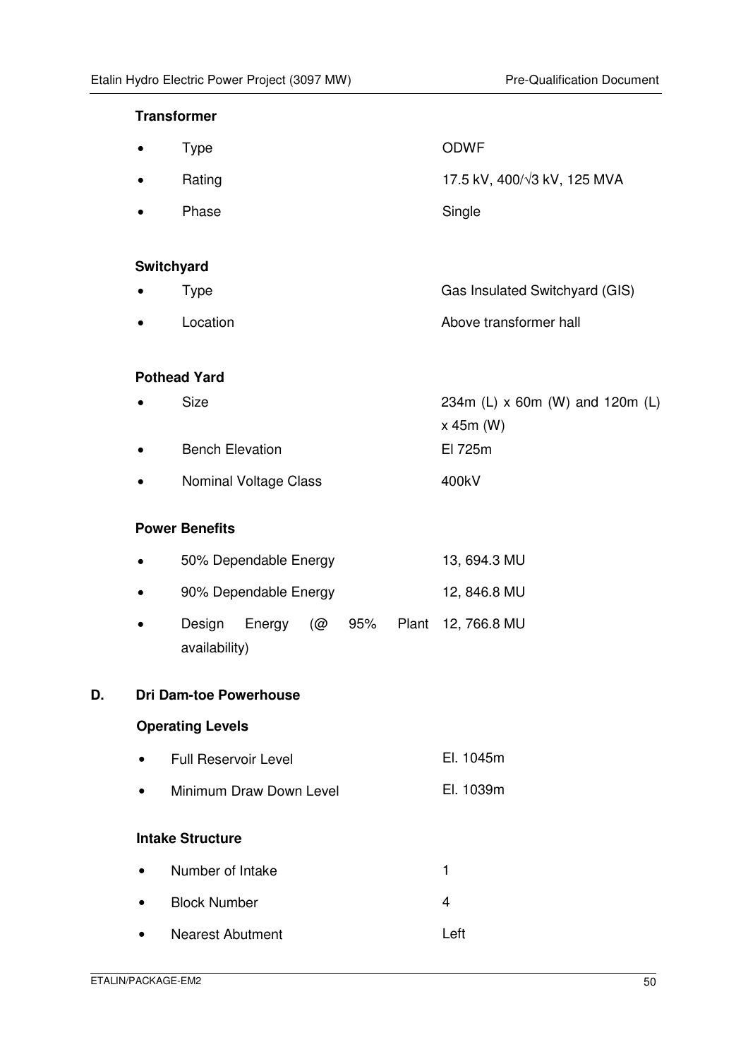**Transformer**

- Type — ODWF
- Rating — 17.5 kV, 400/√3 kV, 125 MVA
- Phase — Single

**Switchyard**

- Type — Gas Insulated Switchyard (GIS)
- Location — Above transformer hall

**Pothead Yard**

- Size — 234m (L) x 60m (W) and 120m (L) x 45m (W)
- Bench Elevation — El 725m
- Nominal Voltage Class — 400kV

**Power Benefits**

- 50% Dependable Energy — 13, 694.3 MU
- 90% Dependable Energy — 12, 846.8 MU
- Design Energy (@ 95% Plant availability) — 12, 766.8 MU

## D. Dri Dam-toe Powerhouse

**Operating Levels**

- Full Reservoir Level — El. 1045m
- Minimum Draw Down Level — El. 1039m

**Intake Structure**

- Number of Intake — 1
- Block Number — 4
- Nearest Abutment — Left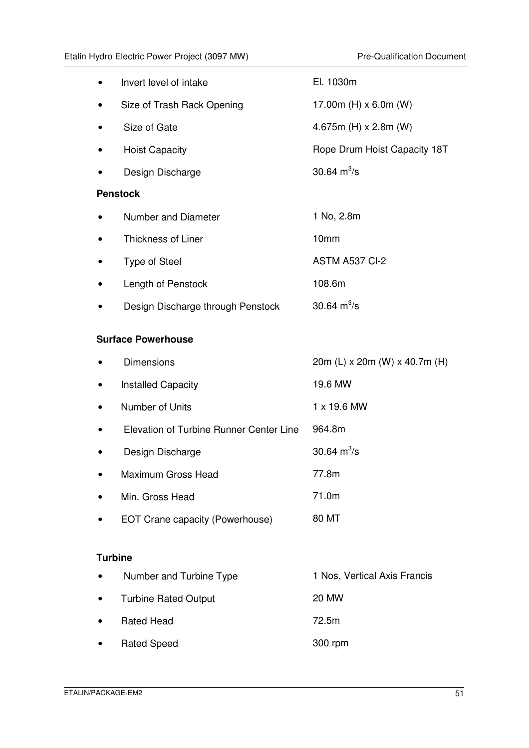- Invert level of intake — El. 1030m
- Size of Trash Rack Opening — 17.00m (H) x 6.0m (W)
- Size of Gate — 4.675m (H) x 2.8m (W)
- Hoist Capacity — Rope Drum Hoist Capacity 18T
- Design Discharge — 30.64 $m^3/s$

**Penstock**

- Number and Diameter — 1 No, 2.8m
- Thickness of Liner — 10mm
- Type of Steel — ASTM A537 Cl-2
- Length of Penstock — 108.6m
- Design Discharge through Penstock — 30.64 $m^3/s$

**Surface Powerhouse**

- Dimensions — 20m (L) x 20m (W) x 40.7m (H)
- Installed Capacity — 19.6 MW
- Number of Units — 1 x 19.6 MW
- Elevation of Turbine Runner Center Line — 964.8m
- Design Discharge — 30.64 $m^3/s$
- Maximum Gross Head — 77.8m
- Min. Gross Head — 71.0m
- EOT Crane capacity (Powerhouse) — 80 MT

**Turbine**

- Number and Turbine Type — 1 Nos, Vertical Axis Francis
- Turbine Rated Output — 20 MW
- Rated Head — 72.5m
- Rated Speed — 300 rpm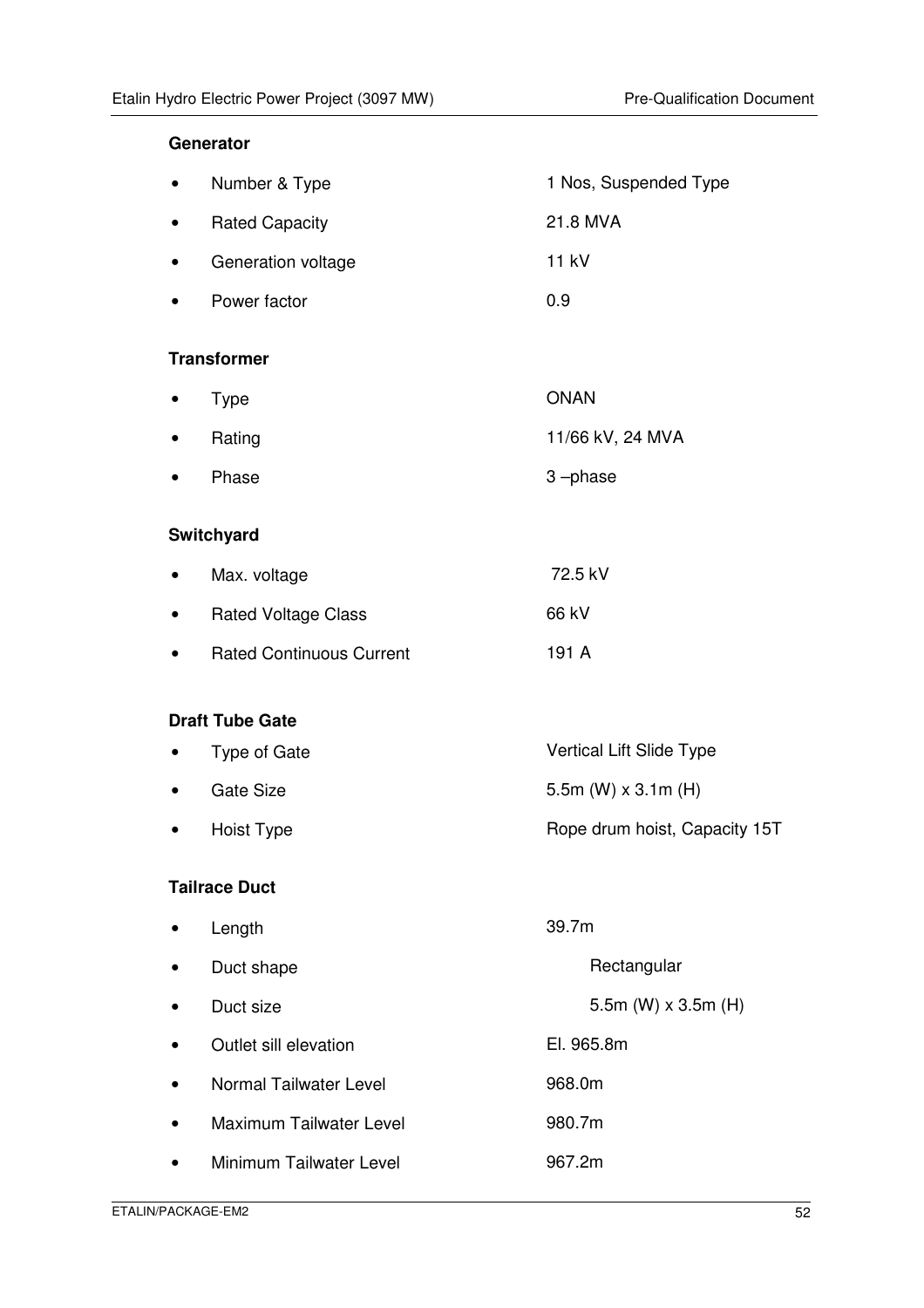**Generator**

- Number & Type 1 Nos, Suspended Type
- Rated Capacity 21.8 MVA
- Generation voltage 11 kV
- Power factor 0.9

**Transformer**

- Type ONAN
- Rating 11/66 kV, 24 MVA
- Phase 3 –phase

**Switchyard**

- Max. voltage 72.5 kV
- Rated Voltage Class 66 kV
- Rated Continuous Current 191 A

**Draft Tube Gate**

- Type of Gate Vertical Lift Slide Type
- Gate Size 5.5m (W) x 3.1m (H)
- Hoist Type Rope drum hoist, Capacity 15T

**Tailrace Duct**

- Length 39.7m
- Duct shape Rectangular
- Duct size 5.5m (W) x 3.5m (H)
- Outlet sill elevation El. 965.8m
- Normal Tailwater Level 968.0m
- Maximum Tailwater Level 980.7m
- Minimum Tailwater Level 967.2m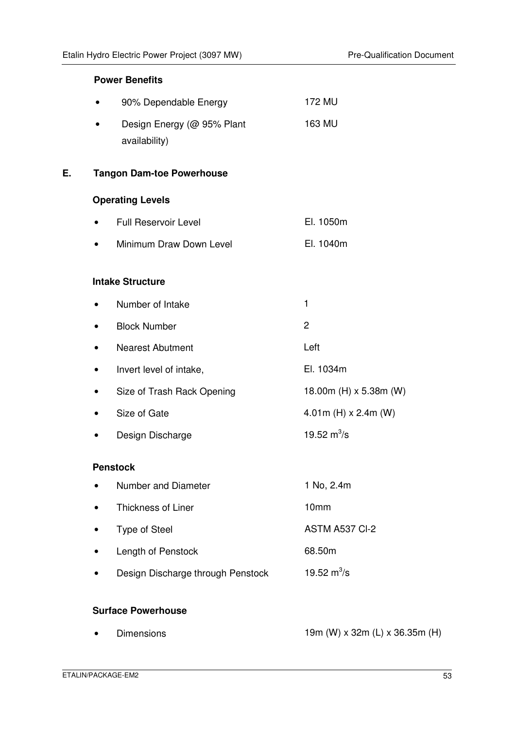**Power Benefits**

- 90% Dependable Energy — 172 MU
- Design Energy (@ 95% Plant availability) — 163 MU

## E. Tangon Dam-toe Powerhouse

**Operating Levels**

- Full Reservoir Level — El. 1050m
- Minimum Draw Down Level — El. 1040m

**Intake Structure**

- Number of Intake — 1
- Block Number — 2
- Nearest Abutment — Left
- Invert level of intake, — El. 1034m
- Size of Trash Rack Opening — 18.00m (H) x 5.38m (W)
- Size of Gate — 4.01m (H) x 2.4m (W)
- Design Discharge — 19.52 $m^3/s$

**Penstock**

- Number and Diameter — 1 No, 2.4m
- Thickness of Liner — 10mm
- Type of Steel — ASTM A537 Cl-2
- Length of Penstock — 68.50m
- Design Discharge through Penstock — 19.52 $m^3/s$

**Surface Powerhouse**

- Dimensions — 19m (W) x 32m (L) x 36.35m (H)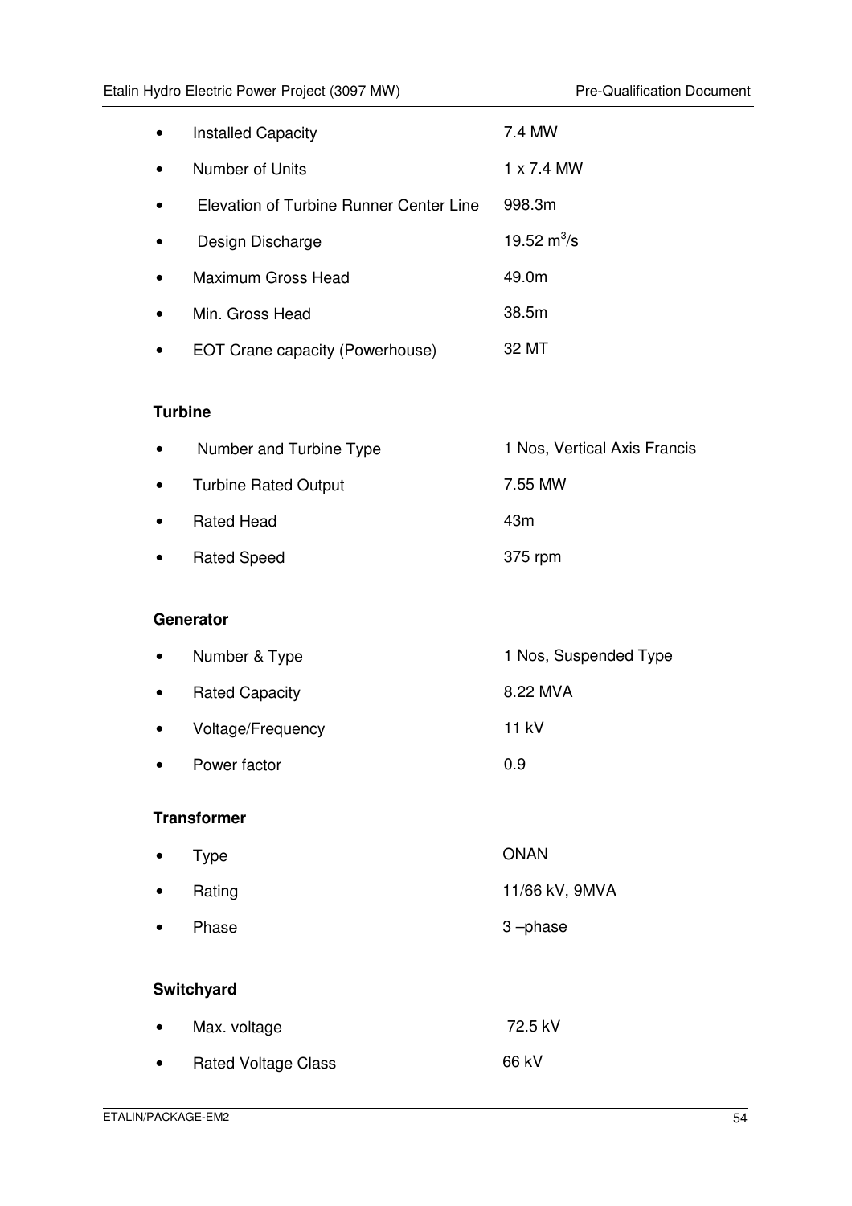- Installed Capacity: 7.4 MW
- Number of Units: 1 x 7.4 MW
- Elevation of Turbine Runner Center Line: 998.3m
- Design Discharge: 19.52 $m^3/s$
- Maximum Gross Head: 49.0m
- Min. Gross Head: 38.5m
- EOT Crane capacity (Powerhouse): 32 MT

**Turbine**

- Number and Turbine Type: 1 Nos, Vertical Axis Francis
- Turbine Rated Output: 7.55 MW
- Rated Head: 43m
- Rated Speed: 375 rpm

**Generator**

- Number & Type: 1 Nos, Suspended Type
- Rated Capacity: 8.22 MVA
- Voltage/Frequency: 11 kV
- Power factor: 0.9

**Transformer**

- Type: ONAN
- Rating: 11/66 kV, 9MVA
- Phase: 3 –phase

**Switchyard**

- Max. voltage: 72.5 kV
- Rated Voltage Class: 66 kV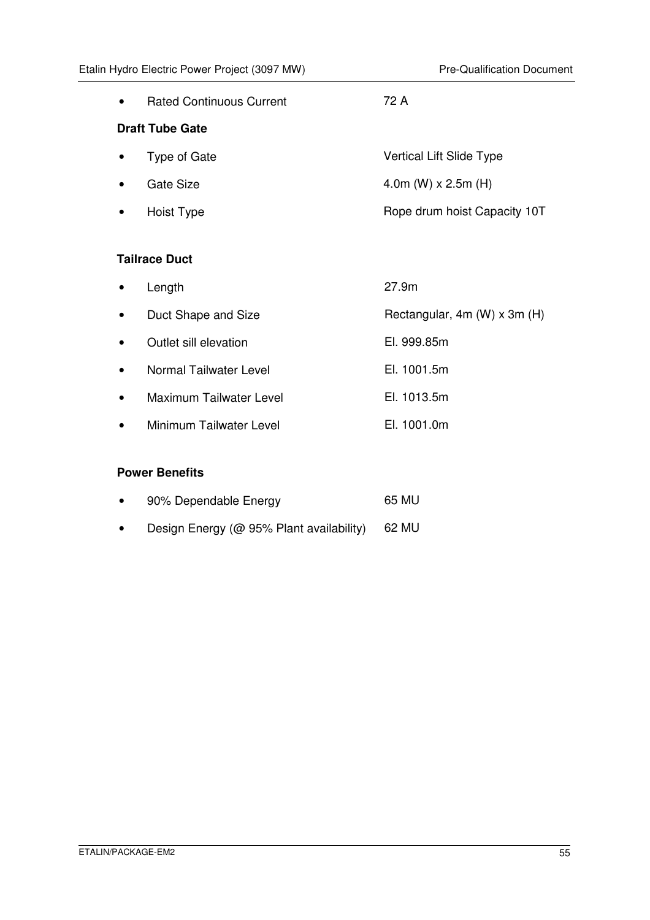- Rated Continuous Current — 72 A

**Draft Tube Gate**

- Type of Gate — Vertical Lift Slide Type
- Gate Size — 4.0m (W) x 2.5m (H)
- Hoist Type — Rope drum hoist Capacity 10T

**Tailrace Duct**

- Length — 27.9m
- Duct Shape and Size — Rectangular, 4m (W) x 3m (H)
- Outlet sill elevation — El. 999.85m
- Normal Tailwater Level — El. 1001.5m
- Maximum Tailwater Level — El. 1013.5m
- Minimum Tailwater Level — El. 1001.0m

**Power Benefits**

- 90% Dependable Energy — 65 MU
- Design Energy (@ 95% Plant availability) — 62 MU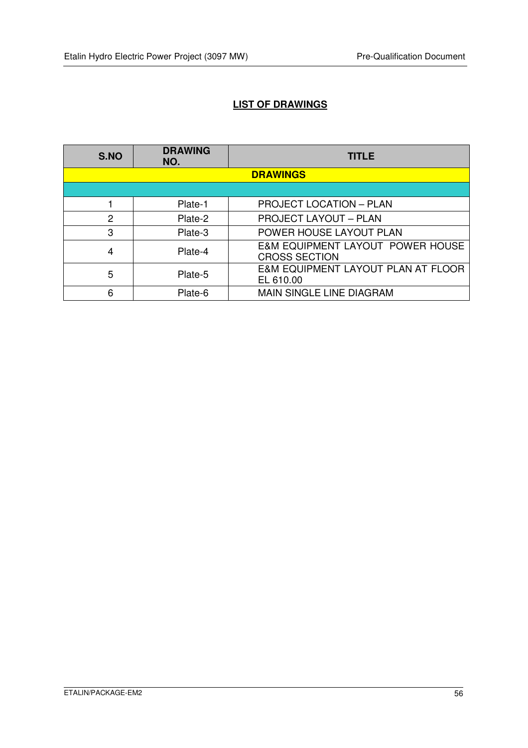## LIST OF DRAWINGS

| S.NO | DRAWING NO. | TITLE |
|---|---|---|
| **DRAWINGS** | | |
| | | |
| 1 | Plate-1 | PROJECT LOCATION – PLAN |
| 2 | Plate-2 | PROJECT LAYOUT – PLAN |
| 3 | Plate-3 | POWER HOUSE LAYOUT PLAN |
| 4 | Plate-4 | E&M EQUIPMENT LAYOUT POWER HOUSE CROSS SECTION |
| 5 | Plate-5 | E&M EQUIPMENT LAYOUT PLAN AT FLOOR EL 610.00 |
| 6 | Plate-6 | MAIN SINGLE LINE DIAGRAM |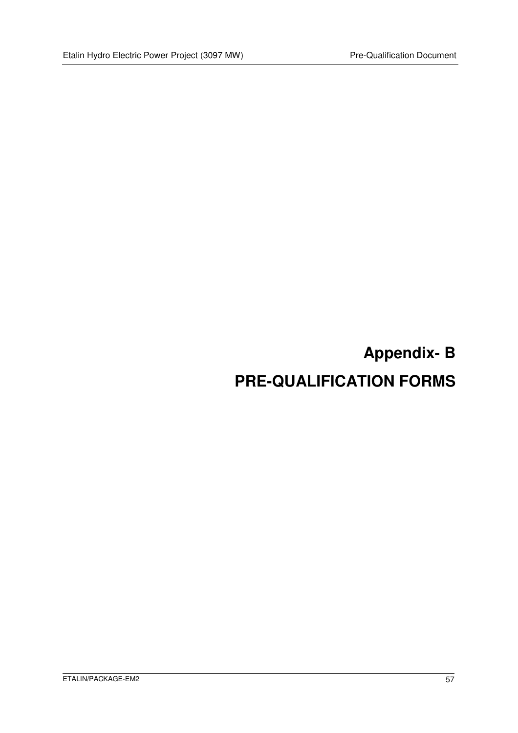# Appendix- B

# PRE-QUALIFICATION FORMS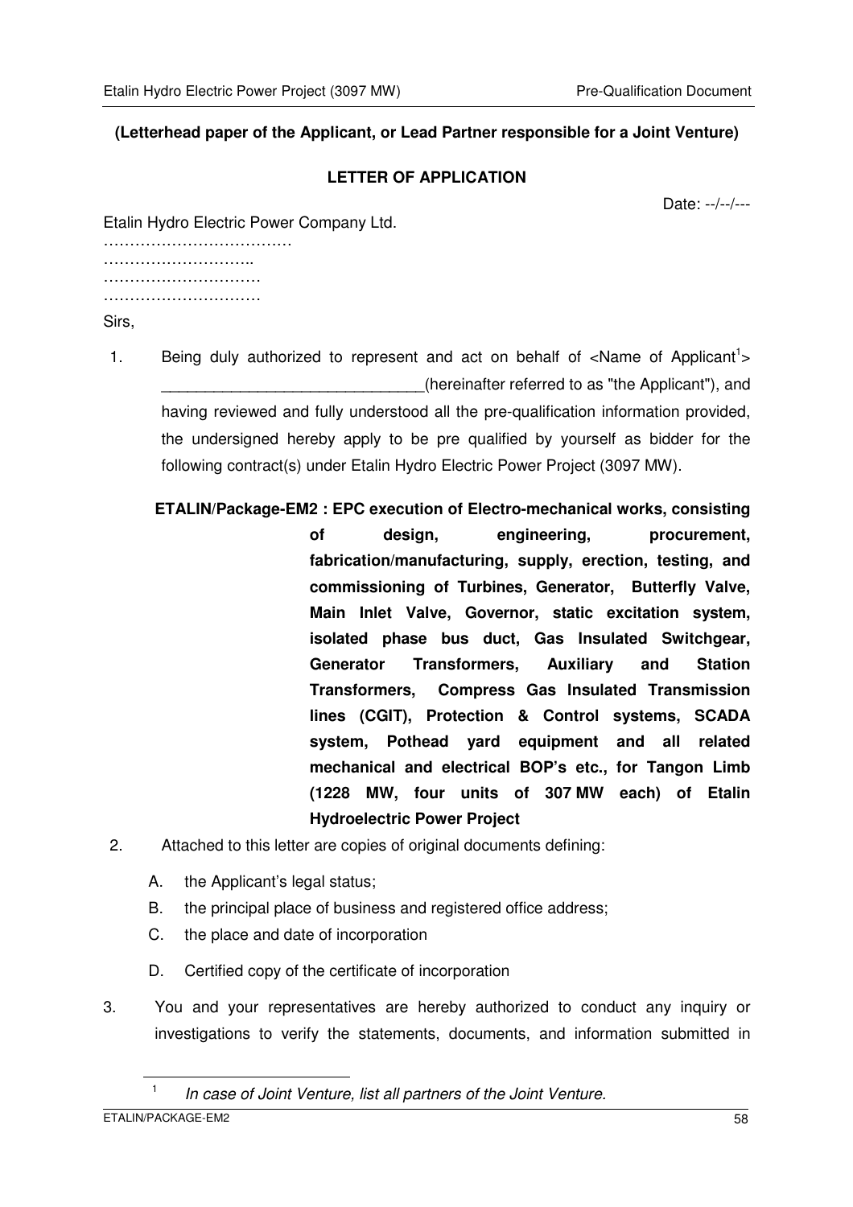**(Letterhead paper of the Applicant, or Lead Partner responsible for a Joint Venture)**

**LETTER OF APPLICATION**

Date: --/--/---

Etalin Hydro Electric Power Company Ltd.
………………………………
………………………..
…………………………
…………………………

Sirs,

1. Being duly authorized to represent and act on behalf of <Name of Applicant[1]> ______________________________(hereinafter referred to as "the Applicant"), and having reviewed and fully understood all the pre-qualification information provided, the undersigned hereby apply to be pre qualified by yourself as bidder for the following contract(s) under Etalin Hydro Electric Power Project (3097 MW).

   **ETALIN/Package-EM2 : EPC execution of Electro-mechanical works, consisting of design, engineering, procurement, fabrication/manufacturing, supply, erection, testing, and commissioning of Turbines, Generator, Butterfly Valve, Main Inlet Valve, Governor, static excitation system, isolated phase bus duct, Gas Insulated Switchgear, Generator Transformers, Auxiliary and Station Transformers, Compress Gas Insulated Transmission lines (CGIT), Protection & Control systems, SCADA system, Pothead yard equipment and all related mechanical and electrical BOP's etc., for Tangon Limb (1228 MW, four units of 307 MW each) of Etalin Hydroelectric Power Project**

2. Attached to this letter are copies of original documents defining:

   A. the Applicant's legal status;

   B. the principal place of business and registered office address;

   C. the place and date of incorporation

   D. Certified copy of the certificate of incorporation

3. You and your representatives are hereby authorized to conduct any inquiry or investigations to verify the statements, documents, and information submitted in

---

[1] *In case of Joint Venture, list all partners of the Joint Venture.*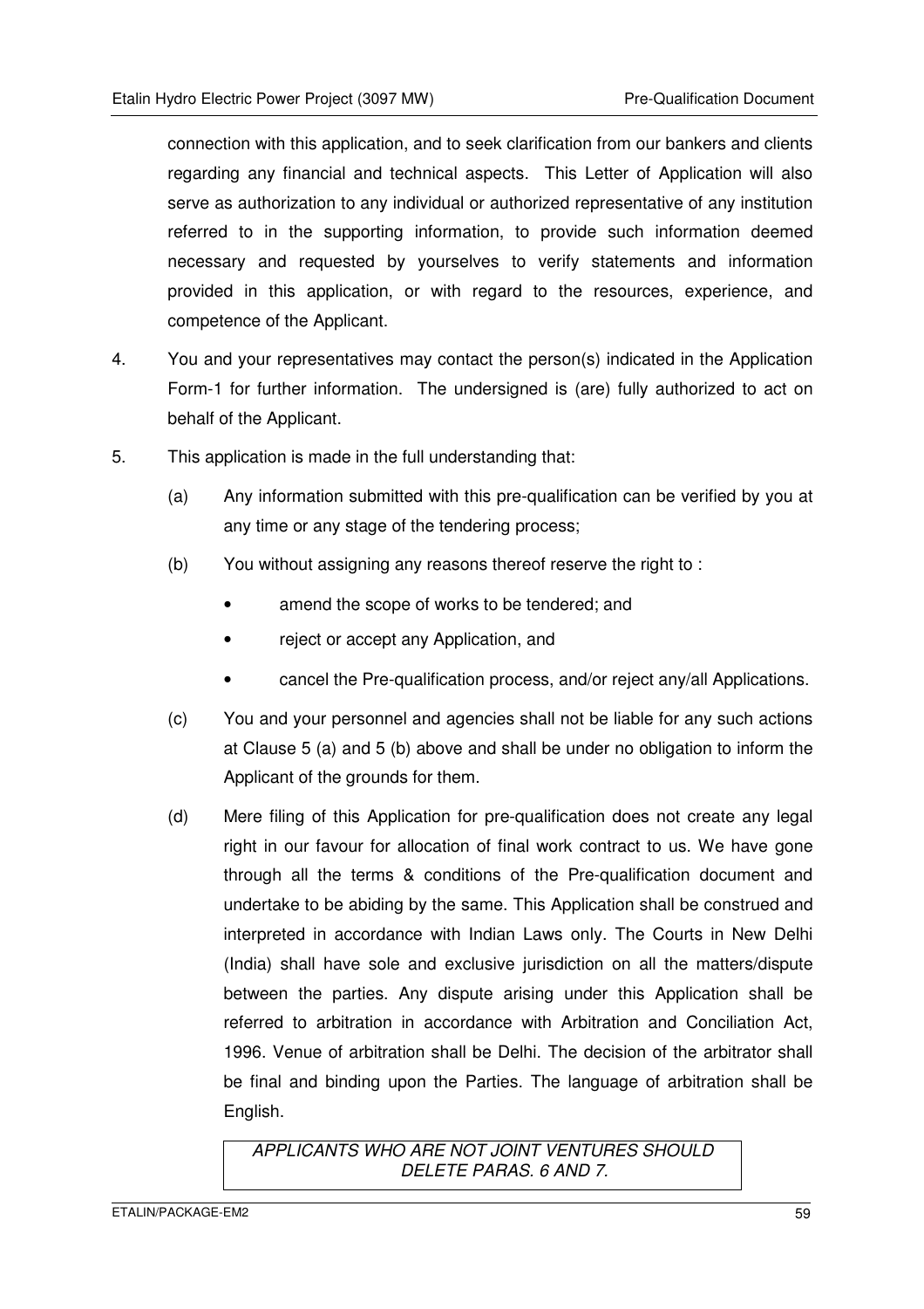connection with this application, and to seek clarification from our bankers and clients regarding any financial and technical aspects. This Letter of Application will also serve as authorization to any individual or authorized representative of any institution referred to in the supporting information, to provide such information deemed necessary and requested by yourselves to verify statements and information provided in this application, or with regard to the resources, experience, and competence of the Applicant.

4. You and your representatives may contact the person(s) indicated in the Application Form-1 for further information. The undersigned is (are) fully authorized to act on behalf of the Applicant.

5. This application is made in the full understanding that:

   (a) Any information submitted with this pre-qualification can be verified by you at any time or any stage of the tendering process;

   (b) You without assigning any reasons thereof reserve the right to :

      - amend the scope of works to be tendered; and
      - reject or accept any Application, and
      - cancel the Pre-qualification process, and/or reject any/all Applications.

   (c) You and your personnel and agencies shall not be liable for any such actions at Clause 5 (a) and 5 (b) above and shall be under no obligation to inform the Applicant of the grounds for them.

   (d) Mere filing of this Application for pre-qualification does not create any legal right in our favour for allocation of final work contract to us. We have gone through all the terms & conditions of the Pre-qualification document and undertake to be abiding by the same. This Application shall be construed and interpreted in accordance with Indian Laws only. The Courts in New Delhi (India) shall have sole and exclusive jurisdiction on all the matters/dispute between the parties. Any dispute arising under this Application shall be referred to arbitration in accordance with Arbitration and Conciliation Act, 1996. Venue of arbitration shall be Delhi. The decision of the arbitrator shall be final and binding upon the Parties. The language of arbitration shall be English.

| *APPLICANTS WHO ARE NOT JOINT VENTURES SHOULD DELETE PARAS. 6 AND 7.* |
|---|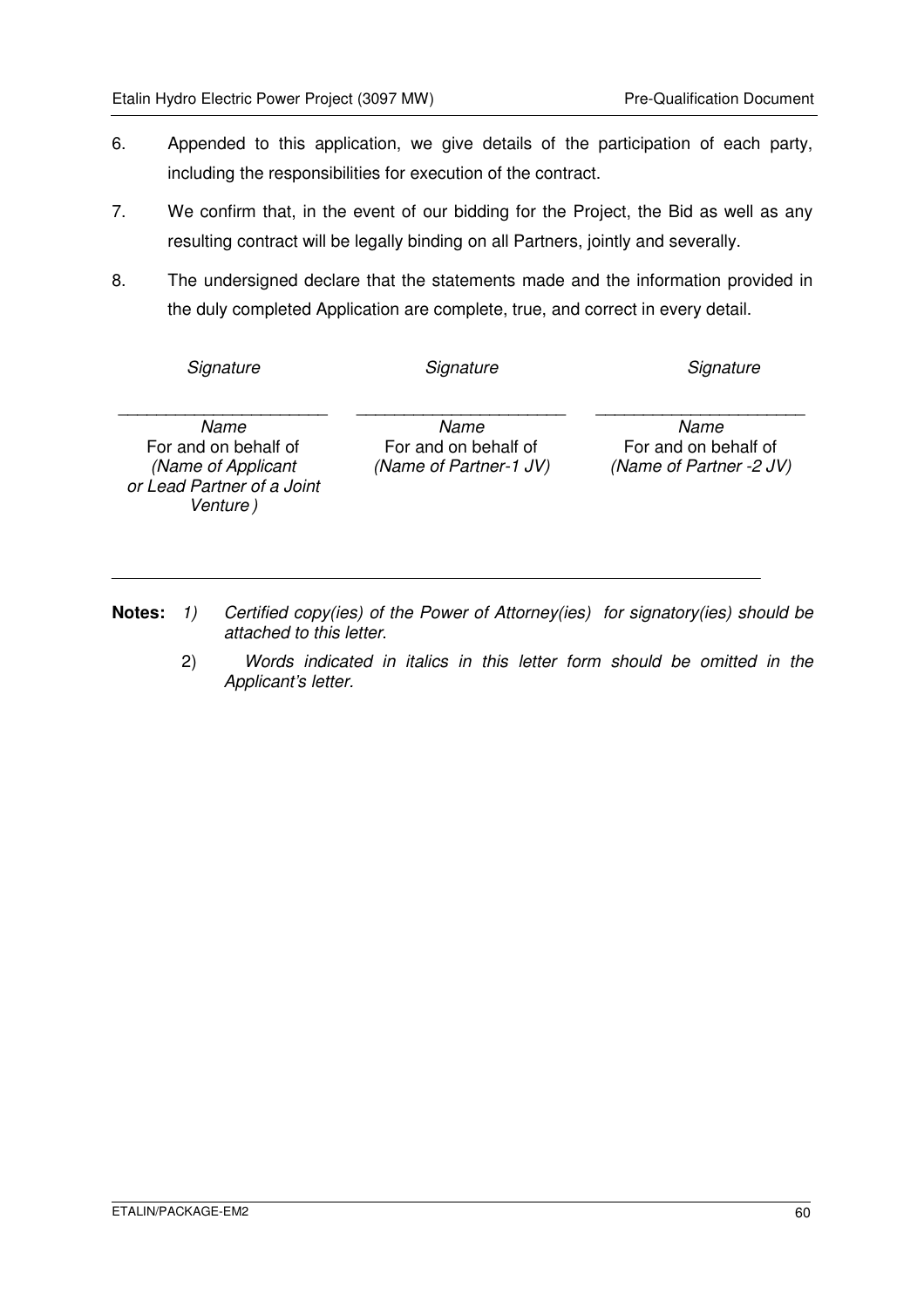6. Appended to this application, we give details of the participation of each party, including the responsibilities for execution of the contract.

7. We confirm that, in the event of our bidding for the Project, the Bid as well as any resulting contract will be legally binding on all Partners, jointly and severally.

8. The undersigned declare that the statements made and the information provided in the duly completed Application are complete, true, and correct in every detail.

| *Signature* | *Signature* | *Signature* |
|---|---|---|
| _______________________ | _______________________ | _______________________ |
| *Name*<br>For and on behalf of<br>*(Name of Applicant or Lead Partner of a Joint Venture )* | *Name*<br>For and on behalf of<br>*(Name of Partner-1 JV)* | *Name*<br>For and on behalf of<br>*(Name of Partner -2 JV)* |

---

**Notes:** *1) Certified copy(ies) of the Power of Attorney(ies) for signatory(ies) should be attached to this letter.*

2) *Words indicated in italics in this letter form should be omitted in the Applicant's letter.*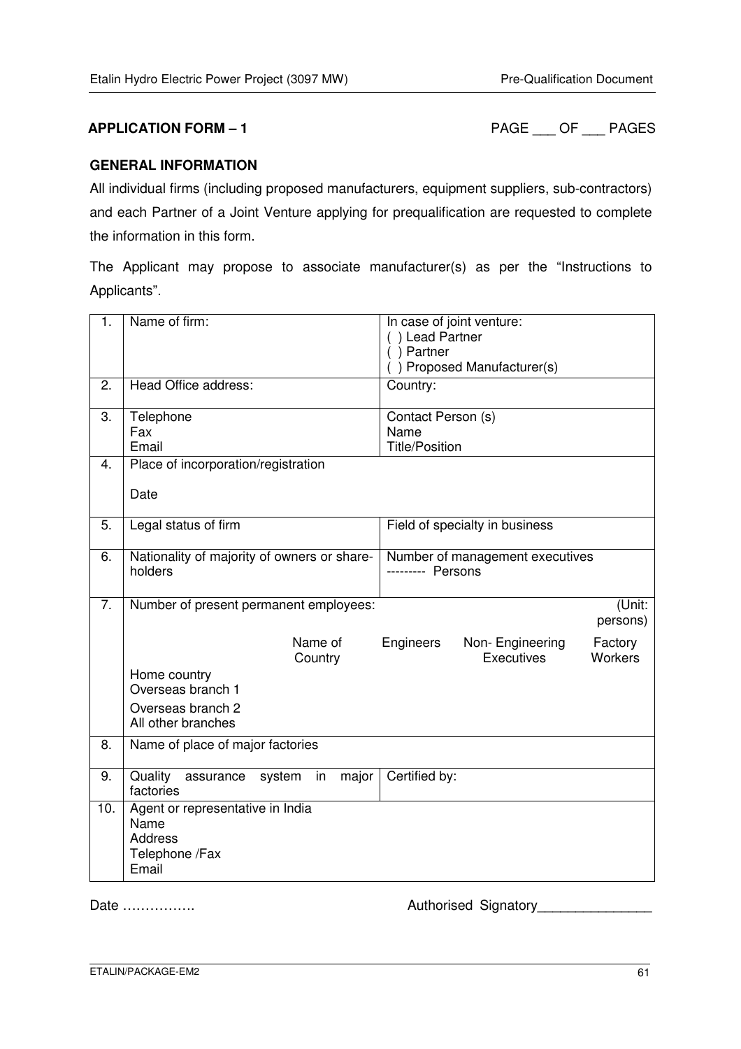**APPLICATION FORM – 1**

PAGE ___ OF ___ PAGES

**GENERAL INFORMATION**

All individual firms (including proposed manufacturers, equipment suppliers, sub-contractors) and each Partner of a Joint Venture applying for prequalification are requested to complete the information in this form.

The Applicant may propose to associate manufacturer(s) as per the "Instructions to Applicants".

| | | |
|---|---|---|
| 1. | Name of firm: | In case of joint venture:<br>( ) Lead Partner<br>( ) Partner<br>( ) Proposed Manufacturer(s) |
| 2. | Head Office address: | Country: |
| 3. | Telephone<br>Fax<br>Email | Contact Person (s)<br>Name<br>Title/Position |
| 4. | Place of incorporation/registration<br><br>Date | |
| 5. | Legal status of firm | Field of specialty in business |
| 6. | Nationality of majority of owners or share-holders | Number of management executives<br>--------- Persons |
| 7. | Number of present permanent employees: (Unit: persons)<br><br>Name of Country / Engineers / Non- Engineering Executives / Factory Workers<br>Home country<br>Overseas branch 1<br>Overseas branch 2<br>All other branches | |
| 8. | Name of place of major factories | |
| 9. | Quality assurance system in major factories | Certified by: |
| 10. | Agent or representative in India<br>Name<br>Address<br>Telephone /Fax<br>Email | |

Date …………….

Authorised Signatory_______________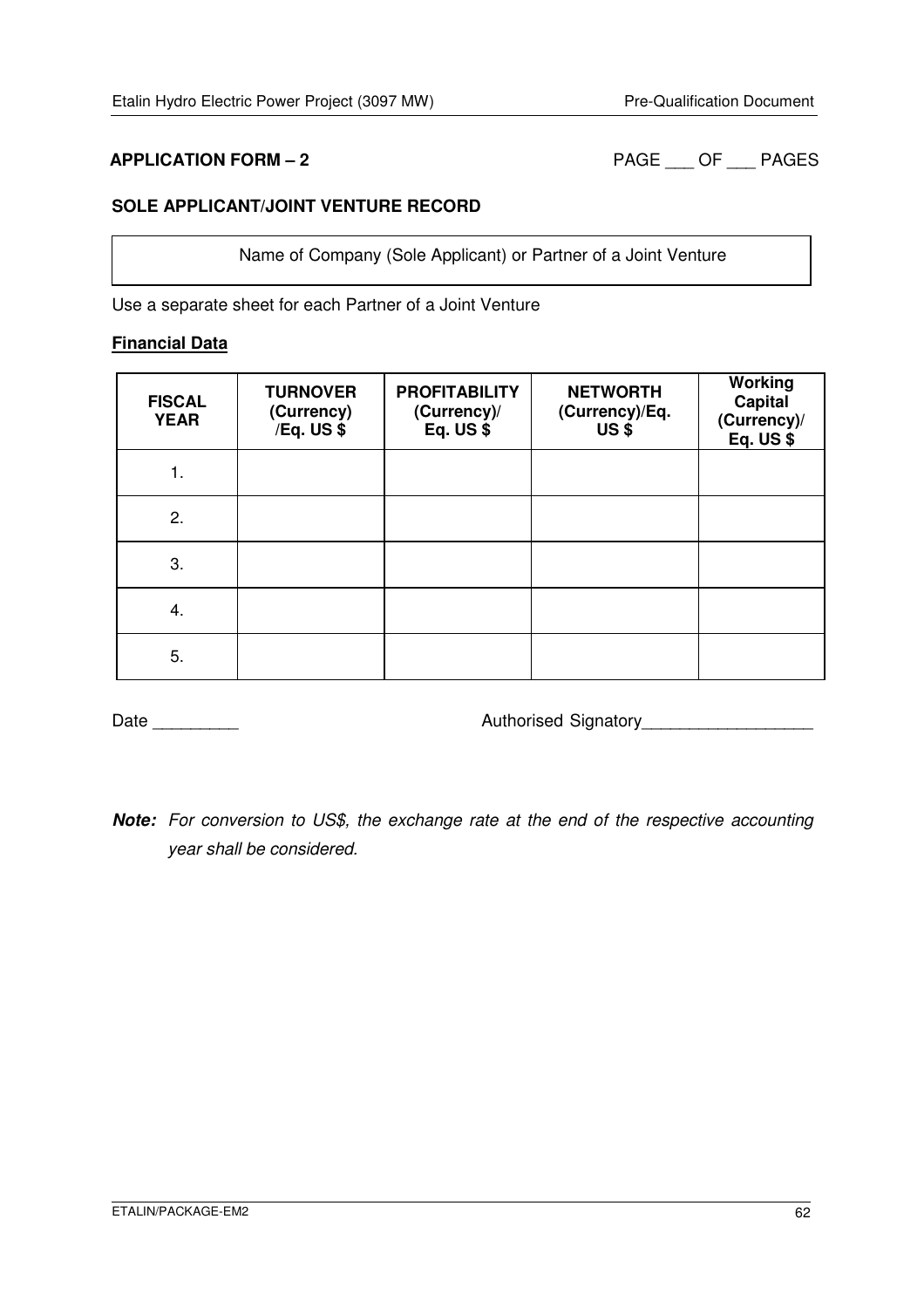**APPLICATION FORM – 2** PAGE ___ OF ___ PAGES

**SOLE APPLICANT/JOINT VENTURE RECORD**

| Name of Company (Sole Applicant) or Partner of a Joint Venture |
|---|

Use a separate sheet for each Partner of a Joint Venture

**Financial Data**

| FISCAL YEAR | TURNOVER (Currency) /Eq. US $ | PROFITABILITY (Currency)/ Eq. US $ | NETWORTH (Currency)/Eq. US $ | Working Capital (Currency)/ Eq. US $ |
|---|---|---|---|---|
| 1. | | | | |
| 2. | | | | |
| 3. | | | | |
| 4. | | | | |
| 5. | | | | |

Date _________ Authorised Signatory__________________

***Note:*** *For conversion to US$, the exchange rate at the end of the respective accounting year shall be considered.*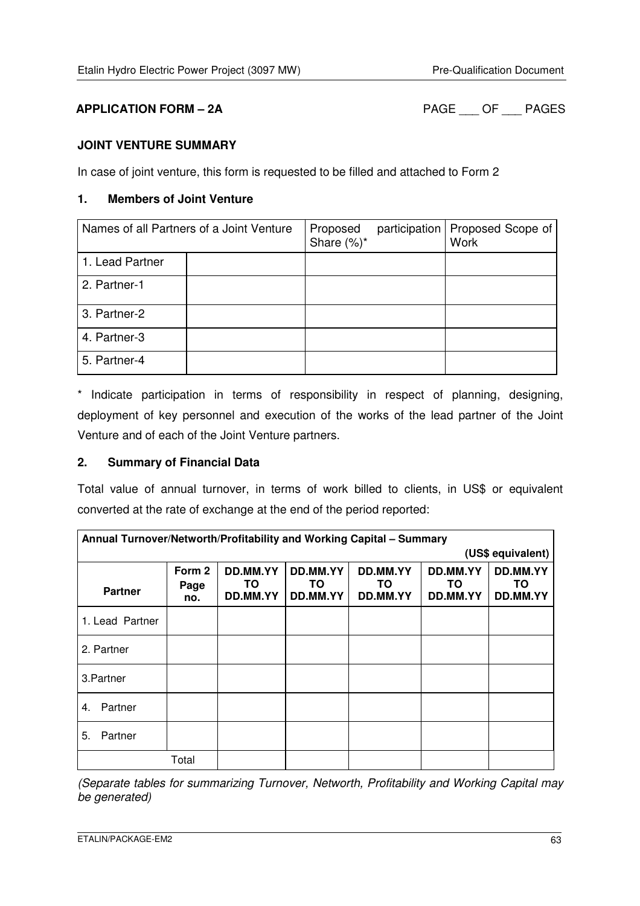**APPLICATION FORM – 2A** PAGE ___ OF ___ PAGES

**JOINT VENTURE SUMMARY**

In case of joint venture, this form is requested to be filled and attached to Form 2

### 1. Members of Joint Venture

| Names of all Partners of a Joint Venture | | Proposed participation Share (%)* | Proposed Scope of Work |
|---|---|---|---|
| 1. Lead Partner | | | |
| 2. Partner-1 | | | |
| 3. Partner-2 | | | |
| 4. Partner-3 | | | |
| 5. Partner-4 | | | |

* Indicate participation in terms of responsibility in respect of planning, designing, deployment of key personnel and execution of the works of the lead partner of the Joint Venture and of each of the Joint Venture partners.

### 2. Summary of Financial Data

Total value of annual turnover, in terms of work billed to clients, in US$ or equivalent converted at the rate of exchange at the end of the period reported:

| **Annual Turnover/Networth/Profitability and Working Capital – Summary** (US$ equivalent) | | | | | | |
|---|---|---|---|---|---|---|
| **Partner** | **Form 2 Page no.** | **DD.MM.YY TO DD.MM.YY** | **DD.MM.YY TO DD.MM.YY** | **DD.MM.YY TO DD.MM.YY** | **DD.MM.YY TO DD.MM.YY** | **DD.MM.YY TO DD.MM.YY** |
| 1. Lead Partner | | | | | | |
| 2. Partner | | | | | | |
| 3.Partner | | | | | | |
| 4. Partner | | | | | | |
| 5. Partner | | | | | | |
| Total | | | | | | |

*(Separate tables for summarizing Turnover, Networth, Profitability and Working Capital may be generated)*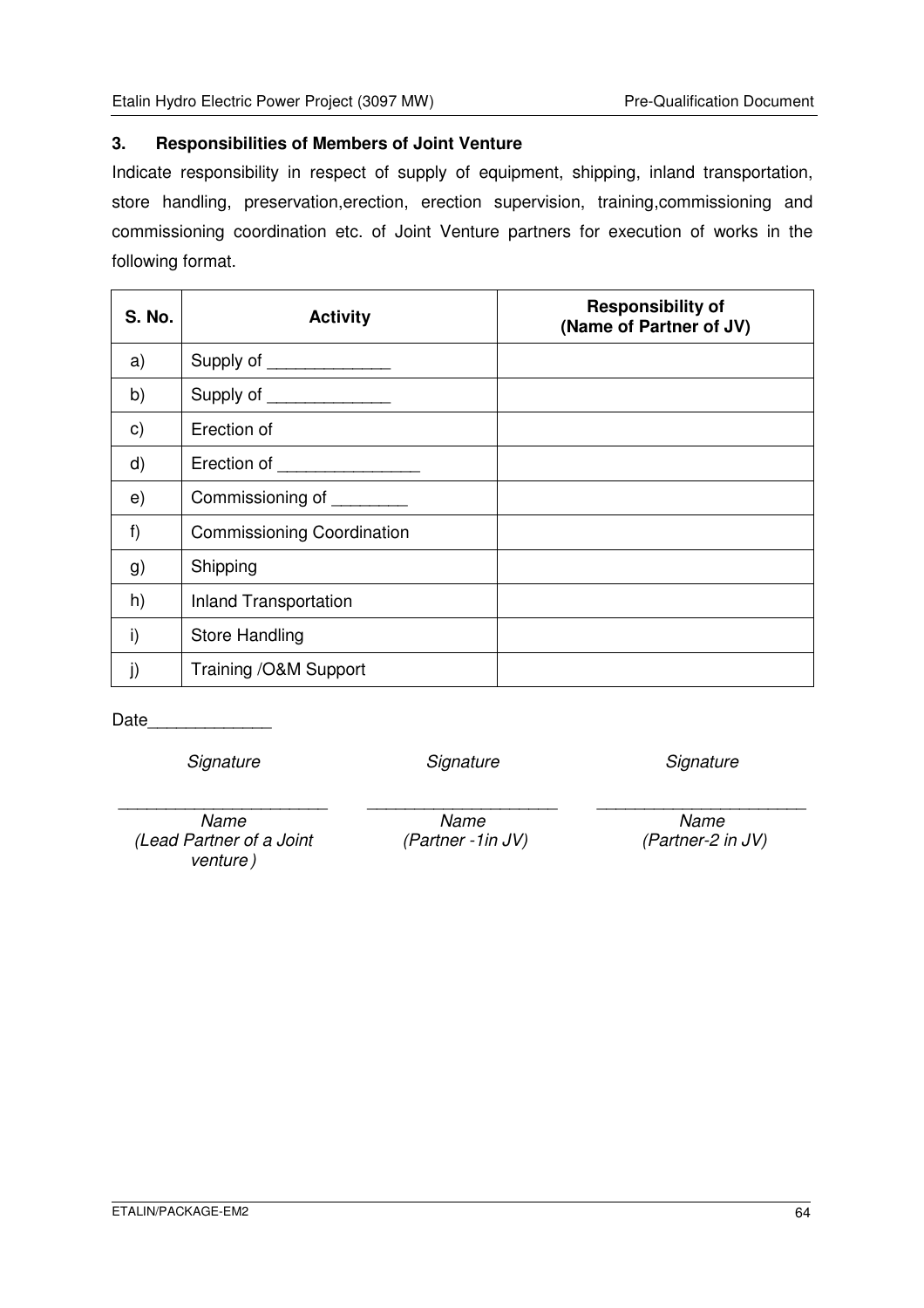### 3. Responsibilities of Members of Joint Venture

Indicate responsibility in respect of supply of equipment, shipping, inland transportation, store handling, preservation,erection, erection supervision, training,commissioning and commissioning coordination etc. of Joint Venture partners for execution of works in the following format.

| S. No. | Activity | Responsibility of (Name of Partner of JV) |
|---|---|---|
| a) | Supply of _____________ | |
| b) | Supply of _____________ | |
| c) | Erection of | |
| d) | Erection of _______________ | |
| e) | Commissioning of ________ | |
| f) | Commissioning Coordination | |
| g) | Shipping | |
| h) | Inland Transportation | |
| i) | Store Handling | |
| j) | Training /O&M Support | |

Date_____________

*Signature*

______________________

*Name*
*(Lead Partner of a Joint venture )*

*Signature*

______________________

*Name*
*(Partner -1in JV)*

*Signature*

______________________

*Name*
*(Partner-2 in JV)*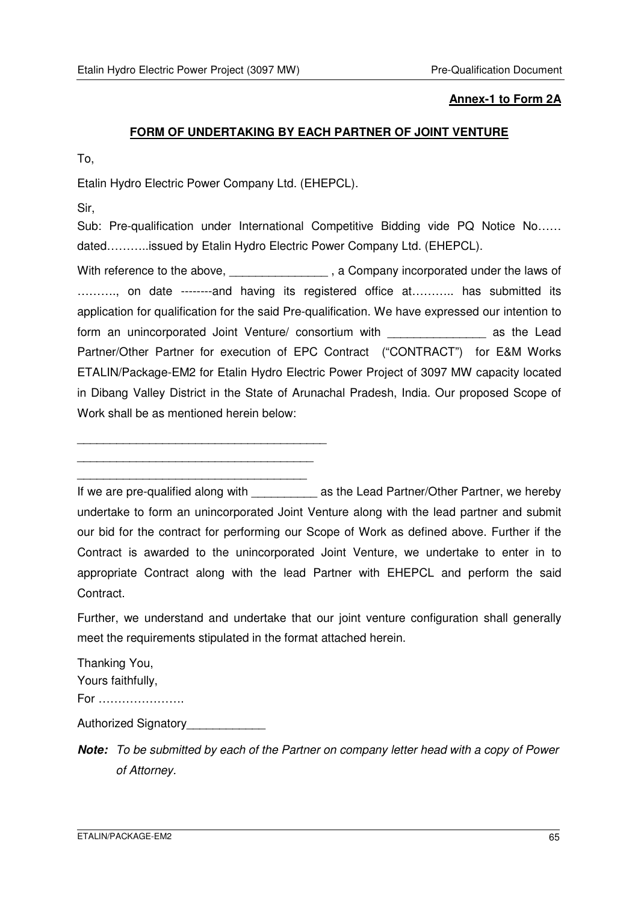**Annex-1 to Form 2A**

**FORM OF UNDERTAKING BY EACH PARTNER OF JOINT VENTURE**

To,

Etalin Hydro Electric Power Company Ltd. (EHEPCL).

Sir,

Sub: Pre-qualification under International Competitive Bidding vide PQ Notice No…… dated………..issued by Etalin Hydro Electric Power Company Ltd. (EHEPCL).

With reference to the above, _______________ , a Company incorporated under the laws of ………., on date --------and having its registered office at……….. has submitted its application for qualification for the said Pre-qualification. We have expressed our intention to form an unincorporated Joint Venture/ consortium with _______________ as the Lead Partner/Other Partner for execution of EPC Contract ("CONTRACT") for E&M Works ETALIN/Package-EM2 for Etalin Hydro Electric Power Project of 3097 MW capacity located in Dibang Valley District in the State of Arunachal Pradesh, India. Our proposed Scope of Work shall be as mentioned herein below:

_______________________________________

_____________________________________

___________________________________

If we are pre-qualified along with __________ as the Lead Partner/Other Partner, we hereby undertake to form an unincorporated Joint Venture along with the lead partner and submit our bid for the contract for performing our Scope of Work as defined above. Further if the Contract is awarded to the unincorporated Joint Venture, we undertake to enter in to appropriate Contract along with the lead Partner with EHEPCL and perform the said Contract.

Further, we understand and undertake that our joint venture configuration shall generally meet the requirements stipulated in the format attached herein.

Thanking You,
Yours faithfully,
For ………………….

Authorized Signatory____________

***Note:*** *To be submitted by each of the Partner on company letter head with a copy of Power of Attorney.*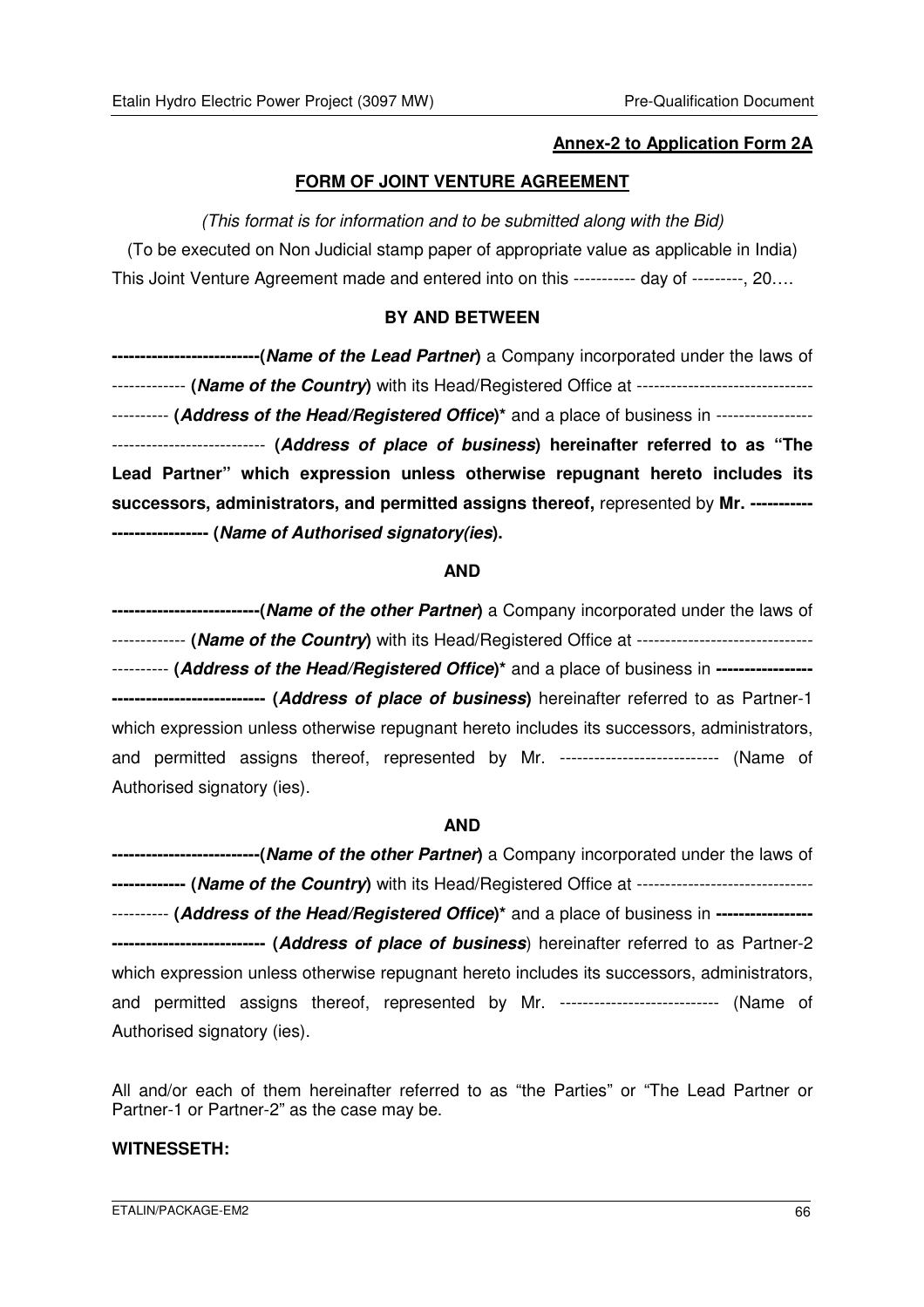**Annex-2 to Application Form 2A**

**FORM OF JOINT VENTURE AGREEMENT**

*(This format is for information and to be submitted along with the Bid)*

(To be executed on Non Judicial stamp paper of appropriate value as applicable in India)

This Joint Venture Agreement made and entered into on this ----------- day of ---------, 20….

**BY AND BETWEEN**

**-------------------------(*Name of the Lead Partner*)** a Company incorporated under the laws of ------------- **(*Name of the Country*)** with its Head/Registered Office at ------------------------------- ---------- **(*Address of the Head/Registered Office*)\*** and a place of business in ----------------- -------------------------- **(*Address of place of business*) hereinafter referred to as "The Lead Partner" which expression unless otherwise repugnant hereto includes its successors, administrators, and permitted assigns thereof,** represented by **Mr. ---------- ---------------- (*Name of Authorised signatory(ies*).**

**AND**

**-------------------------(*Name of the other Partner*)** a Company incorporated under the laws of ------------- **(*Name of the Country*)** with its Head/Registered Office at ------------------------------- ---------- **(*Address of the Head/Registered Office*)\*** and a place of business in **----------------- -------------------------- (*Address of place of business*)** hereinafter referred to as Partner-1 which expression unless otherwise repugnant hereto includes its successors, administrators, and permitted assigns thereof, represented by Mr. ---------------------------- (Name of Authorised signatory (ies).

**AND**

**-------------------------(*Name of the other Partner*)** a Company incorporated under the laws of **------------- (*Name of the Country*)** with its Head/Registered Office at ------------------------------- ---------- **(*Address of the Head/Registered Office*)\*** and a place of business in **----------------- -------------------------- (*Address of place of business*)** hereinafter referred to as Partner-2 which expression unless otherwise repugnant hereto includes its successors, administrators, and permitted assigns thereof, represented by Mr. ---------------------------- (Name of Authorised signatory (ies).

All and/or each of them hereinafter referred to as "the Parties" or "The Lead Partner or Partner-1 or Partner-2" as the case may be.

**WITNESSETH:**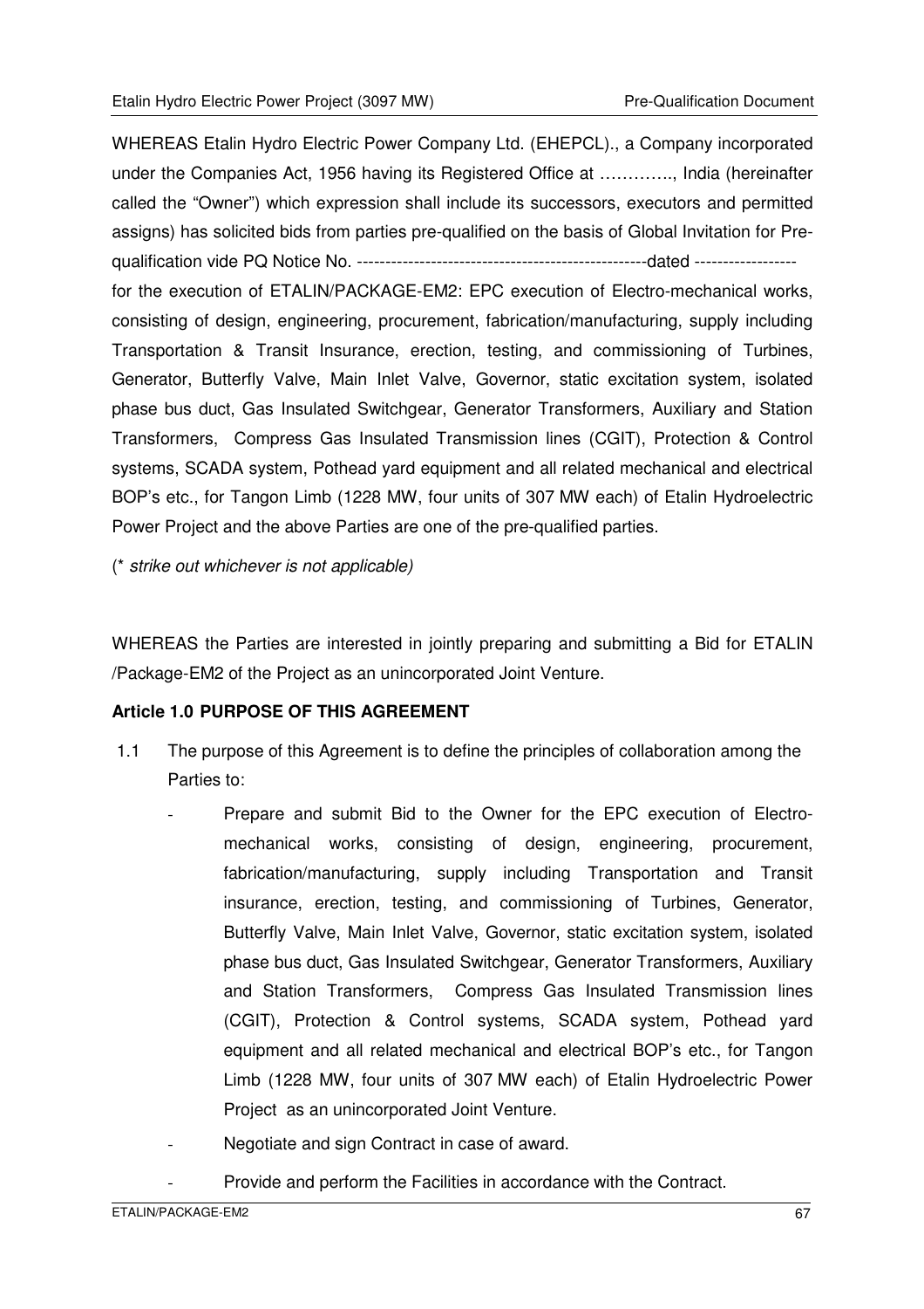WHEREAS Etalin Hydro Electric Power Company Ltd. (EHEPCL)., a Company incorporated under the Companies Act, 1956 having its Registered Office at ………….., India (hereinafter called the "Owner") which expression shall include its successors, executors and permitted assigns) has solicited bids from parties pre-qualified on the basis of Global Invitation for Pre-qualification vide PQ Notice No. ---------------------------------------------------dated ------------------ for the execution of ETALIN/PACKAGE-EM2: EPC execution of Electro-mechanical works, consisting of design, engineering, procurement, fabrication/manufacturing, supply including Transportation & Transit Insurance, erection, testing, and commissioning of Turbines, Generator, Butterfly Valve, Main Inlet Valve, Governor, static excitation system, isolated phase bus duct, Gas Insulated Switchgear, Generator Transformers, Auxiliary and Station Transformers, Compress Gas Insulated Transmission lines (CGIT), Protection & Control systems, SCADA system, Pothead yard equipment and all related mechanical and electrical BOP's etc., for Tangon Limb (1228 MW, four units of 307 MW each) of Etalin Hydroelectric Power Project and the above Parties are one of the pre-qualified parties.

(* *strike out whichever is not applicable)*

WHEREAS the Parties are interested in jointly preparing and submitting a Bid for ETALIN /Package-EM2 of the Project as an unincorporated Joint Venture.

**Article 1.0 PURPOSE OF THIS AGREEMENT**

1.1 The purpose of this Agreement is to define the principles of collaboration among the Parties to:

- Prepare and submit Bid to the Owner for the EPC execution of Electro-mechanical works, consisting of design, engineering, procurement, fabrication/manufacturing, supply including Transportation and Transit insurance, erection, testing, and commissioning of Turbines, Generator, Butterfly Valve, Main Inlet Valve, Governor, static excitation system, isolated phase bus duct, Gas Insulated Switchgear, Generator Transformers, Auxiliary and Station Transformers, Compress Gas Insulated Transmission lines (CGIT), Protection & Control systems, SCADA system, Pothead yard equipment and all related mechanical and electrical BOP's etc., for Tangon Limb (1228 MW, four units of 307 MW each) of Etalin Hydroelectric Power Project as an unincorporated Joint Venture.
- Negotiate and sign Contract in case of award.
- Provide and perform the Facilities in accordance with the Contract.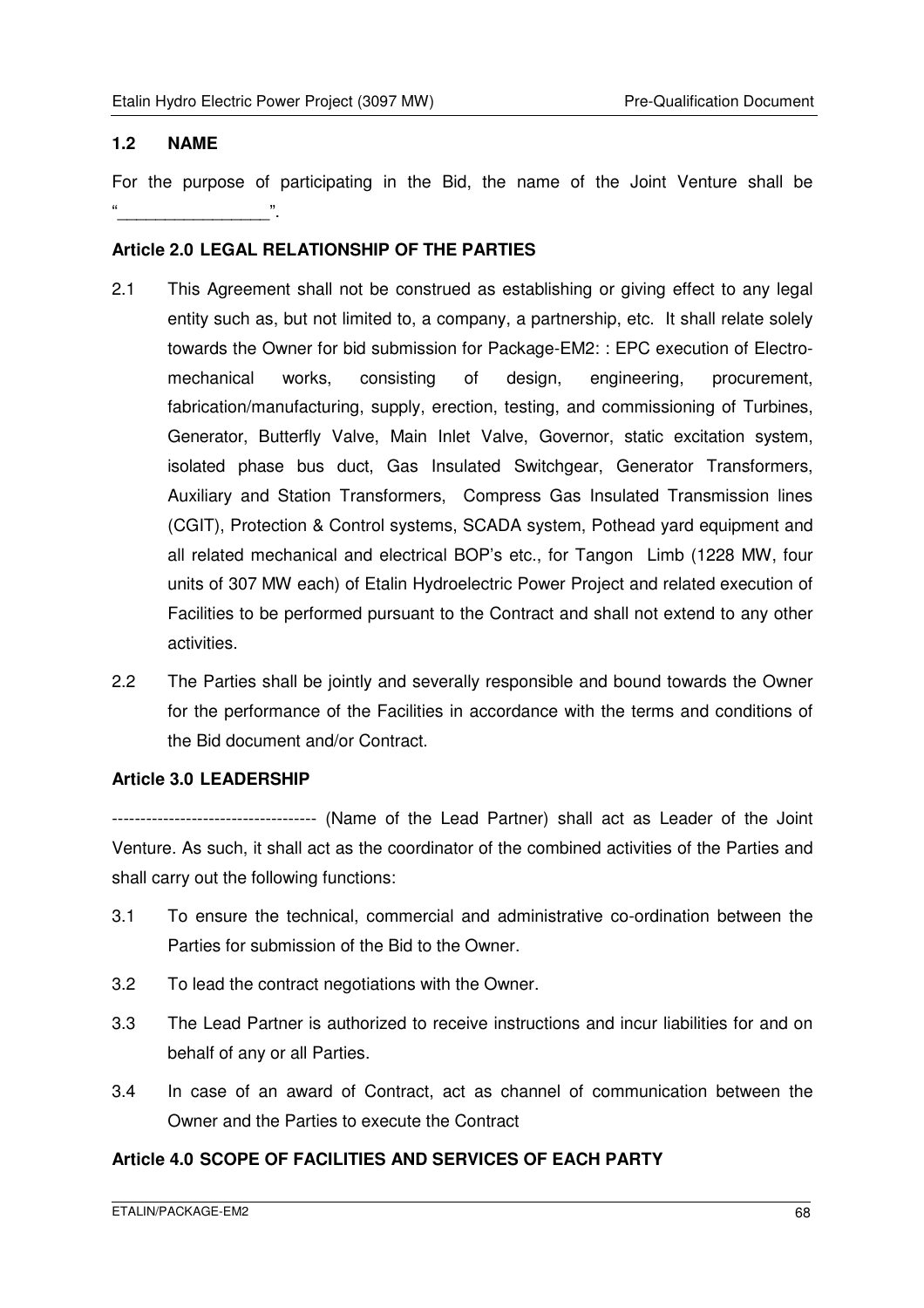### 1.2 NAME

For the purpose of participating in the Bid, the name of the Joint Venture shall be "_________________".

### Article 2.0 LEGAL RELATIONSHIP OF THE PARTIES

2.1 This Agreement shall not be construed as establishing or giving effect to any legal entity such as, but not limited to, a company, a partnership, etc. It shall relate solely towards the Owner for bid submission for Package-EM2: : EPC execution of Electro-mechanical works, consisting of design, engineering, procurement, fabrication/manufacturing, supply, erection, testing, and commissioning of Turbines, Generator, Butterfly Valve, Main Inlet Valve, Governor, static excitation system, isolated phase bus duct, Gas Insulated Switchgear, Generator Transformers, Auxiliary and Station Transformers, Compress Gas Insulated Transmission lines (CGIT), Protection & Control systems, SCADA system, Pothead yard equipment and all related mechanical and electrical BOP's etc., for Tangon Limb (1228 MW, four units of 307 MW each) of Etalin Hydroelectric Power Project and related execution of Facilities to be performed pursuant to the Contract and shall not extend to any other activities.

2.2 The Parties shall be jointly and severally responsible and bound towards the Owner for the performance of the Facilities in accordance with the terms and conditions of the Bid document and/or Contract.

### Article 3.0 LEADERSHIP

------------------------------------ (Name of the Lead Partner) shall act as Leader of the Joint Venture. As such, it shall act as the coordinator of the combined activities of the Parties and shall carry out the following functions:

3.1 To ensure the technical, commercial and administrative co-ordination between the Parties for submission of the Bid to the Owner.

3.2 To lead the contract negotiations with the Owner.

3.3 The Lead Partner is authorized to receive instructions and incur liabilities for and on behalf of any or all Parties.

3.4 In case of an award of Contract, act as channel of communication between the Owner and the Parties to execute the Contract

### Article 4.0 SCOPE OF FACILITIES AND SERVICES OF EACH PARTY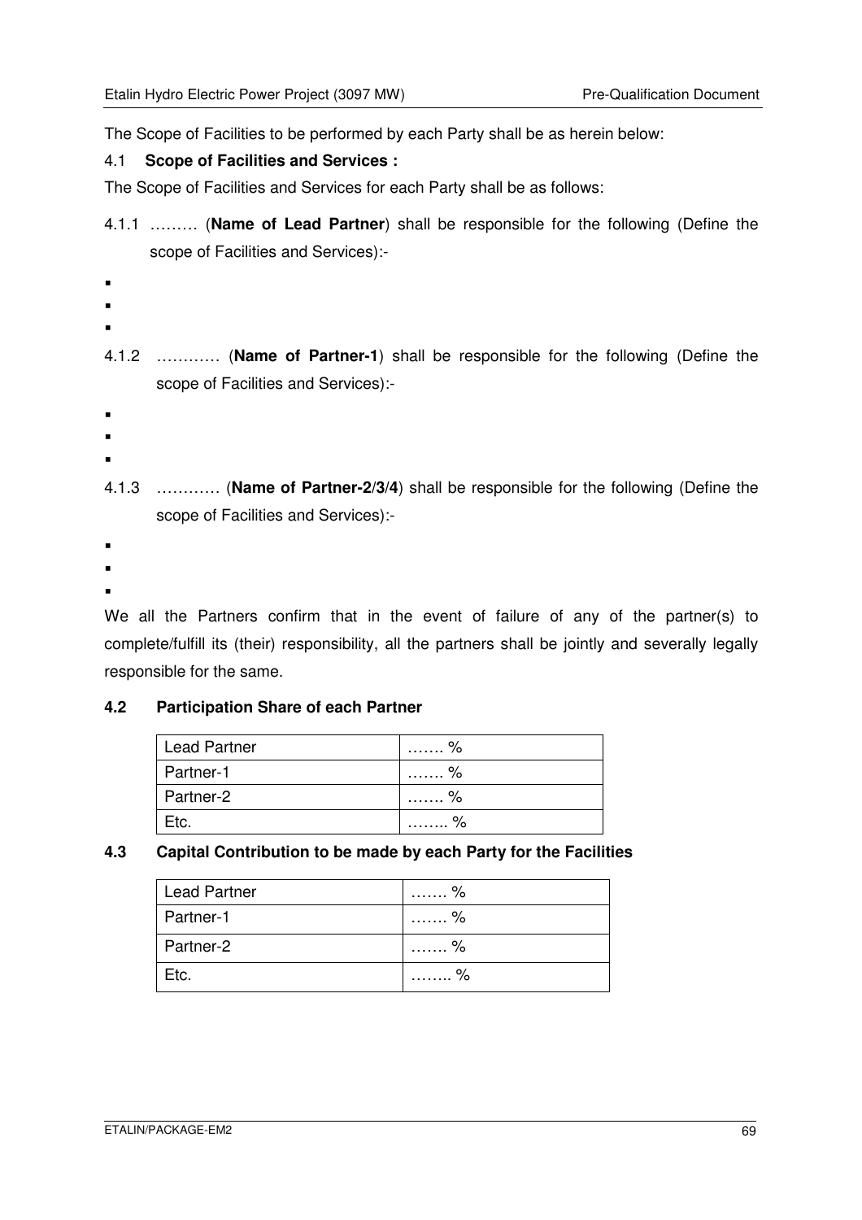The Scope of Facilities to be performed by each Party shall be as herein below:

### 4.1 **Scope of Facilities and Services :**

The Scope of Facilities and Services for each Party shall be as follows:

4.1.1 ……… (**Name of Lead Partner**) shall be responsible for the following (Define the scope of Facilities and Services):-

- 
- 
- 

4.1.2 ………… (**Name of Partner-1**) shall be responsible for the following (Define the scope of Facilities and Services):-

- 
- 
- 

4.1.3 ………… (**Name of Partner-2/3/4**) shall be responsible for the following (Define the scope of Facilities and Services):-

- 
- 
- 

We all the Partners confirm that in the event of failure of any of the partner(s) to complete/fulfill its (their) responsibility, all the partners shall be jointly and severally legally responsible for the same.

### **4.2 Participation Share of each Partner**

| | |
|---|---|
| Lead Partner | ……. % |
| Partner-1 | ……. % |
| Partner-2 | ……. % |
| Etc. | …….. % |

### **4.3 Capital Contribution to be made by each Party for the Facilities**

| | |
|---|---|
| Lead Partner | ……. % |
| Partner-1 | ……. % |
| Partner-2 | ……. % |
| Etc. | …….. % |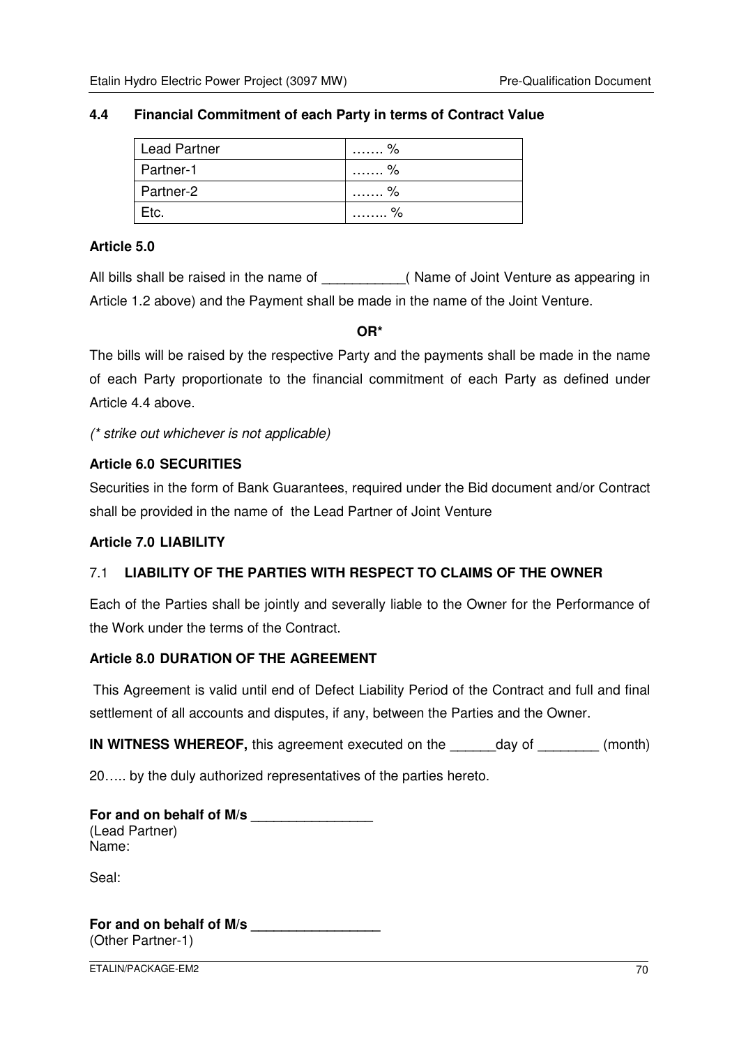### 4.4 Financial Commitment of each Party in terms of Contract Value

| Lead Partner | ……. % |
|---|---|
| Partner-1 | ……. % |
| Partner-2 | ……. % |
| Etc. | …….. % |

**Article 5.0**

All bills shall be raised in the name of ___________( Name of Joint Venture as appearing in Article 1.2 above) and the Payment shall be made in the name of the Joint Venture.

**OR***

The bills will be raised by the respective Party and the payments shall be made in the name of each Party proportionate to the financial commitment of each Party as defined under Article 4.4 above.

*(* strike out whichever is not applicable)*

**Article 6.0 SECURITIES**

Securities in the form of Bank Guarantees, required under the Bid document and/or Contract shall be provided in the name of the Lead Partner of Joint Venture

**Article 7.0 LIABILITY**

7.1 **LIABILITY OF THE PARTIES WITH RESPECT TO CLAIMS OF THE OWNER**

Each of the Parties shall be jointly and severally liable to the Owner for the Performance of the Work under the terms of the Contract.

**Article 8.0 DURATION OF THE AGREEMENT**

This Agreement is valid until end of Defect Liability Period of the Contract and full and final settlement of all accounts and disputes, if any, between the Parties and the Owner.

**IN WITNESS WHEREOF,** this agreement executed on the ______day of ________ (month) 20….. by the duly authorized representatives of the parties hereto.

**For and on behalf of M/s ________________**
(Lead Partner)
Name:

Seal:

**For and on behalf of M/s _________________**
(Other Partner-1)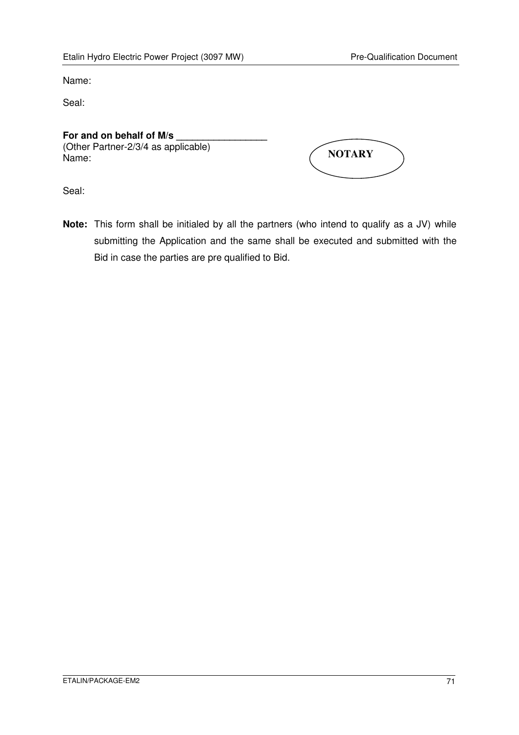Name:

Seal:

**For and on behalf of M/s \_\_\_\_\_\_\_\_\_\_\_\_\_\_\_\_\_**
(Other Partner-2/3/4 as applicable)
Name:

NOTARY

Seal:

**Note:** This form shall be initialed by all the partners (who intend to qualify as a JV) while submitting the Application and the same shall be executed and submitted with the Bid in case the parties are pre qualified to Bid.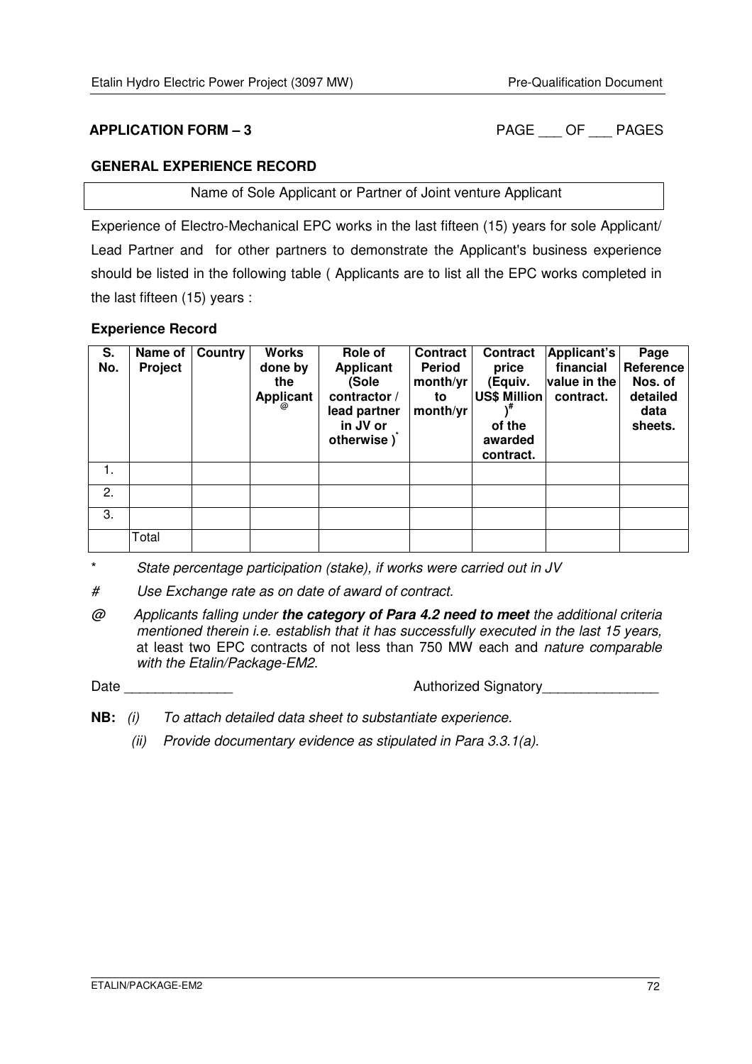**APPLICATION FORM – 3** PAGE ___ OF ___ PAGES

**GENERAL EXPERIENCE RECORD**

| Name of Sole Applicant or Partner of Joint venture Applicant |
|---|

Experience of Electro-Mechanical EPC works in the last fifteen (15) years for sole Applicant/ Lead Partner and for other partners to demonstrate the Applicant's business experience should be listed in the following table ( Applicants are to list all the EPC works completed in the last fifteen (15) years :

**Experience Record**

| S. No. | Name of Project | Country | Works done by the Applicant @ | Role of Applicant (Sole contractor / lead partner in JV or otherwise )* | Contract Period month/yr to month/yr | Contract price (Equiv. US$ Million )# of the awarded contract. | Applicant's financial value in the contract. | Page Reference Nos. of detailed data sheets. |
|---|---|---|---|---|---|---|---|---|
| 1. | | | | | | | | |
| 2. | | | | | | | | |
| 3. | | | | | | | | |
| | Total | | | | | | | |

\* *State percentage participation (stake), if works were carried out in JV*

\# *Use Exchange rate as on date of award of contract.*

@ *Applicants falling under* ***the category of Para 4.2 need to meet*** *the additional criteria mentioned therein i.e. establish that it has successfully executed in the last 15 years,* at least two EPC contracts of not less than 750 MW each and *nature comparable with the Etalin/Package-EM2.*

Date ______________ Authorized Signatory_______________

**NB:** *(i) To attach detailed data sheet to substantiate experience.*

*(ii) Provide documentary evidence as stipulated in Para 3.3.1(a).*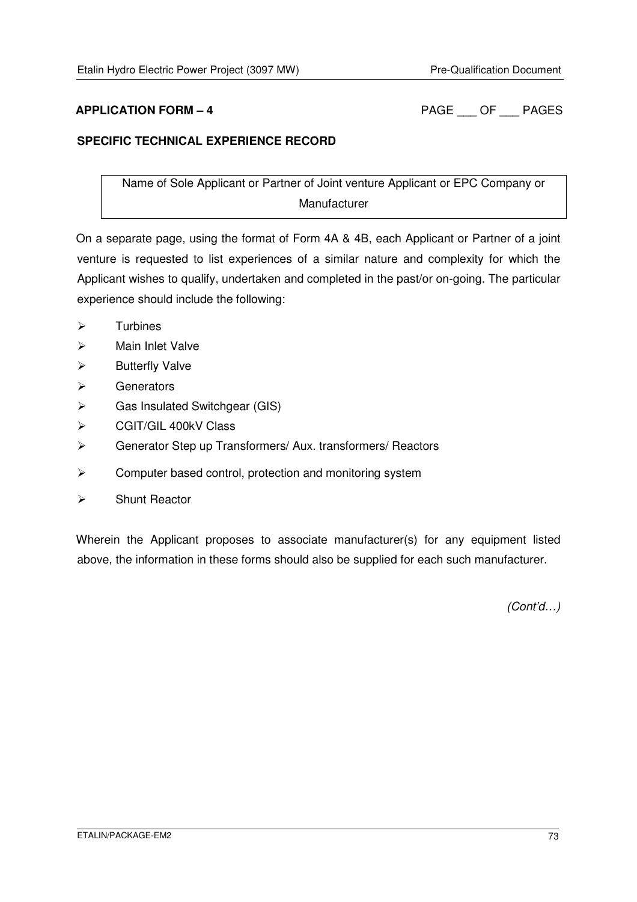**APPLICATION FORM – 4** PAGE ___ OF ___ PAGES

**SPECIFIC TECHNICAL EXPERIENCE RECORD**

| Name of Sole Applicant or Partner of Joint venture Applicant or EPC Company or Manufacturer |
|---|

On a separate page, using the format of Form 4A & 4B, each Applicant or Partner of a joint venture is requested to list experiences of a similar nature and complexity for which the Applicant wishes to qualify, undertaken and completed in the past/or on-going. The particular experience should include the following:

- Turbines
- Main Inlet Valve
- Butterfly Valve
- Generators
- Gas Insulated Switchgear (GIS)
- CGIT/GIL 400kV Class
- Generator Step up Transformers/ Aux. transformers/ Reactors
- Computer based control, protection and monitoring system
- Shunt Reactor

Wherein the Applicant proposes to associate manufacturer(s) for any equipment listed above, the information in these forms should also be supplied for each such manufacturer.

*(Cont'd…)*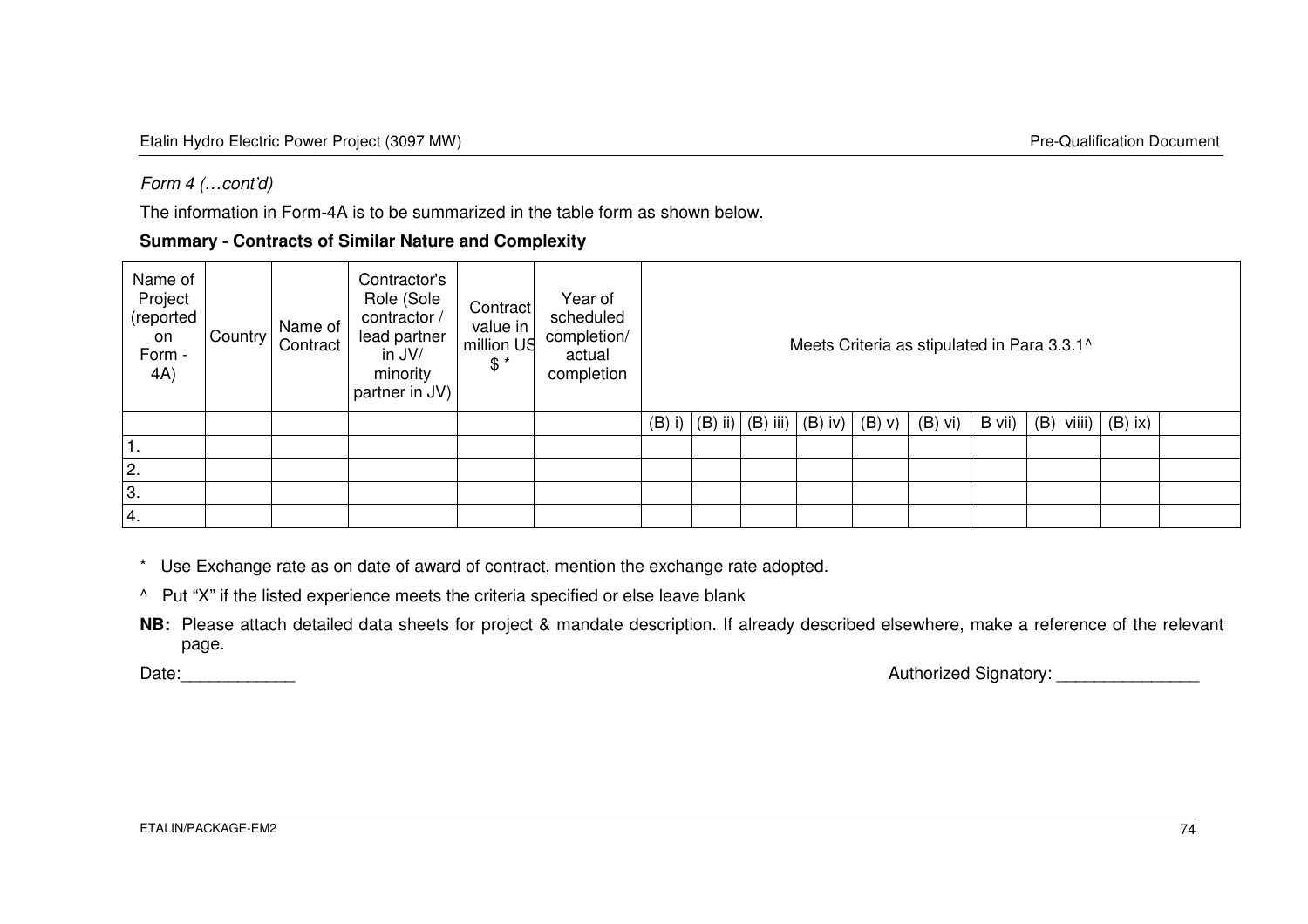*Form 4 (…cont'd)*

The information in Form-4A is to be summarized in the table form as shown below.

**Summary - Contracts of Similar Nature and Complexity**

| Name of Project (reported on Form - 4A) | Country | Name of Contract | Contractor's Role (Sole contractor / lead partner in JV/ minority partner in JV) | Contract value in million US $ * | Year of scheduled completion/ actual completion | Meets Criteria as stipulated in Para 3.3.1^ | | | | | | | | | |
|---|---|---|---|---|---|---|---|---|---|---|---|---|---|---|---|
| | | | | | | (B) i) | (B) ii) | (B) iii) | (B) iv) | (B) v) | (B) vi) | B vii) | (B) viiii) | (B) ix) | |
| 1. | | | | | | | | | | | | | | | |
| 2. | | | | | | | | | | | | | | | |
| 3. | | | | | | | | | | | | | | | |
| 4. | | | | | | | | | | | | | | | |

\* Use Exchange rate as on date of award of contract, mention the exchange rate adopted.

^ Put "X" if the listed experience meets the criteria specified or else leave blank

**NB:** Please attach detailed data sheets for project & mandate description. If already described elsewhere, make a reference of the relevant page.

Date:____________

Authorized Signatory: _______________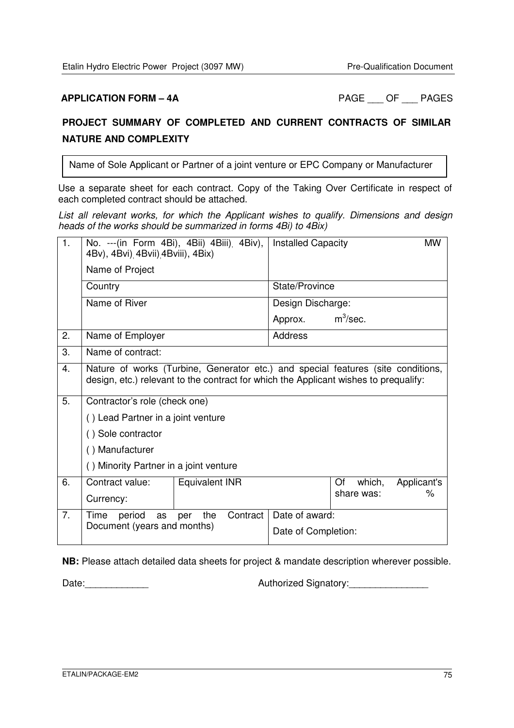**APPLICATION FORM – 4A** PAGE ___ OF ___ PAGES

## PROJECT SUMMARY OF COMPLETED AND CURRENT CONTRACTS OF SIMILAR NATURE AND COMPLEXITY

| Name of Sole Applicant or Partner of a joint venture or EPC Company or Manufacturer |
|---|

Use a separate sheet for each contract. Copy of the Taking Over Certificate in respect of each completed contract should be attached.

*List all relevant works, for which the Applicant wishes to qualify. Dimensions and design heads of the works should be summarized in forms 4Bi) to 4Bix)*

| | | | | |
|---|---|---|---|---|
| 1. | No. ---(in Form 4Bi), 4Bii) 4Biii), 4Biv), 4Bv), 4Bvi), 4Bvii), 4Bviii), 4Bix)<br>Name of Project | | Installed Capacity MW | |
| | Country | | State/Province | |
| | Name of River | | Design Discharge:<br>Approx. $m^3$/sec. | |
| 2. | Name of Employer | | Address | |
| 3. | Name of contract: | | | |
| 4. | Nature of works (Turbine, Generator etc.) and special features (site conditions, design, etc.) relevant to the contract for which the Applicant wishes to prequalify: | | | |
| 5. | Contractor's role (check one)<br>( ) Lead Partner in a joint venture<br>( ) Sole contractor<br>( ) Manufacturer<br>( ) Minority Partner in a joint venture | | | |
| 6. | Contract value:<br>Currency: | Equivalent INR | | Of which, Applicant's share was: % |
| 7. | Time period as per the Contract Document (years and months) | | Date of award:<br>Date of Completion: | |

**NB:** Please attach detailed data sheets for project & mandate description wherever possible.

Date:____________ Authorized Signatory:_______________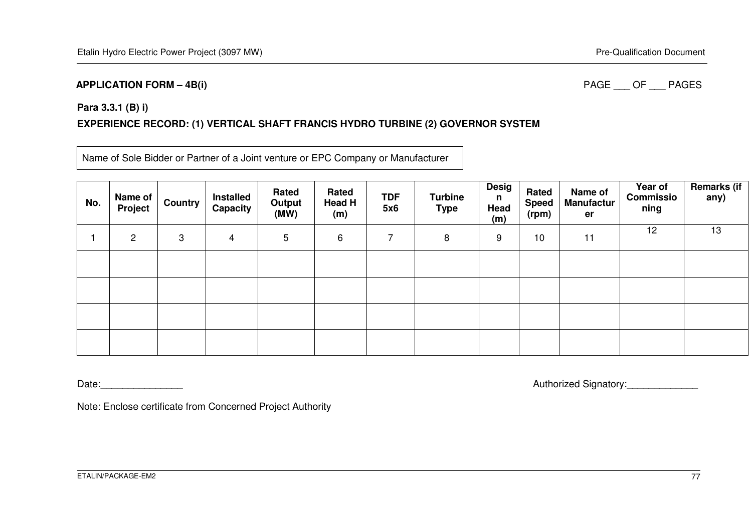**APPLICATION FORM – 4B(i)** PAGE ___ OF ___ PAGES

**Para 3.3.1 (B) i)**

**EXPERIENCE RECORD: (1) VERTICAL SHAFT FRANCIS HYDRO TURBINE (2) GOVERNOR SYSTEM**

| Name of Sole Bidder or Partner of a Joint venture or EPC Company or Manufacturer |
|---|

| No. | Name of Project | Country | Installed Capacity | Rated Output (MW) | Rated Head H (m) | TDF 5x6 | Turbine Type | Design Head (m) | Rated Speed (rpm) | Name of Manufacturer | Year of Commissioning | Remarks (if any) |
|---|---|---|---|---|---|---|---|---|---|---|---|---|
| 1 | 2 | 3 | 4 | 5 | 6 | 7 | 8 | 9 | 10 | 11 | 12 | 13 |
| | | | | | | | | | | | | |
| | | | | | | | | | | | | |
| | | | | | | | | | | | | |
| | | | | | | | | | | | | |

Date:_______________ Authorized Signatory:_____________

Note: Enclose certificate from Concerned Project Authority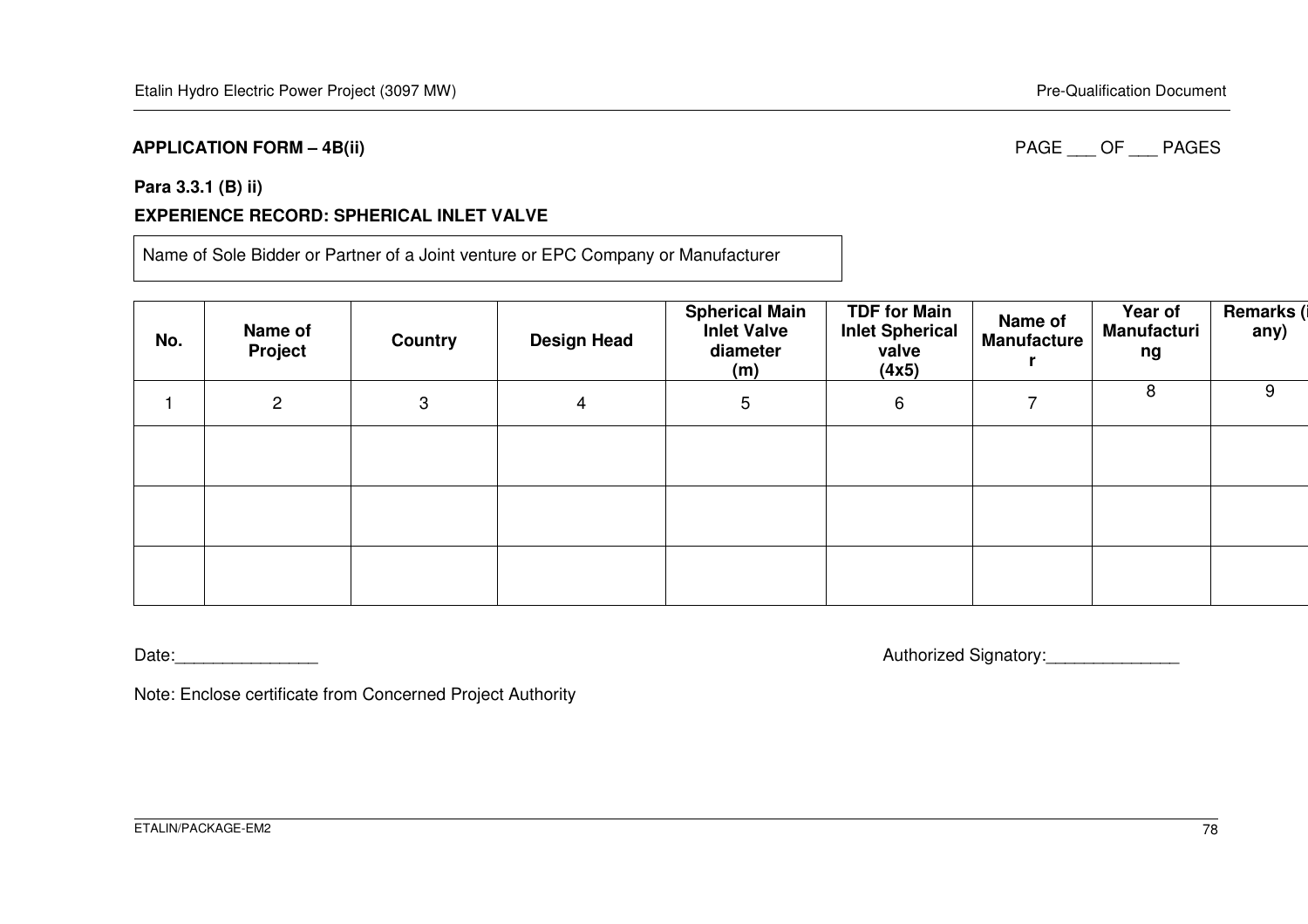**APPLICATION FORM – 4B(ii)**

PAGE ___ OF ___ PAGES

**Para 3.3.1 (B) ii)**

**EXPERIENCE RECORD: SPHERICAL INLET VALVE**

| Name of Sole Bidder or Partner of a Joint venture or EPC Company or Manufacturer |
|---|

| No. | Name of Project | Country | Design Head | Spherical Main Inlet Valve diameter (m) | TDF for Main Inlet Spherical valve (4x5) | Name of Manufacturer | Year of Manufacturing | Remarks (if any) |
|---|---|---|---|---|---|---|---|---|
| 1 | 2 | 3 | 4 | 5 | 6 | 7 | 8 | 9 |
| | | | | | | | | |
| | | | | | | | | |
| | | | | | | | | |

Date:_______________

Authorized Signatory:______________

Note: Enclose certificate from Concerned Project Authority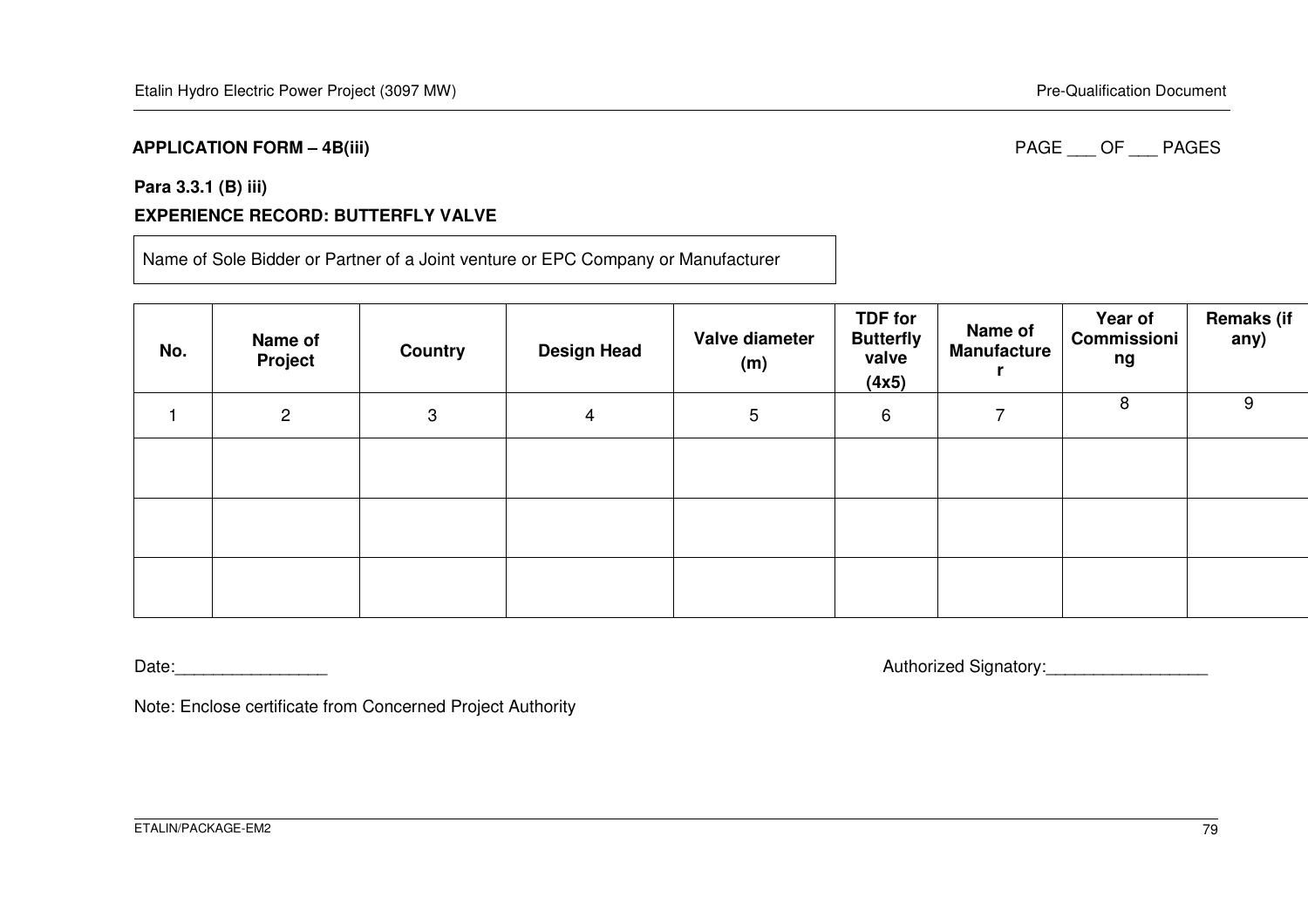**APPLICATION FORM – 4B(iii)**

PAGE ___ OF ___ PAGES

**Para 3.3.1 (B) iii)**

**EXPERIENCE RECORD: BUTTERFLY VALVE**

| Name of Sole Bidder or Partner of a Joint venture or EPC Company or Manufacturer |
|---|

| No. | Name of Project | Country | Design Head | Valve diameter (m) | TDF for Butterfly valve (4x5) | Name of Manufacturer | Year of Commissioning | Remaks (if any) |
|---|---|---|---|---|---|---|---|---|
| 1 | 2 | 3 | 4 | 5 | 6 | 7 | 8 | 9 |
| | | | | | | | | |
| | | | | | | | | |
| | | | | | | | | |

Date:________________

Authorized Signatory:_________________

Note: Enclose certificate from Concerned Project Authority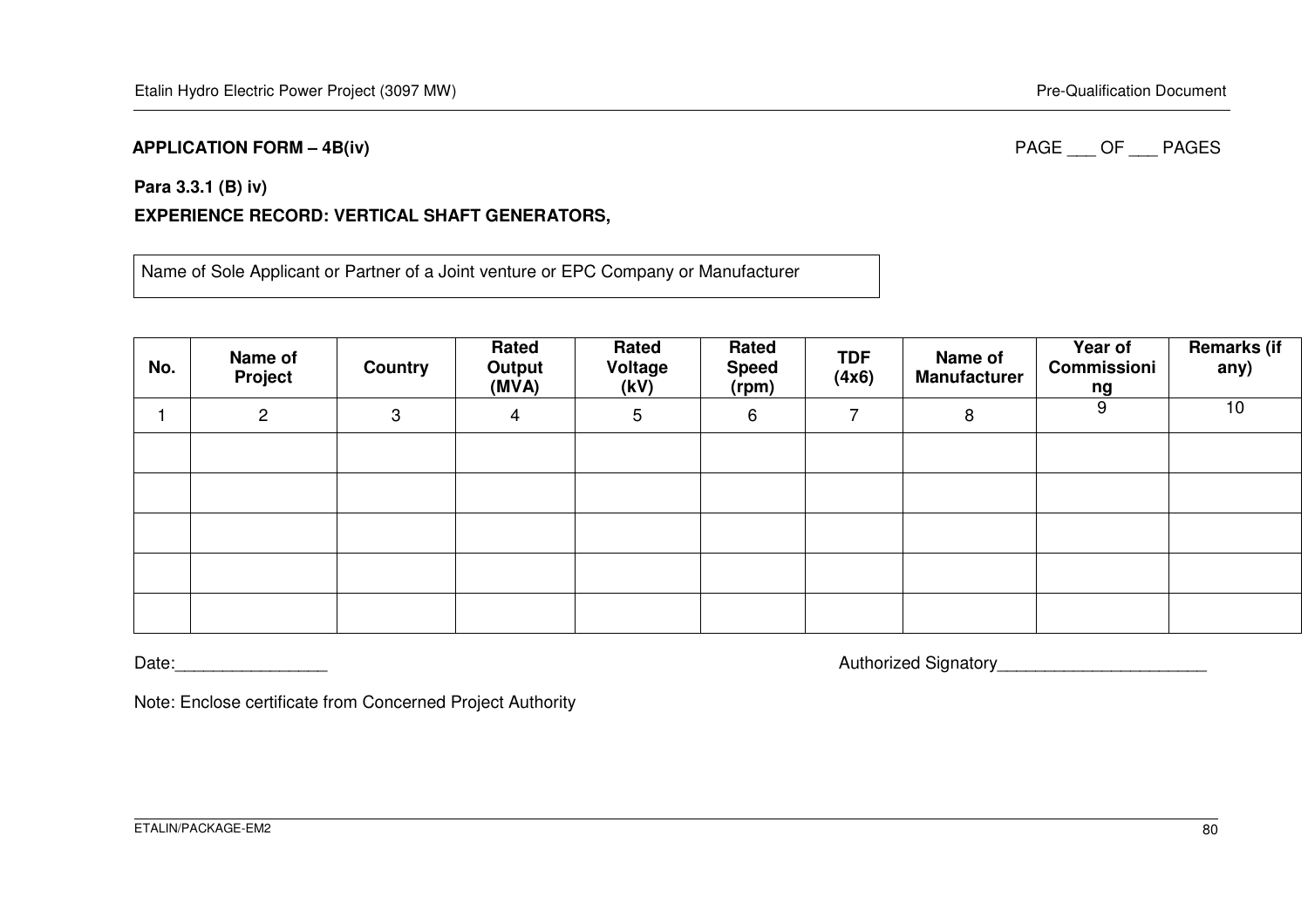**APPLICATION FORM – 4B(iv)** PAGE ___ OF ___ PAGES

**Para 3.3.1 (B) iv)**

**EXPERIENCE RECORD: VERTICAL SHAFT GENERATORS,**

| Name of Sole Applicant or Partner of a Joint venture or EPC Company or Manufacturer |
|---|

| No. | Name of Project | Country | Rated Output (MVA) | Rated Voltage (kV) | Rated Speed (rpm) | TDF (4x6) | Name of Manufacturer | Year of Commissioning | Remarks (if any) |
|---|---|---|---|---|---|---|---|---|---|
| 1 | 2 | 3 | 4 | 5 | 6 | 7 | 8 | 9 | 10 |
| | | | | | | | | | |
| | | | | | | | | | |
| | | | | | | | | | |
| | | | | | | | | | |
| | | | | | | | | | |

Date:________________ Authorized Signatory______________________

Note: Enclose certificate from Concerned Project Authority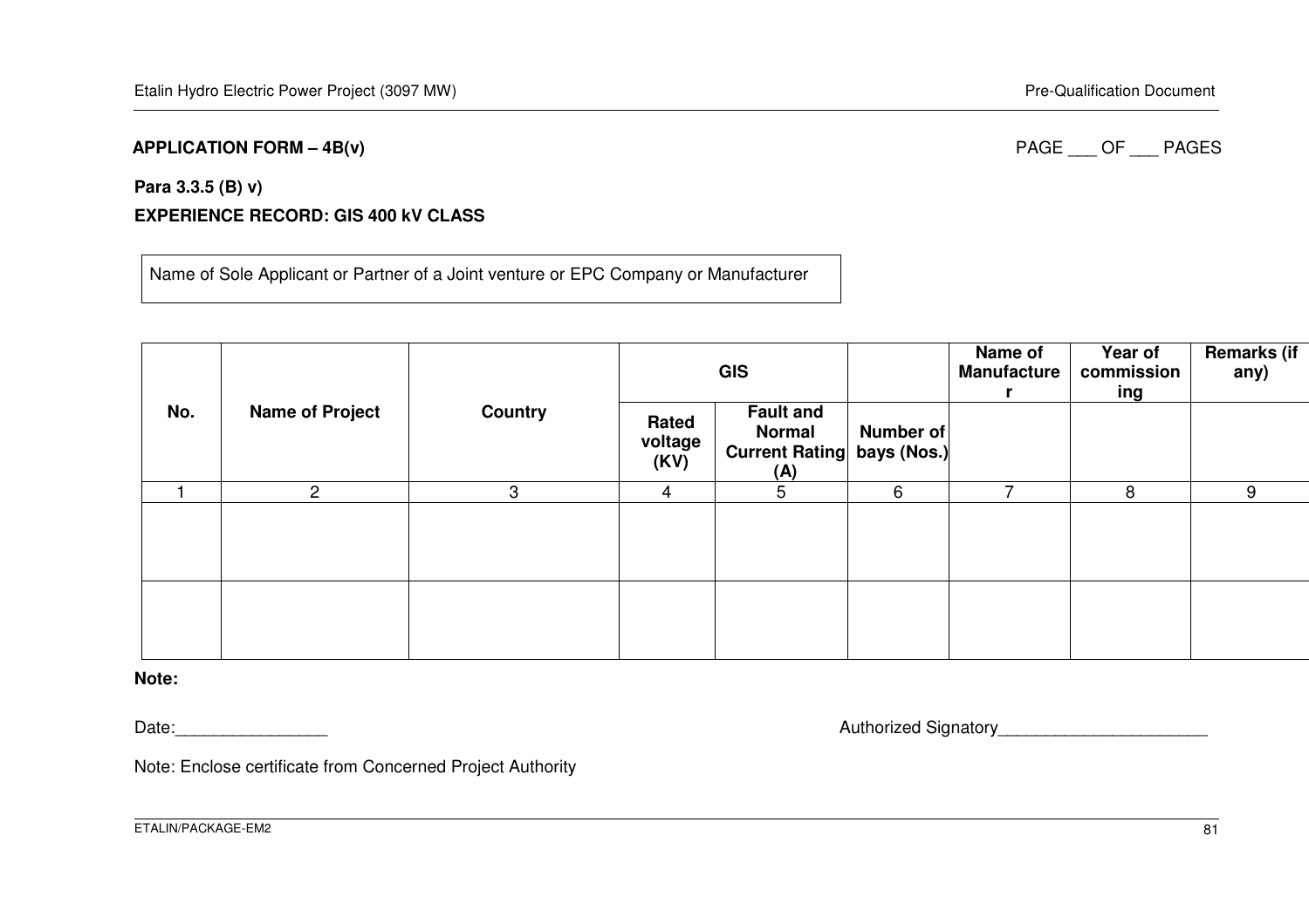**APPLICATION FORM – 4B(v)**

PAGE ___ OF ___ PAGES

**Para 3.3.5 (B) v)**

**EXPERIENCE RECORD: GIS 400 kV CLASS**

| Name of Sole Applicant or Partner of a Joint venture or EPC Company or Manufacturer |
|---|
| |

| No. | Name of Project | Country | GIS | | | Name of Manufacturer | Year of commissioning | Remarks (if any) |
|---|---|---|---|---|---|---|---|---|
| | | | Rated voltage (KV) | Fault and Normal Current Rating (A) | Number of bays (Nos.) | | | |
| 1 | 2 | 3 | 4 | 5 | 6 | 7 | 8 | 9 |
| | | | | | | | | |
| | | | | | | | | |

**Note:**

Date:________________

Authorized Signatory______________________

Note: Enclose certificate from Concerned Project Authority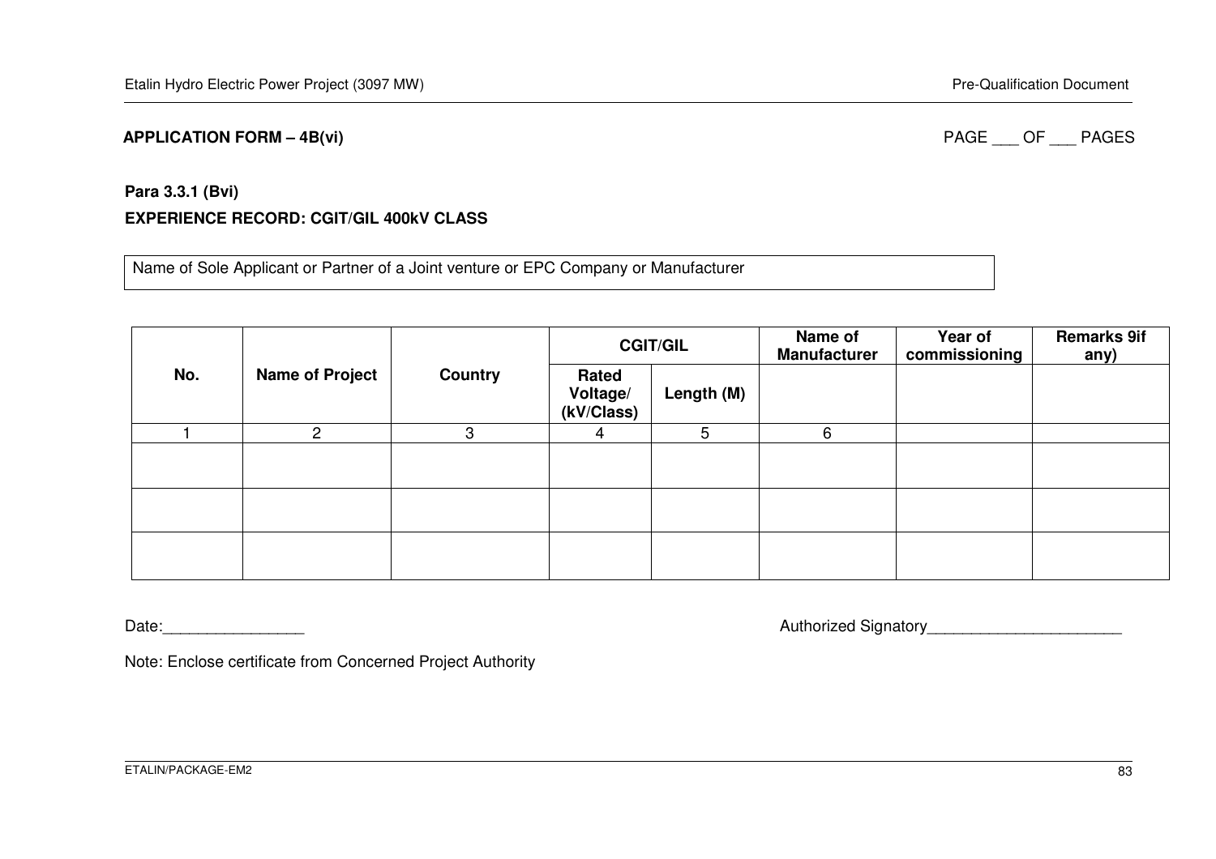**APPLICATION FORM – 4B(vi)** PAGE ___ OF ___ PAGES

**Para 3.3.1 (Bvi)**

**EXPERIENCE RECORD: CGIT/GIL 400kV CLASS**

| Name of Sole Applicant or Partner of a Joint venture or EPC Company or Manufacturer |
|---|

| No. | Name of Project | Country | CGIT/GIL | | Name of Manufacturer | Year of commissioning | Remarks 9if any) |
|---|---|---|---|---|---|---|---|
| | | | Rated Voltage/ (kV/Class) | Length (M) | | | |
| 1 | 2 | 3 | 4 | 5 | 6 | | |
| | | | | | | | |
| | | | | | | | |
| | | | | | | | |

Date:________________ Authorized Signatory______________________

Note: Enclose certificate from Concerned Project Authority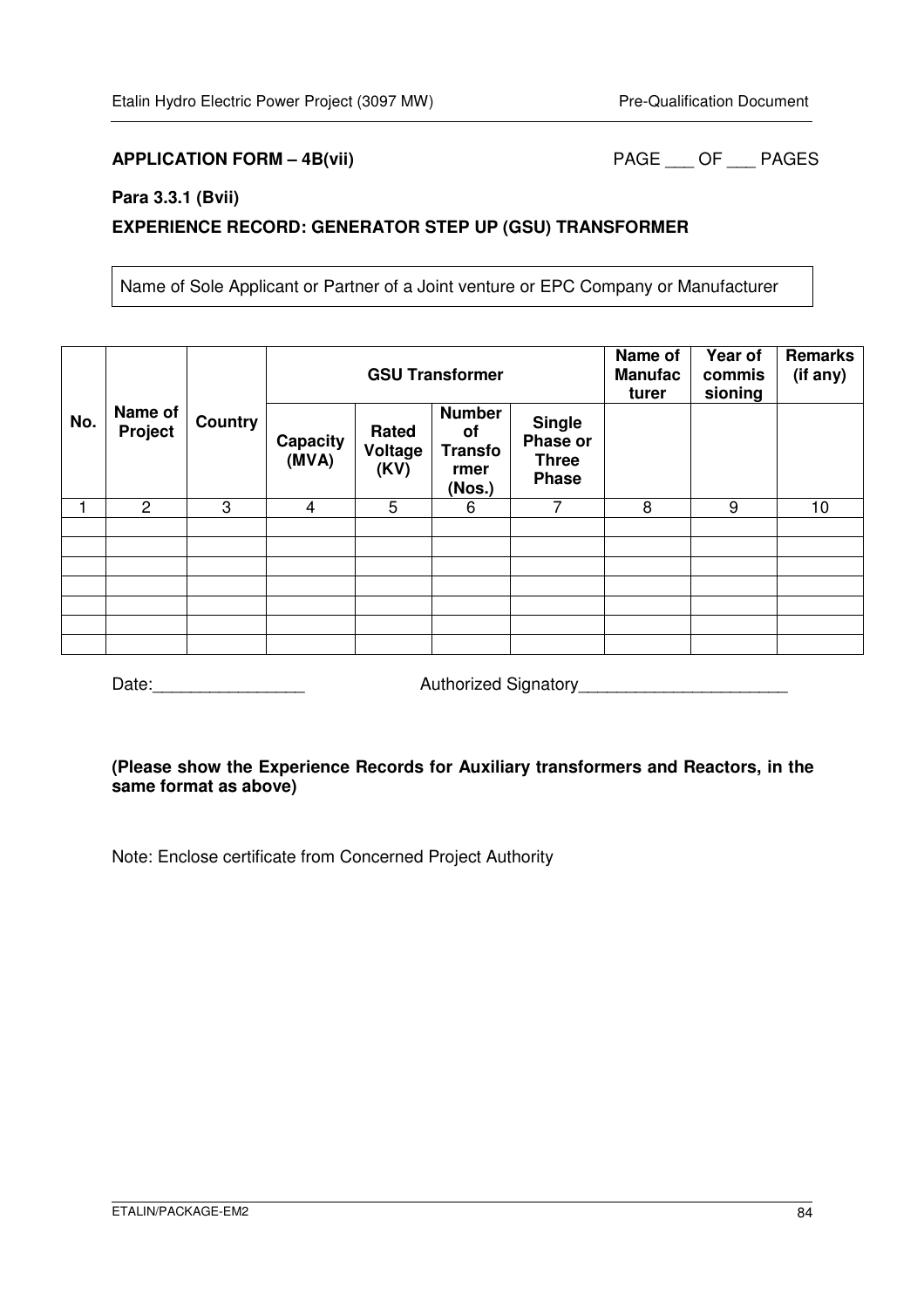**APPLICATION FORM – 4B(vii)** PAGE ___ OF ___ PAGES

**Para 3.3.1 (Bvii)**

**EXPERIENCE RECORD: GENERATOR STEP UP (GSU) TRANSFORMER**

Name of Sole Applicant or Partner of a Joint venture or EPC Company or Manufacturer

| No. | Name of Project | Country | GSU Transformer | | | | Name of Manufacturer | Year of commissioning | Remarks (if any) |
|---|---|---|---|---|---|---|---|---|---|
| | | | Capacity (MVA) | Rated Voltage (KV) | Number of Transformer (Nos.) | Single Phase or Three Phase | | | |
| 1 | 2 | 3 | 4 | 5 | 6 | 7 | 8 | 9 | 10 |
| | | | | | | | | | |
| | | | | | | | | | |
| | | | | | | | | | |
| | | | | | | | | | |
| | | | | | | | | | |
| | | | | | | | | | |
| | | | | | | | | | |

Date:________________ Authorized Signatory______________________

**(Please show the Experience Records for Auxiliary transformers and Reactors, in the same format as above)**

Note: Enclose certificate from Concerned Project Authority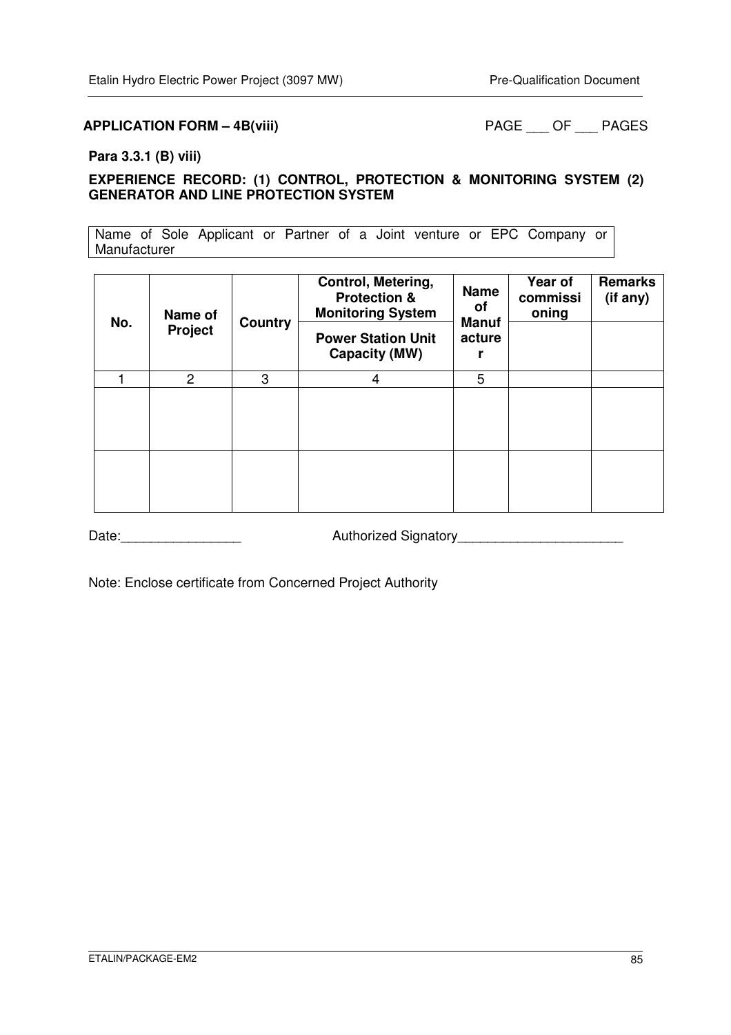**APPLICATION FORM – 4B(viii)** PAGE ___ OF ___ PAGES

**Para 3.3.1 (B) viii)**

**EXPERIENCE RECORD: (1) CONTROL, PROTECTION & MONITORING SYSTEM (2) GENERATOR AND LINE PROTECTION SYSTEM**

Name of Sole Applicant or Partner of a Joint venture or EPC Company or Manufacturer

| No. | Name of Project | Country | Control, Metering, Protection & Monitoring System | Name of Manufacturer | Year of commissioning | Remarks (if any) |
|---|---|---|---|---|---|---|
| | | | Power Station Unit Capacity (MW) | | | |
| 1 | 2 | 3 | 4 | 5 | | |
| | | | | | | |
| | | | | | | |

Date:________________ Authorized Signatory______________________

Note: Enclose certificate from Concerned Project Authority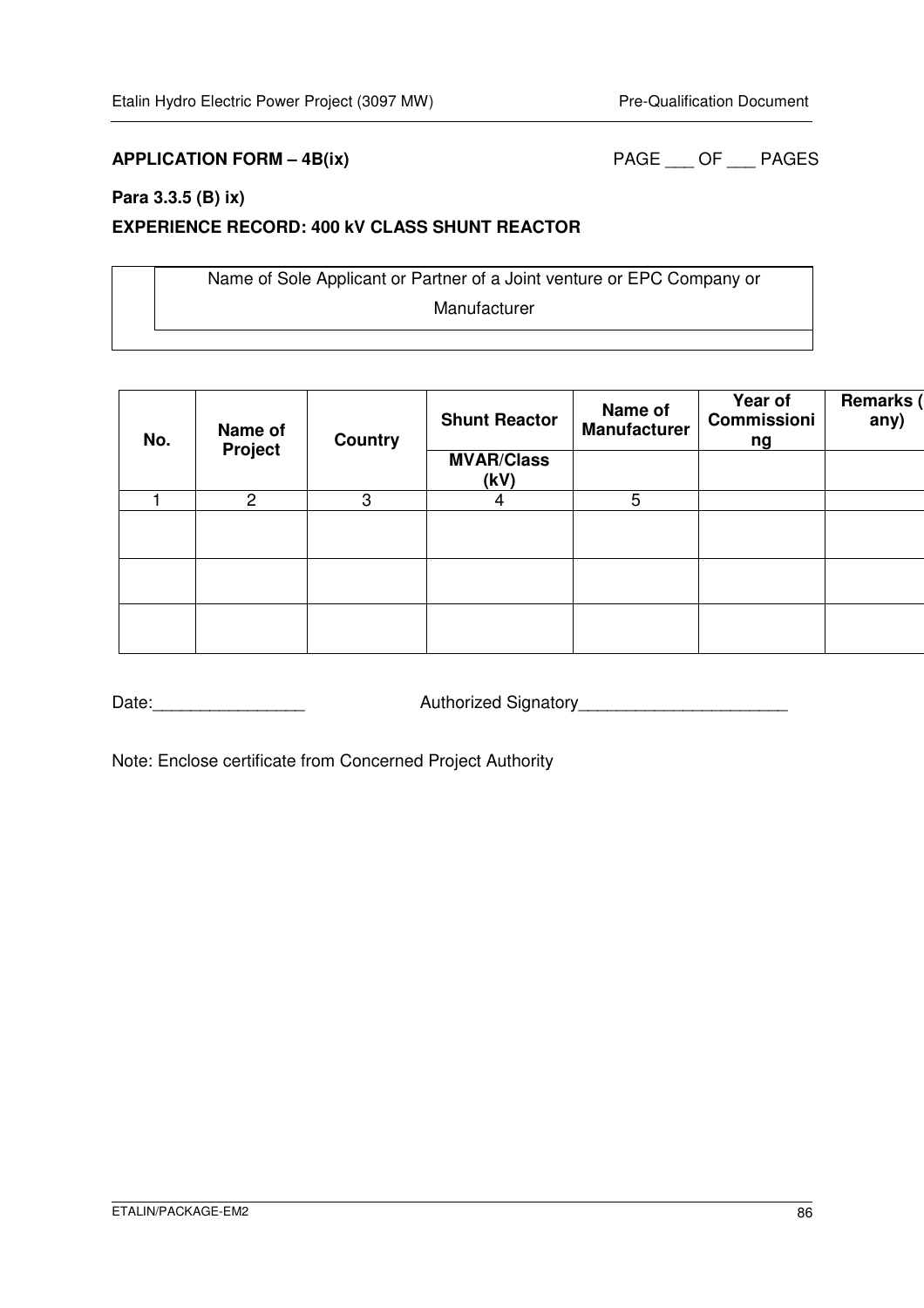**APPLICATION FORM – 4B(ix)** PAGE ___ OF ___ PAGES

**Para 3.3.5 (B) ix)**

**EXPERIENCE RECORD: 400 kV CLASS SHUNT REACTOR**

| | Name of Sole Applicant or Partner of a Joint venture or EPC Company or Manufacturer |
|---|---|
| | |

| No. | Name of Project | Country | Shunt Reactor | Name of Manufacturer | Year of Commissioning | Remarks (if any) |
|---|---|---|---|---|---|---|
| | | | MVAR/Class (kV) | | | |
| 1 | 2 | 3 | 4 | 5 | | |
| | | | | | | |
| | | | | | | |
| | | | | | | |

Date:________________ Authorized Signatory______________________

Note: Enclose certificate from Concerned Project Authority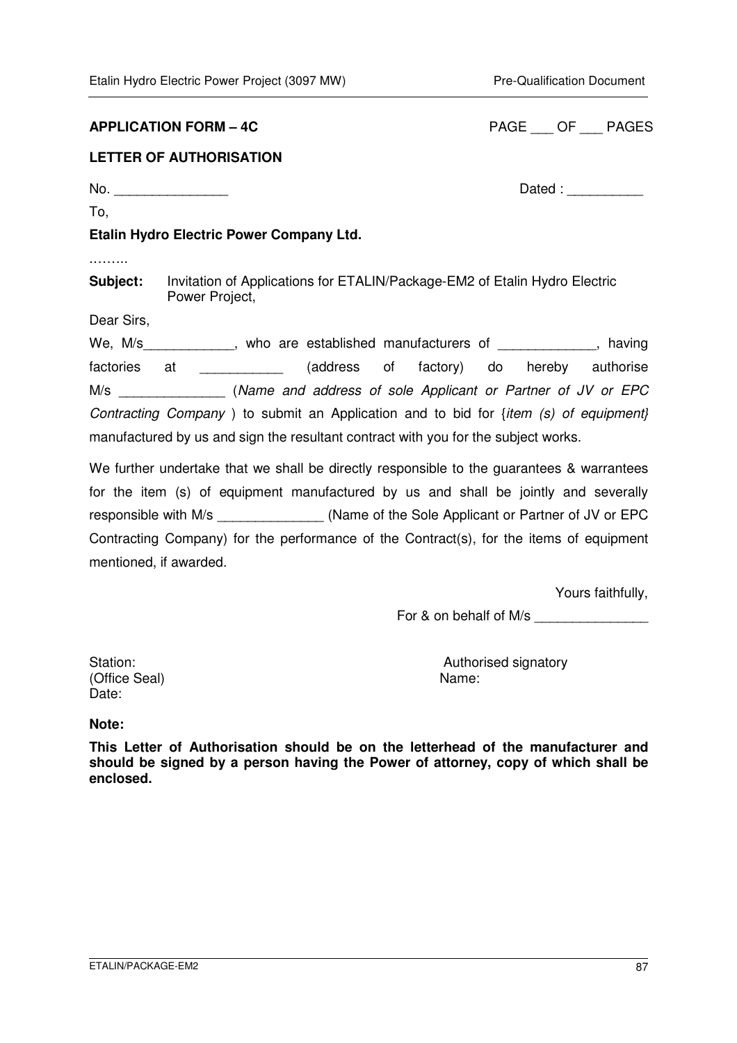**APPLICATION FORM – 4C** PAGE ___ OF ___ PAGES

**LETTER OF AUTHORISATION**

No. _______________ Dated : __________

To,

**Etalin Hydro Electric Power Company Ltd.**

………

**Subject:** Invitation of Applications for ETALIN/Package-EM2 of Etalin Hydro Electric Power Project,

Dear Sirs,

We, M/s____________, who are established manufacturers of _____________, having factories at ___________ (address of factory) do hereby authorise M/s ______________ (*Name and address of sole Applicant or Partner of JV or EPC Contracting Company* ) to submit an Application and to bid for {*item (s) of equipment}* manufactured by us and sign the resultant contract with you for the subject works.

We further undertake that we shall be directly responsible to the guarantees & warrantees for the item (s) of equipment manufactured by us and shall be jointly and severally responsible with M/s ______________ (Name of the Sole Applicant or Partner of JV or EPC Contracting Company) for the performance of the Contract(s), for the items of equipment mentioned, if awarded.

Yours faithfully,

For & on behalf of M/s _______________

Station:
(Office Seal)
Date:

Authorised signatory
Name:

**Note:**

**This Letter of Authorisation should be on the letterhead of the manufacturer and should be signed by a person having the Power of attorney, copy of which shall be enclosed.**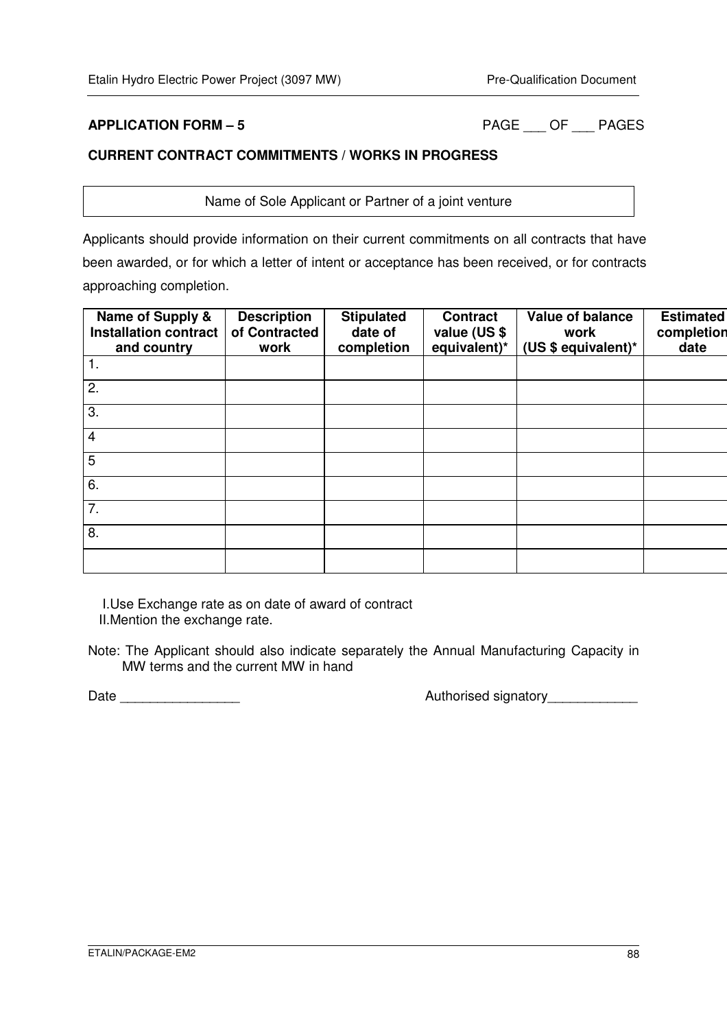**APPLICATION FORM – 5** PAGE ___ OF ___ PAGES

**CURRENT CONTRACT COMMITMENTS / WORKS IN PROGRESS**

| Name of Sole Applicant or Partner of a joint venture |
|---|

Applicants should provide information on their current commitments on all contracts that have been awarded, or for which a letter of intent or acceptance has been received, or for contracts approaching completion.

| Name of Supply & Installation contract and country | Description of Contracted work | Stipulated date of completion | Contract value (US $ equivalent)* | Value of balance work (US $ equivalent)* | Estimated completion date |
|---|---|---|---|---|---|
| 1. | | | | | |
| 2. | | | | | |
| 3. | | | | | |
| 4 | | | | | |
| 5 | | | | | |
| 6. | | | | | |
| 7. | | | | | |
| 8. | | | | | |
| | | | | | |

I. Use Exchange rate as on date of award of contract
II. Mention the exchange rate.

Note: The Applicant should also indicate separately the Annual Manufacturing Capacity in MW terms and the current MW in hand

Date ________________ Authorised signatory____________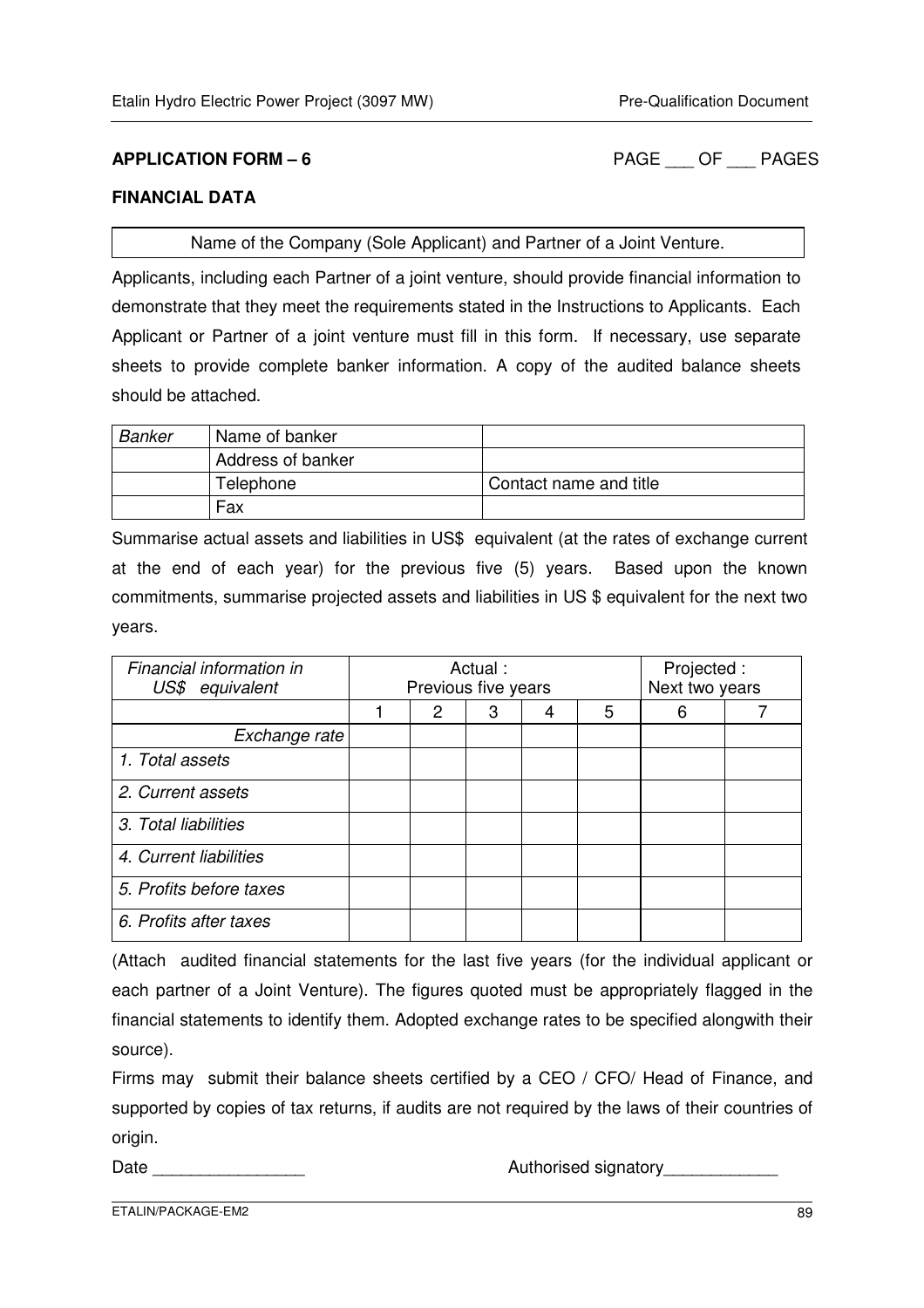**APPLICATION FORM – 6** PAGE ___ OF ___ PAGES

**FINANCIAL DATA**

| Name of the Company (Sole Applicant) and Partner of a Joint Venture. |
|---|

Applicants, including each Partner of a joint venture, should provide financial information to demonstrate that they meet the requirements stated in the Instructions to Applicants. Each Applicant or Partner of a joint venture must fill in this form. If necessary, use separate sheets to provide complete banker information. A copy of the audited balance sheets should be attached.

| *Banker* | Name of banker | |
|---|---|---|
| | Address of banker | |
| | Telephone | Contact name and title |
| | Fax | |

Summarise actual assets and liabilities in US$ equivalent (at the rates of exchange current at the end of each year) for the previous five (5) years. Based upon the known commitments, summarise projected assets and liabilities in US $ equivalent for the next two years.

| *Financial information in US$ equivalent* | Actual : Previous five years | | | | | Projected : Next two years | |
|---|---|---|---|---|---|---|---|
| | 1 | 2 | 3 | 4 | 5 | 6 | 7 |
| *Exchange rate* | | | | | | | |
| *1. Total assets* | | | | | | | |
| *2. Current assets* | | | | | | | |
| *3. Total liabilities* | | | | | | | |
| *4. Current liabilities* | | | | | | | |
| *5. Profits before taxes* | | | | | | | |
| *6. Profits after taxes* | | | | | | | |

(Attach audited financial statements for the last five years (for the individual applicant or each partner of a Joint Venture). The figures quoted must be appropriately flagged in the financial statements to identify them. Adopted exchange rates to be specified alongwith their source).

Firms may submit their balance sheets certified by a CEO / CFO/ Head of Finance, and supported by copies of tax returns, if audits are not required by the laws of their countries of origin.

Date ________________ Authorised signatory____________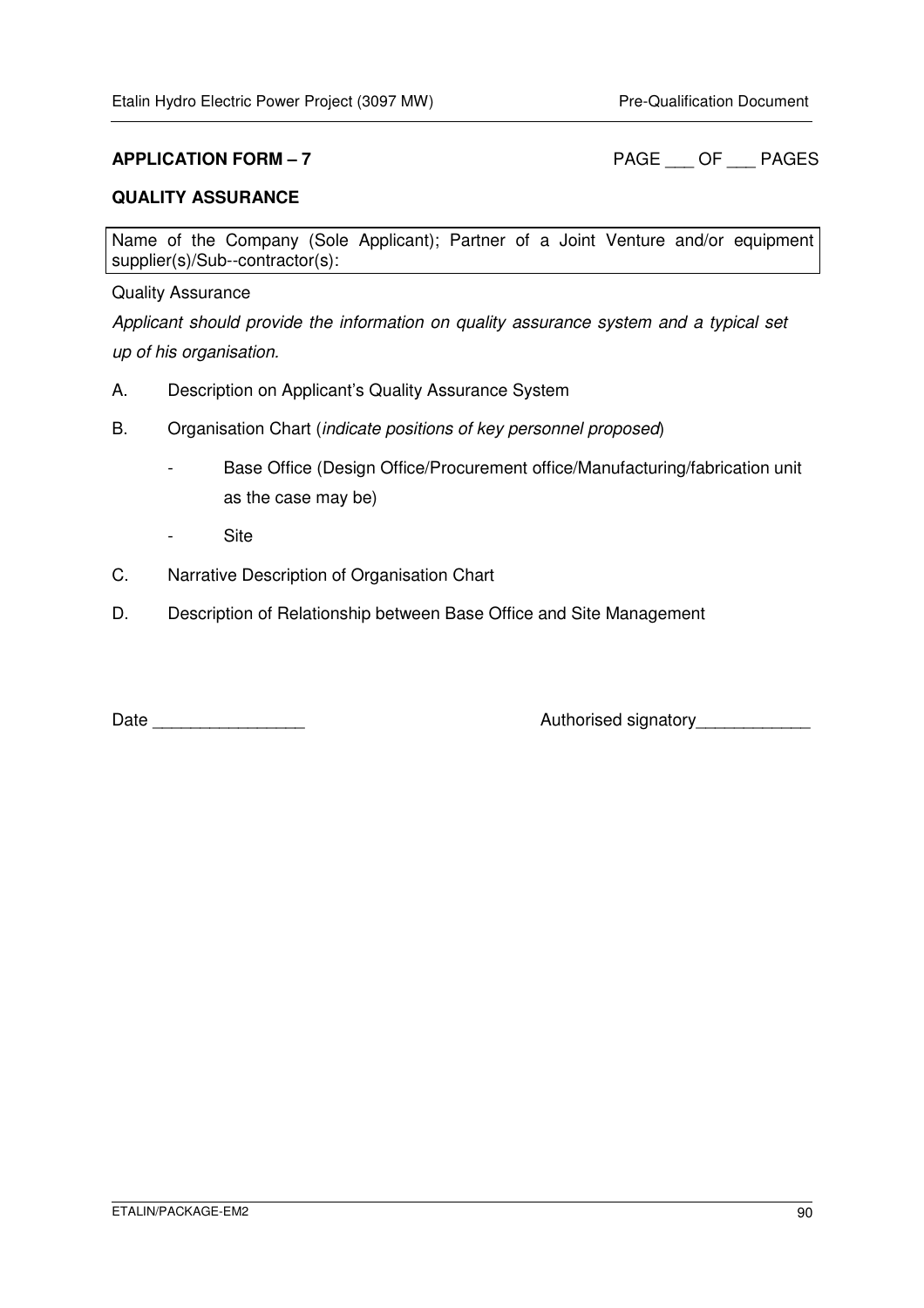**APPLICATION FORM – 7** PAGE ___ OF ___ PAGES

**QUALITY ASSURANCE**

| Name of the Company (Sole Applicant); Partner of a Joint Venture and/or equipment supplier(s)/Sub--contractor(s): |
|---|

Quality Assurance

*Applicant should provide the information on quality assurance system and a typical set up of his organisation.*

A. Description on Applicant's Quality Assurance System

B. Organisation Chart (*indicate positions of key personnel proposed*)

- Base Office (Design Office/Procurement office/Manufacturing/fabrication unit as the case may be)
- Site

C. Narrative Description of Organisation Chart

D. Description of Relationship between Base Office and Site Management

Date ________________ Authorised signatory____________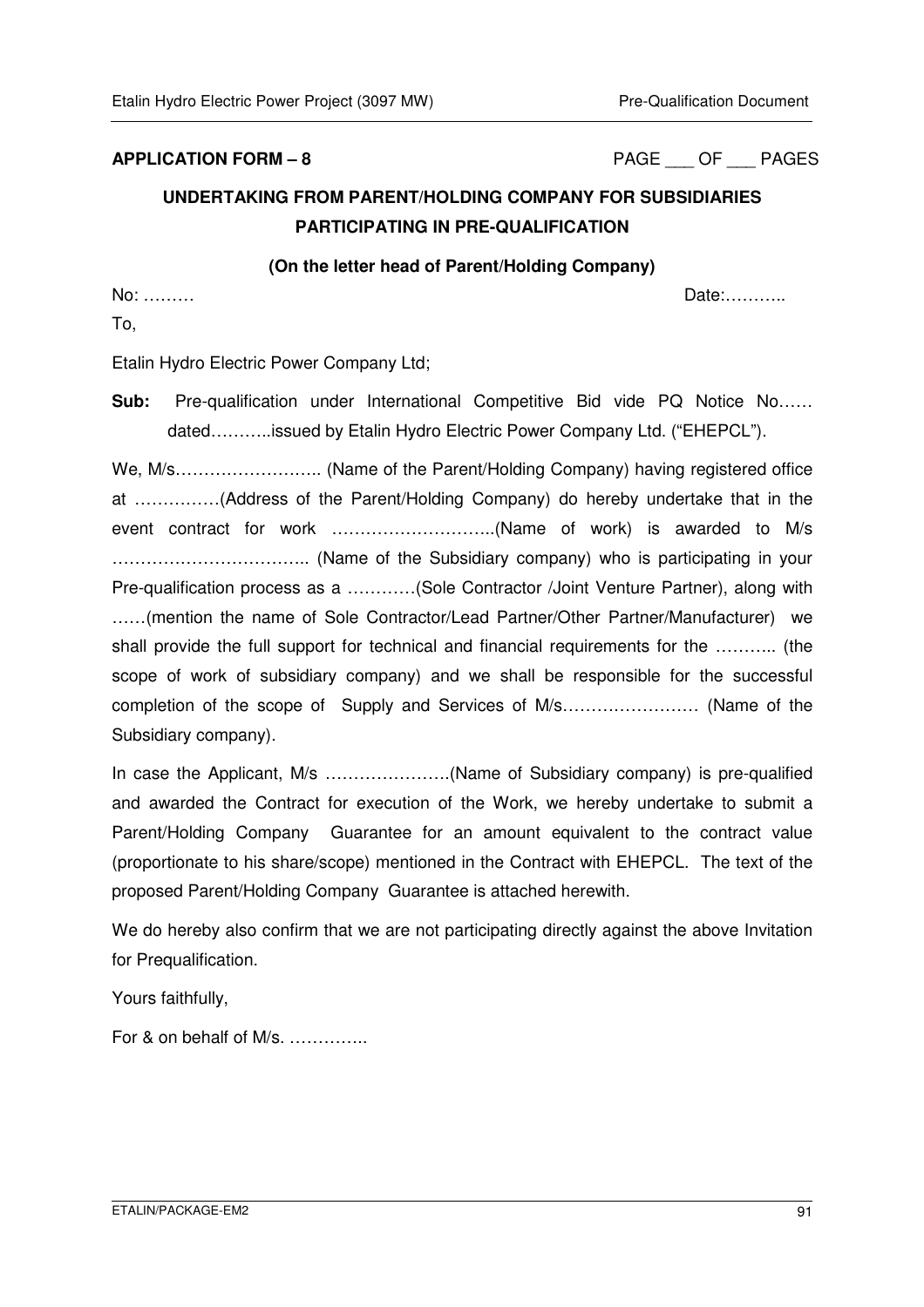**APPLICATION FORM – 8** PAGE ___ OF ___ PAGES

## UNDERTAKING FROM PARENT/HOLDING COMPANY FOR SUBSIDIARIES PARTICIPATING IN PRE-QUALIFICATION

**(On the letter head of Parent/Holding Company)**

No: ……… Date:………..

To,

Etalin Hydro Electric Power Company Ltd;

**Sub:** Pre-qualification under International Competitive Bid vide PQ Notice No…… dated………..issued by Etalin Hydro Electric Power Company Ltd. ("EHEPCL").

We, M/s…………………….. (Name of the Parent/Holding Company) having registered office at ……………(Address of the Parent/Holding Company) do hereby undertake that in the event contract for work ………………………..(Name of work) is awarded to M/s …………………………….. (Name of the Subsidiary company) who is participating in your Pre-qualification process as a …………(Sole Contractor /Joint Venture Partner), along with ……(mention the name of Sole Contractor/Lead Partner/Other Partner/Manufacturer) we shall provide the full support for technical and financial requirements for the ……….. (the scope of work of subsidiary company) and we shall be responsible for the successful completion of the scope of Supply and Services of M/s…………………… (Name of the Subsidiary company).

In case the Applicant, M/s ………………….(Name of Subsidiary company) is pre-qualified and awarded the Contract for execution of the Work, we hereby undertake to submit a Parent/Holding Company Guarantee for an amount equivalent to the contract value (proportionate to his share/scope) mentioned in the Contract with EHEPCL. The text of the proposed Parent/Holding Company Guarantee is attached herewith.

We do hereby also confirm that we are not participating directly against the above Invitation for Prequalification.

Yours faithfully,

For & on behalf of M/s. …………..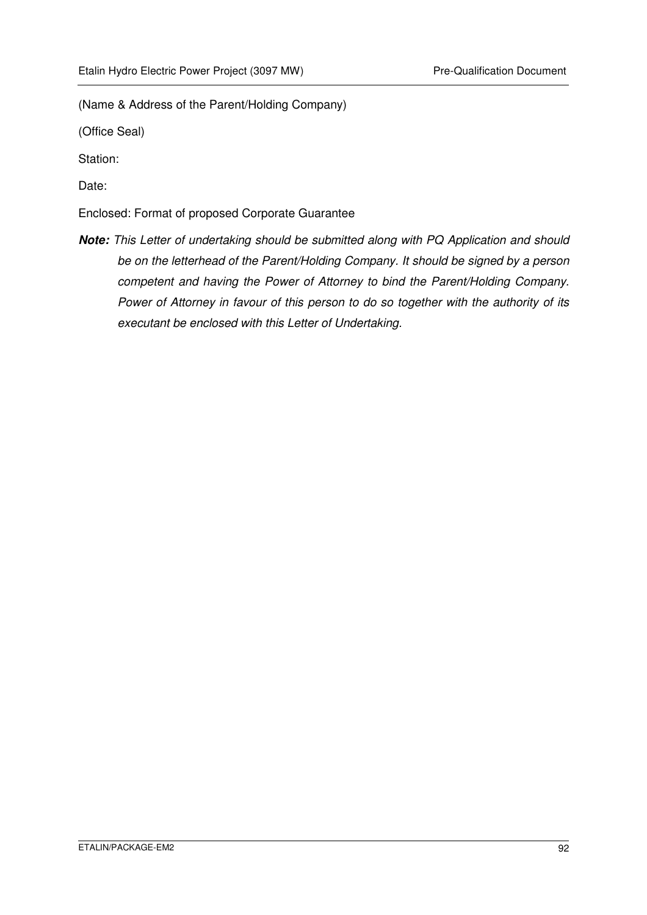(Name & Address of the Parent/Holding Company)

(Office Seal)

Station:

Date:

Enclosed: Format of proposed Corporate Guarantee

***Note:*** *This Letter of undertaking should be submitted along with PQ Application and should be on the letterhead of the Parent/Holding Company. It should be signed by a person competent and having the Power of Attorney to bind the Parent/Holding Company. Power of Attorney in favour of this person to do so together with the authority of its executant be enclosed with this Letter of Undertaking.*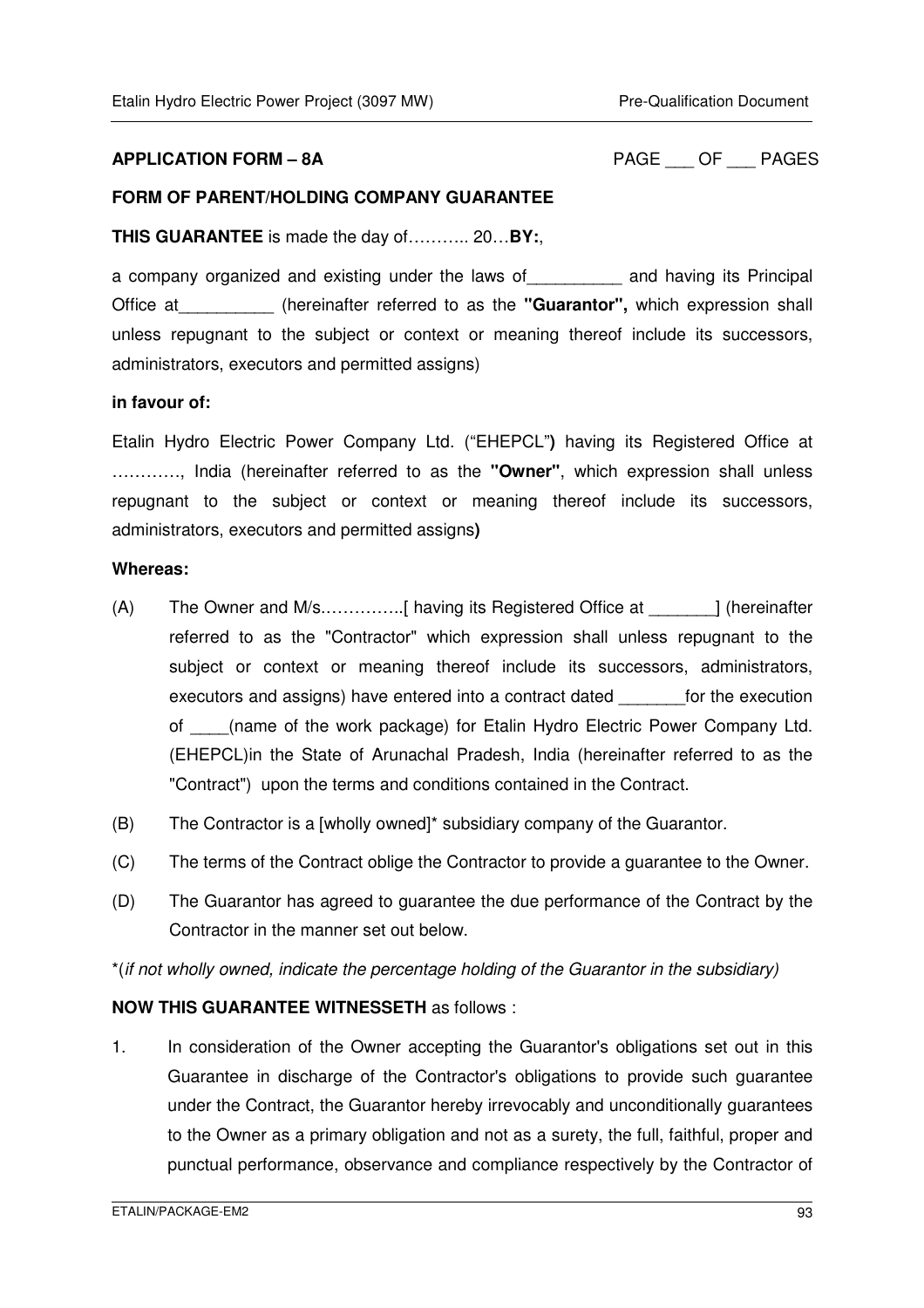**APPLICATION FORM – 8A** PAGE ___ OF ___ PAGES

**FORM OF PARENT/HOLDING COMPANY GUARANTEE**

**THIS GUARANTEE** is made the day of……….. 20…**BY:**,

a company organized and existing under the laws of__________ and having its Principal Office at__________ (hereinafter referred to as the **"Guarantor",** which expression shall unless repugnant to the subject or context or meaning thereof include its successors, administrators, executors and permitted assigns)

**in favour of:**

Etalin Hydro Electric Power Company Ltd. ("EHEPCL"**)** having its Registered Office at …………, India (hereinafter referred to as the **"Owner"**, which expression shall unless repugnant to the subject or context or meaning thereof include its successors, administrators, executors and permitted assigns**)**

**Whereas:**

(A) The Owner and M/s.…………..[ having its Registered Office at _______] (hereinafter referred to as the "Contractor" which expression shall unless repugnant to the subject or context or meaning thereof include its successors, administrators, executors and assigns) have entered into a contract dated _______for the execution of ____(name of the work package) for Etalin Hydro Electric Power Company Ltd. (EHEPCL)in the State of Arunachal Pradesh, India (hereinafter referred to as the "Contract") upon the terms and conditions contained in the Contract.

(B) The Contractor is a [wholly owned]* subsidiary company of the Guarantor.

(C) The terms of the Contract oblige the Contractor to provide a guarantee to the Owner.

(D) The Guarantor has agreed to guarantee the due performance of the Contract by the Contractor in the manner set out below.

*(*if not wholly owned, indicate the percentage holding of the Guarantor in the subsidiary)*

**NOW THIS GUARANTEE WITNESSETH** as follows :

1. In consideration of the Owner accepting the Guarantor's obligations set out in this Guarantee in discharge of the Contractor's obligations to provide such guarantee under the Contract, the Guarantor hereby irrevocably and unconditionally guarantees to the Owner as a primary obligation and not as a surety, the full, faithful, proper and punctual performance, observance and compliance respectively by the Contractor of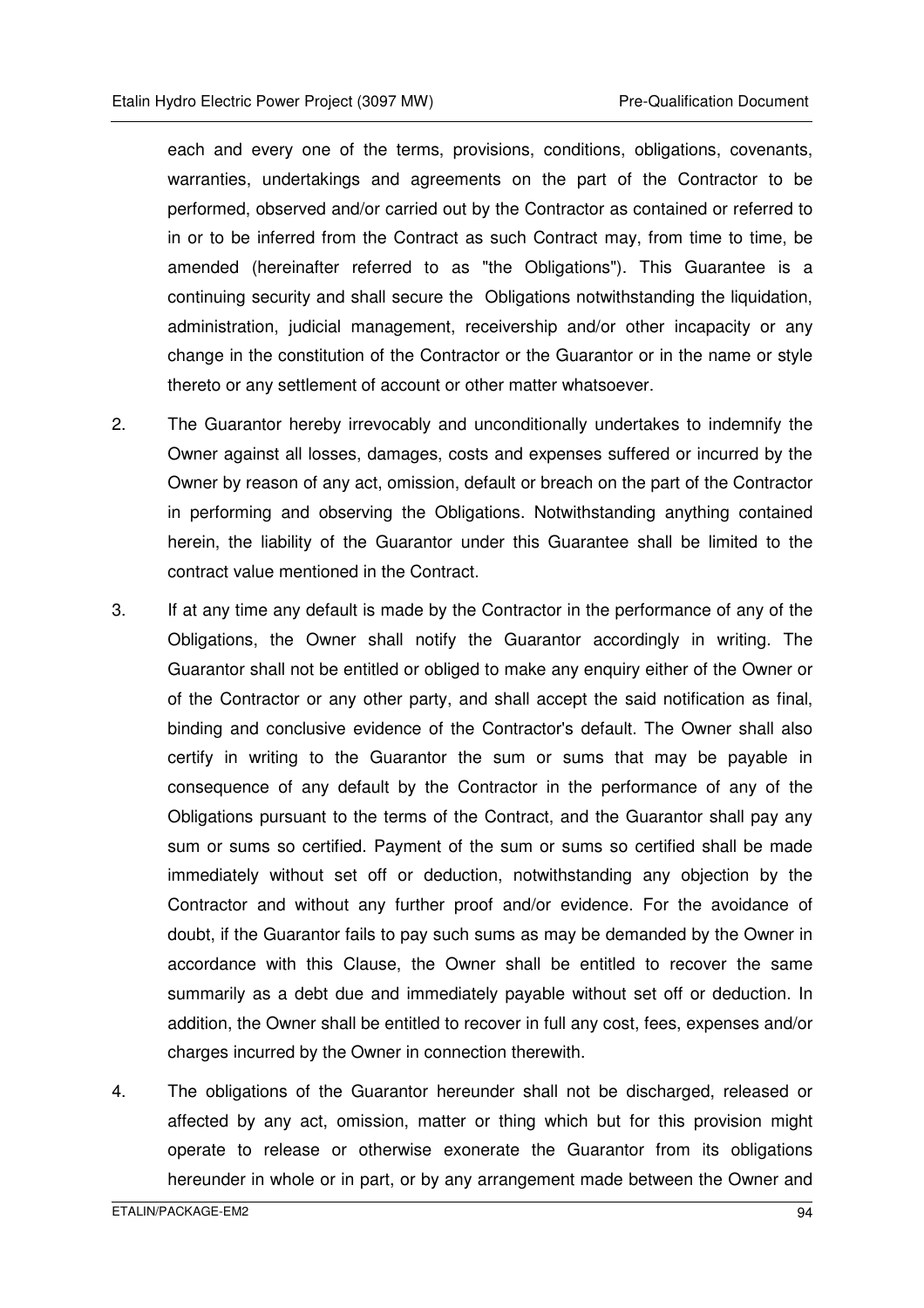each and every one of the terms, provisions, conditions, obligations, covenants, warranties, undertakings and agreements on the part of the Contractor to be performed, observed and/or carried out by the Contractor as contained or referred to in or to be inferred from the Contract as such Contract may, from time to time, be amended (hereinafter referred to as "the Obligations"). This Guarantee is a continuing security and shall secure the Obligations notwithstanding the liquidation, administration, judicial management, receivership and/or other incapacity or any change in the constitution of the Contractor or the Guarantor or in the name or style thereto or any settlement of account or other matter whatsoever.

2. The Guarantor hereby irrevocably and unconditionally undertakes to indemnify the Owner against all losses, damages, costs and expenses suffered or incurred by the Owner by reason of any act, omission, default or breach on the part of the Contractor in performing and observing the Obligations. Notwithstanding anything contained herein, the liability of the Guarantor under this Guarantee shall be limited to the contract value mentioned in the Contract.

3. If at any time any default is made by the Contractor in the performance of any of the Obligations, the Owner shall notify the Guarantor accordingly in writing. The Guarantor shall not be entitled or obliged to make any enquiry either of the Owner or of the Contractor or any other party, and shall accept the said notification as final, binding and conclusive evidence of the Contractor's default. The Owner shall also certify in writing to the Guarantor the sum or sums that may be payable in consequence of any default by the Contractor in the performance of any of the Obligations pursuant to the terms of the Contract, and the Guarantor shall pay any sum or sums so certified. Payment of the sum or sums so certified shall be made immediately without set off or deduction, notwithstanding any objection by the Contractor and without any further proof and/or evidence. For the avoidance of doubt, if the Guarantor fails to pay such sums as may be demanded by the Owner in accordance with this Clause, the Owner shall be entitled to recover the same summarily as a debt due and immediately payable without set off or deduction. In addition, the Owner shall be entitled to recover in full any cost, fees, expenses and/or charges incurred by the Owner in connection therewith.

4. The obligations of the Guarantor hereunder shall not be discharged, released or affected by any act, omission, matter or thing which but for this provision might operate to release or otherwise exonerate the Guarantor from its obligations hereunder in whole or in part, or by any arrangement made between the Owner and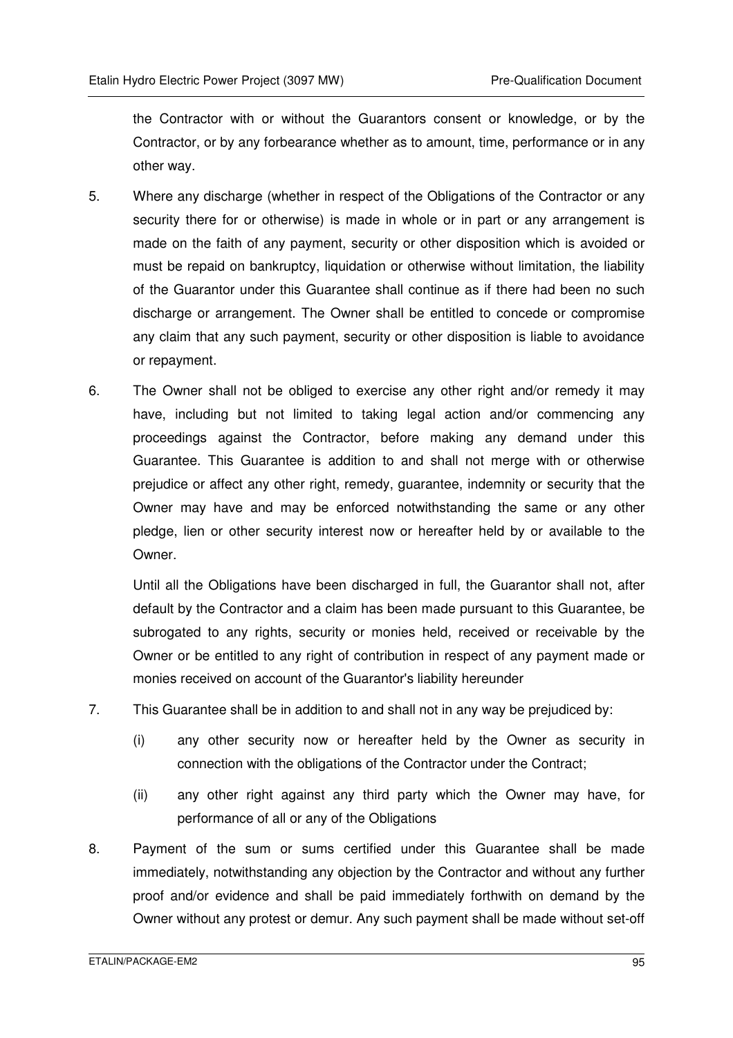the Contractor with or without the Guarantors consent or knowledge, or by the Contractor, or by any forbearance whether as to amount, time, performance or in any other way.

5. Where any discharge (whether in respect of the Obligations of the Contractor or any security there for or otherwise) is made in whole or in part or any arrangement is made on the faith of any payment, security or other disposition which is avoided or must be repaid on bankruptcy, liquidation or otherwise without limitation, the liability of the Guarantor under this Guarantee shall continue as if there had been no such discharge or arrangement. The Owner shall be entitled to concede or compromise any claim that any such payment, security or other disposition is liable to avoidance or repayment.

6. The Owner shall not be obliged to exercise any other right and/or remedy it may have, including but not limited to taking legal action and/or commencing any proceedings against the Contractor, before making any demand under this Guarantee. This Guarantee is addition to and shall not merge with or otherwise prejudice or affect any other right, remedy, guarantee, indemnity or security that the Owner may have and may be enforced notwithstanding the same or any other pledge, lien or other security interest now or hereafter held by or available to the Owner.

   Until all the Obligations have been discharged in full, the Guarantor shall not, after default by the Contractor and a claim has been made pursuant to this Guarantee, be subrogated to any rights, security or monies held, received or receivable by the Owner or be entitled to any right of contribution in respect of any payment made or monies received on account of the Guarantor's liability hereunder

7. This Guarantee shall be in addition to and shall not in any way be prejudiced by:

   (i) any other security now or hereafter held by the Owner as security in connection with the obligations of the Contractor under the Contract;

   (ii) any other right against any third party which the Owner may have, for performance of all or any of the Obligations

8. Payment of the sum or sums certified under this Guarantee shall be made immediately, notwithstanding any objection by the Contractor and without any further proof and/or evidence and shall be paid immediately forthwith on demand by the Owner without any protest or demur. Any such payment shall be made without set-off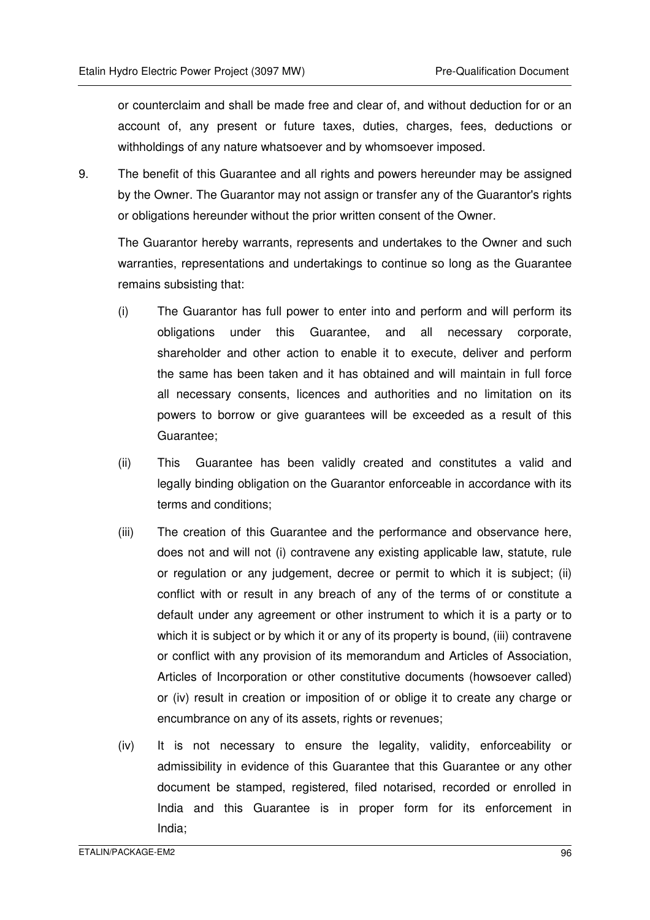or counterclaim and shall be made free and clear of, and without deduction for or an account of, any present or future taxes, duties, charges, fees, deductions or withholdings of any nature whatsoever and by whomsoever imposed.

9. The benefit of this Guarantee and all rights and powers hereunder may be assigned by the Owner. The Guarantor may not assign or transfer any of the Guarantor's rights or obligations hereunder without the prior written consent of the Owner.

   The Guarantor hereby warrants, represents and undertakes to the Owner and such warranties, representations and undertakings to continue so long as the Guarantee remains subsisting that:

   (i) The Guarantor has full power to enter into and perform and will perform its obligations under this Guarantee, and all necessary corporate, shareholder and other action to enable it to execute, deliver and perform the same has been taken and it has obtained and will maintain in full force all necessary consents, licences and authorities and no limitation on its powers to borrow or give guarantees will be exceeded as a result of this Guarantee;

   (ii) This Guarantee has been validly created and constitutes a valid and legally binding obligation on the Guarantor enforceable in accordance with its terms and conditions;

   (iii) The creation of this Guarantee and the performance and observance here, does not and will not (i) contravene any existing applicable law, statute, rule or regulation or any judgement, decree or permit to which it is subject; (ii) conflict with or result in any breach of any of the terms of or constitute a default under any agreement or other instrument to which it is a party or to which it is subject or by which it or any of its property is bound, (iii) contravene or conflict with any provision of its memorandum and Articles of Association, Articles of Incorporation or other constitutive documents (howsoever called) or (iv) result in creation or imposition of or oblige it to create any charge or encumbrance on any of its assets, rights or revenues;

   (iv) It is not necessary to ensure the legality, validity, enforceability or admissibility in evidence of this Guarantee that this Guarantee or any other document be stamped, registered, filed notarised, recorded or enrolled in India and this Guarantee is in proper form for its enforcement in India;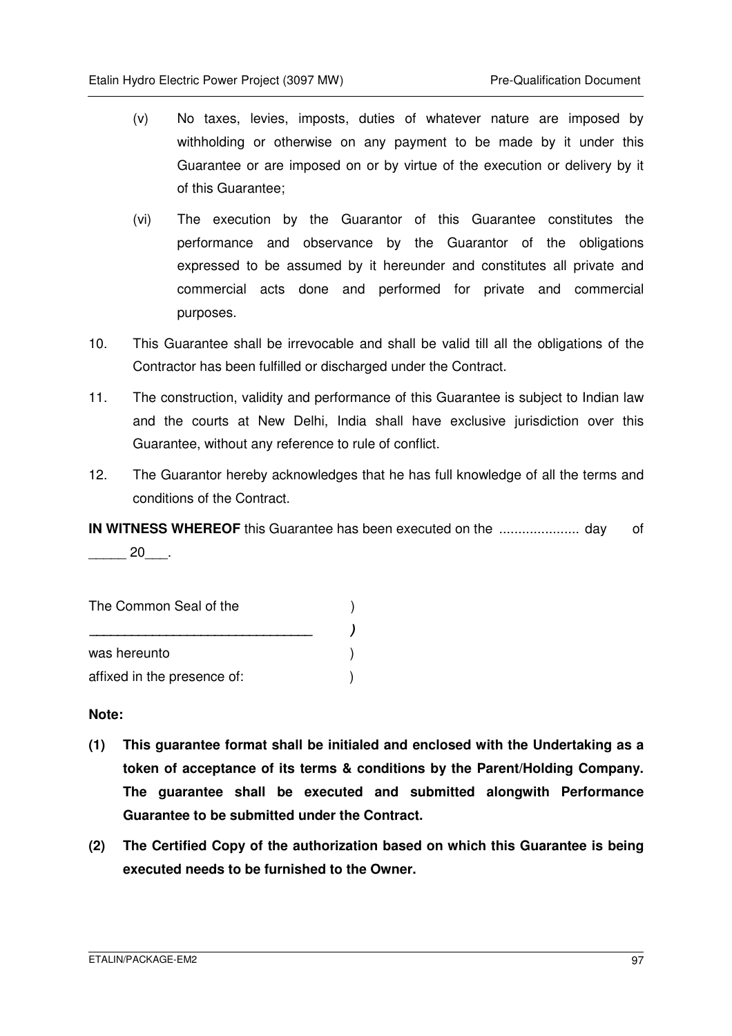(v) No taxes, levies, imposts, duties of whatever nature are imposed by withholding or otherwise on any payment to be made by it under this Guarantee or are imposed on or by virtue of the execution or delivery by it of this Guarantee;

(vi) The execution by the Guarantor of this Guarantee constitutes the performance and observance by the Guarantor of the obligations expressed to be assumed by it hereunder and constitutes all private and commercial acts done and performed for private and commercial purposes.

10. This Guarantee shall be irrevocable and shall be valid till all the obligations of the Contractor has been fulfilled or discharged under the Contract.

11. The construction, validity and performance of this Guarantee is subject to Indian law and the courts at New Delhi, India shall have exclusive jurisdiction over this Guarantee, without any reference to rule of conflict.

12. The Guarantor hereby acknowledges that he has full knowledge of all the terms and conditions of the Contract.

**IN WITNESS WHEREOF** this Guarantee has been executed on the ..................... day of _____ 20___.

The Common Seal of the )
______________________________ )
was hereunto )
affixed in the presence of: )

**Note:**

**(1) This guarantee format shall be initialed and enclosed with the Undertaking as a token of acceptance of its terms & conditions by the Parent/Holding Company. The guarantee shall be executed and submitted alongwith Performance Guarantee to be submitted under the Contract.**

**(2) The Certified Copy of the authorization based on which this Guarantee is being executed needs to be furnished to the Owner.**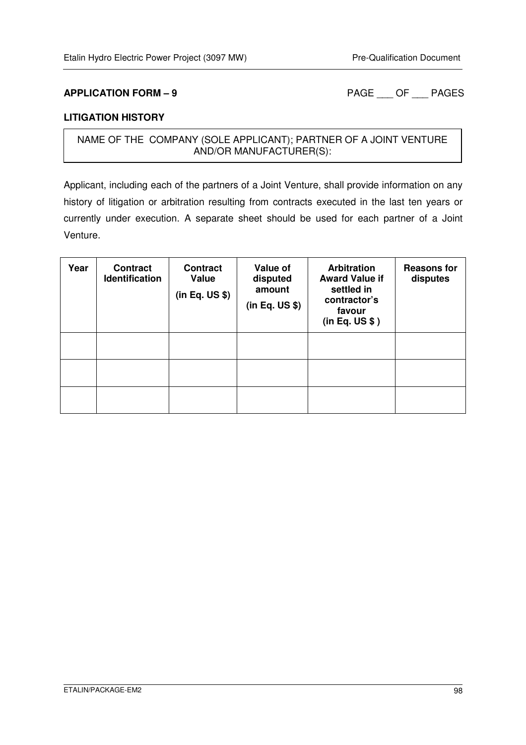**APPLICATION FORM – 9** PAGE ___ OF ___ PAGES

**LITIGATION HISTORY**

NAME OF THE COMPANY (SOLE APPLICANT); PARTNER OF A JOINT VENTURE AND/OR MANUFACTURER(S):

Applicant, including each of the partners of a Joint Venture, shall provide information on any history of litigation or arbitration resulting from contracts executed in the last ten years or currently under execution. A separate sheet should be used for each partner of a Joint Venture.

| Year | Contract Identification | Contract Value (in Eq. US $) | Value of disputed amount (in Eq. US $) | Arbitration Award Value if settled in contractor's favour (in Eq. US $ ) | Reasons for disputes |
|---|---|---|---|---|---|
| | | | | | |
| | | | | | |
| | | | | | |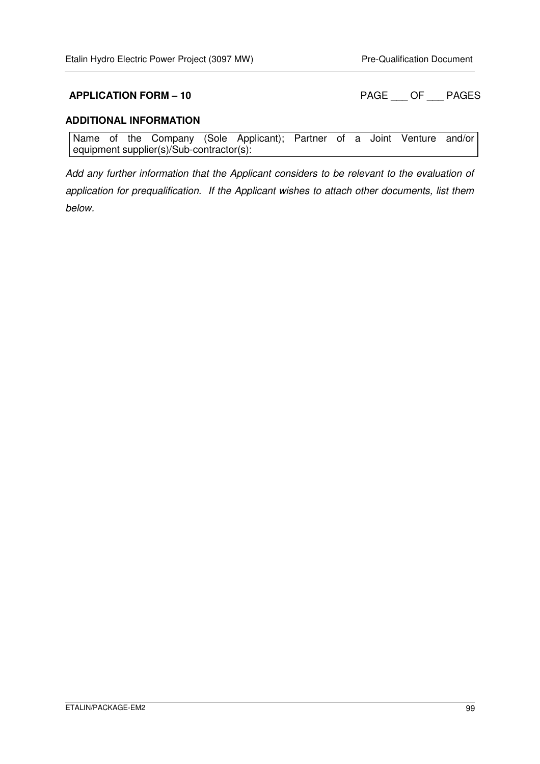**APPLICATION FORM – 10** PAGE ___ OF ___ PAGES

**ADDITIONAL INFORMATION**

| Name of the Company (Sole Applicant); Partner of a Joint Venture and/or equipment supplier(s)/Sub-contractor(s): |
|---|

*Add any further information that the Applicant considers to be relevant to the evaluation of application for prequalification. If the Applicant wishes to attach other documents, list them below.*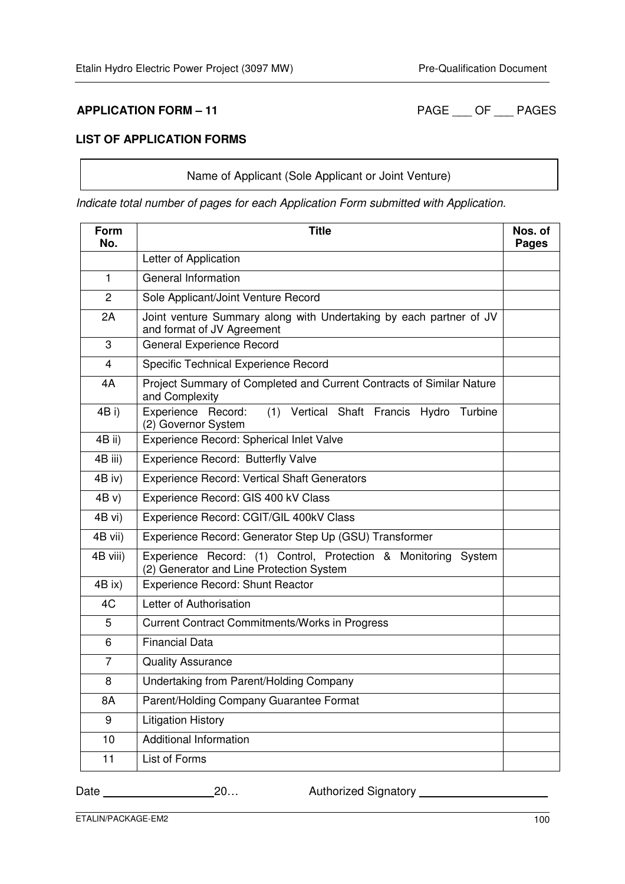**APPLICATION FORM – 11** PAGE ___ OF ___ PAGES

**LIST OF APPLICATION FORMS**

| Name of Applicant (Sole Applicant or Joint Venture) |
|---|

*Indicate total number of pages for each Application Form submitted with Application.*

| Form No. | Title | Nos. of Pages |
|---|---|---|
| | Letter of Application | |
| 1 | General Information | |
| 2 | Sole Applicant/Joint Venture Record | |
| 2A | Joint venture Summary along with Undertaking by each partner of JV and format of JV Agreement | |
| 3 | General Experience Record | |
| 4 | Specific Technical Experience Record | |
| 4A | Project Summary of Completed and Current Contracts of Similar Nature and Complexity | |
| 4B i) | Experience Record: (1) Vertical Shaft Francis Hydro Turbine (2) Governor System | |
| 4B ii) | Experience Record: Spherical Inlet Valve | |
| 4B iii) | Experience Record: Butterfly Valve | |
| 4B iv) | Experience Record: Vertical Shaft Generators | |
| 4B v) | Experience Record: GIS 400 kV Class | |
| 4B vi) | Experience Record: CGIT/GIL 400kV Class | |
| 4B vii) | Experience Record: Generator Step Up (GSU) Transformer | |
| 4B viii) | Experience Record: (1) Control, Protection & Monitoring System (2) Generator and Line Protection System | |
| 4B ix) | Experience Record: Shunt Reactor | |
| 4C | Letter of Authorisation | |
| 5 | Current Contract Commitments/Works in Progress | |
| 6 | Financial Data | |
| 7 | Quality Assurance | |
| 8 | Undertaking from Parent/Holding Company | |
| 8A | Parent/Holding Company Guarantee Format | |
| 9 | Litigation History | |
| 10 | Additional Information | |
| 11 | List of Forms | |

Date ________________ 20… Authorized Signatory ____________________